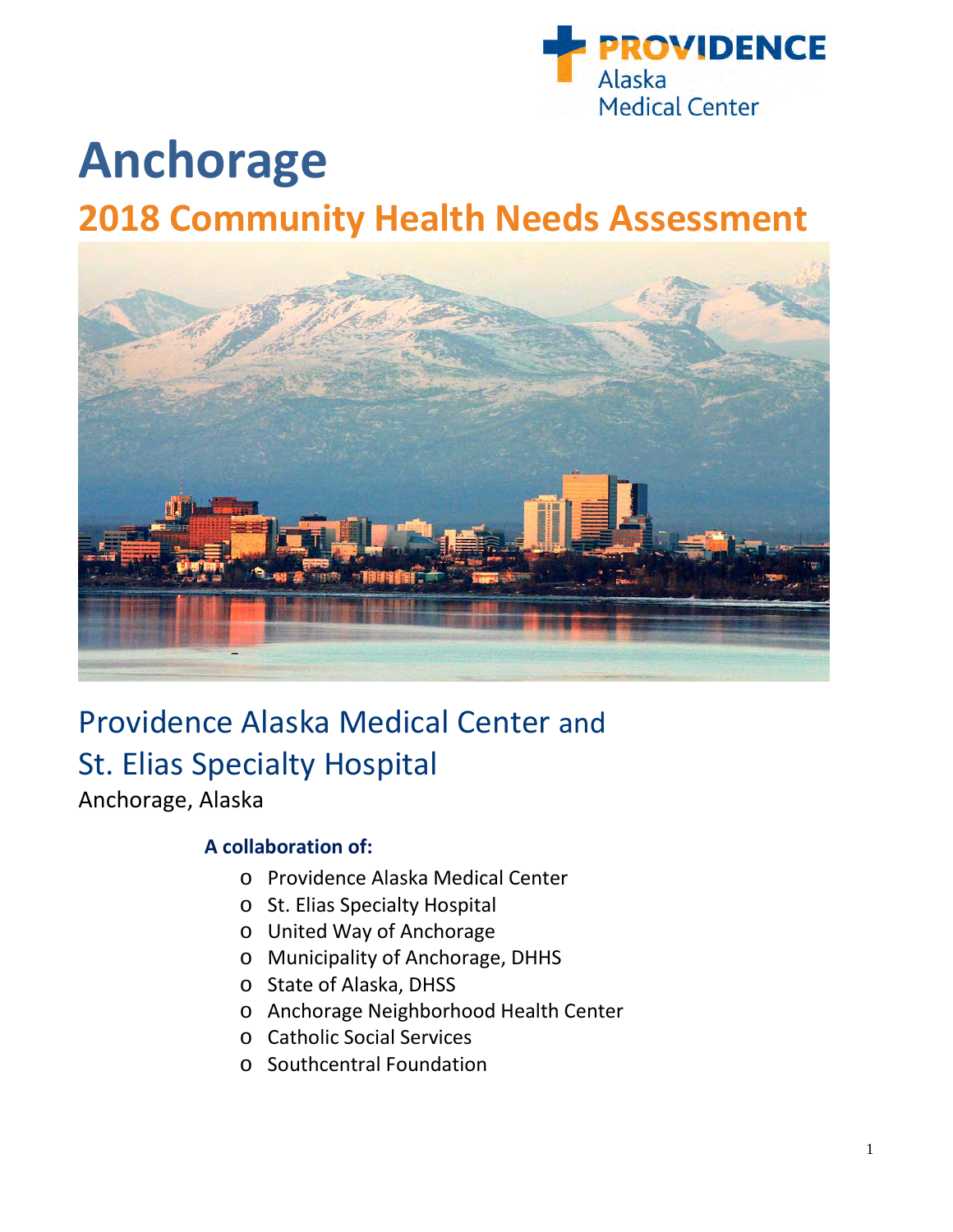PROVIDENCE Alaska Medical Center

# Anchorage

## 2018 Community Health Needs Assessment

Providence Alaska Medical Center and
St. Elias Specialty Hospital

Anchorage, Alaska

**A collaboration of:**

- Providence Alaska Medical Center
- St. Elias Specialty Hospital
- United Way of Anchorage
- Municipality of Anchorage, DHHS
- State of Alaska, DHSS
- Anchorage Neighborhood Health Center
- Catholic Social Services
- Southcentral Foundation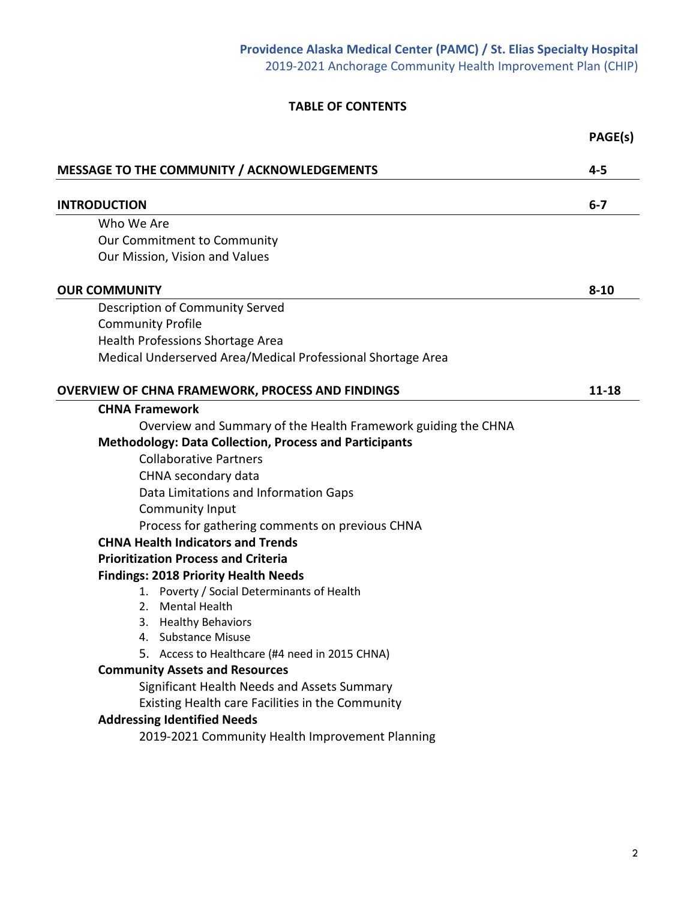# TABLE OF CONTENTS

| | PAGE(s) |
|---|---|
| **MESSAGE TO THE COMMUNITY / ACKNOWLEDGEMENTS** | **4-5** |
| **INTRODUCTION** | **6-7** |
| Who We Are | |
| Our Commitment to Community | |
| Our Mission, Vision and Values | |
| **OUR COMMUNITY** | **8-10** |
| Description of Community Served | |
| Community Profile | |
| Health Professions Shortage Area | |
| Medical Underserved Area/Medical Professional Shortage Area | |
| **OVERVIEW OF CHNA FRAMEWORK, PROCESS AND FINDINGS** | **11-18** |
| **CHNA Framework** | |
| Overview and Summary of the Health Framework guiding the CHNA | |
| **Methodology: Data Collection, Process and Participants** | |
| Collaborative Partners | |
| CHNA secondary data | |
| Data Limitations and Information Gaps | |
| Community Input | |
| Process for gathering comments on previous CHNA | |
| **CHNA Health Indicators and Trends** | |
| **Prioritization Process and Criteria** | |
| **Findings: 2018 Priority Health Needs** | |
| 1. Poverty / Social Determinants of Health | |
| 2. Mental Health | |
| 3. Healthy Behaviors | |
| 4. Substance Misuse | |
| 5. Access to Healthcare (#4 need in 2015 CHNA) | |
| **Community Assets and Resources** | |
| Significant Health Needs and Assets Summary | |
| Existing Health care Facilities in the Community | |
| **Addressing Identified Needs** | |
| 2019-2021 Community Health Improvement Planning | |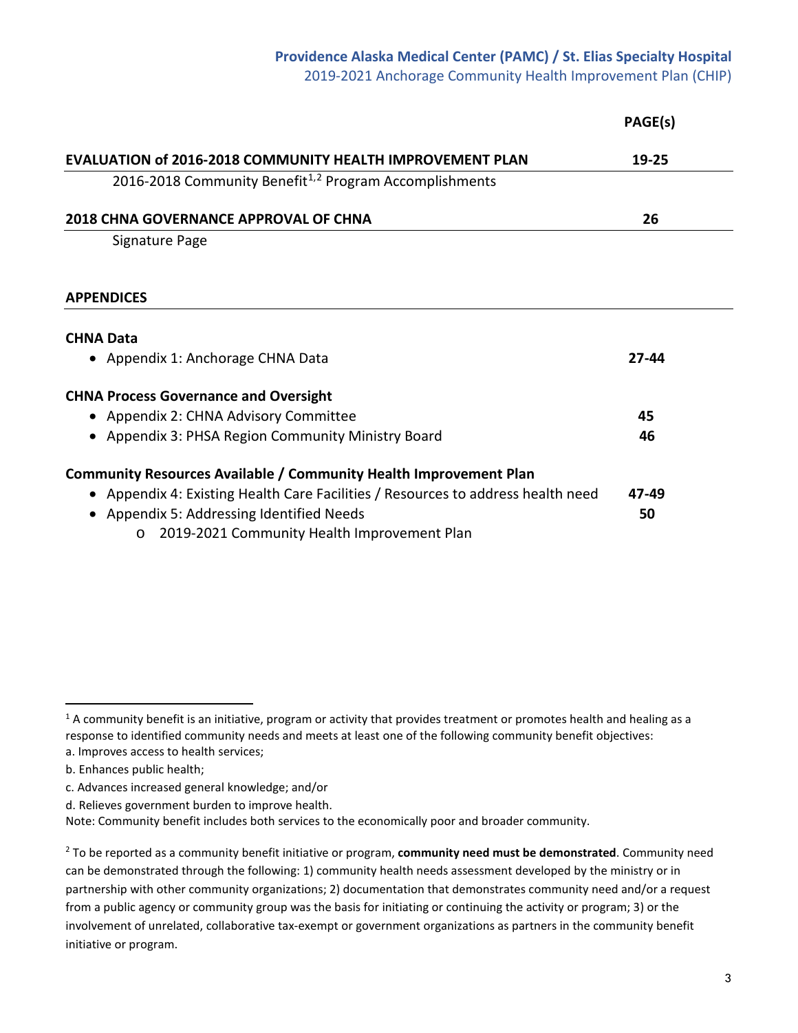| | PAGE(s) |
|---|---|
| **EVALUATION of 2016-2018 COMMUNITY HEALTH IMPROVEMENT PLAN** | **19-25** |
| 2016-2018 Community Benefit[1,2] Program Accomplishments | |
| **2018 CHNA GOVERNANCE APPROVAL OF CHNA** | **26** |
| Signature Page | |

**APPENDICES**

| | |
|---|---|
| **CHNA Data** | |
| • Appendix 1: Anchorage CHNA Data | **27-44** |
| **CHNA Process Governance and Oversight** | |
| • Appendix 2: CHNA Advisory Committee | **45** |
| • Appendix 3: PHSA Region Community Ministry Board | **46** |
| **Community Resources Available / Community Health Improvement Plan** | |
| • Appendix 4: Existing Health Care Facilities / Resources to address health need | **47-49** |
| • Appendix 5: Addressing Identified Needs | **50** |
| o 2019-2021 Community Health Improvement Plan | |

---

[1] A community benefit is an initiative, program or activity that provides treatment or promotes health and healing as a response to identified community needs and meets at least one of the following community benefit objectives:
a. Improves access to health services;
b. Enhances public health;
c. Advances increased general knowledge; and/or
d. Relieves government burden to improve health.
Note: Community benefit includes both services to the economically poor and broader community.

[2] To be reported as a community benefit initiative or program, **community need must be demonstrated**. Community need can be demonstrated through the following: 1) community health needs assessment developed by the ministry or in partnership with other community organizations; 2) documentation that demonstrates community need and/or a request from a public agency or community group was the basis for initiating or continuing the activity or program; 3) or the involvement of unrelated, collaborative tax-exempt or government organizations as partners in the community benefit initiative or program.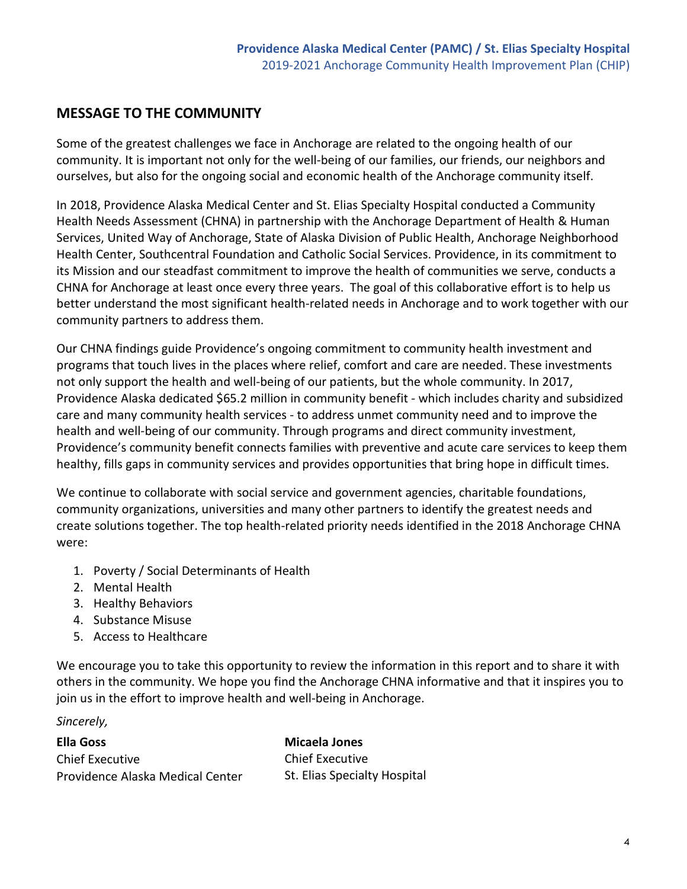## MESSAGE TO THE COMMUNITY

Some of the greatest challenges we face in Anchorage are related to the ongoing health of our community. It is important not only for the well-being of our families, our friends, our neighbors and ourselves, but also for the ongoing social and economic health of the Anchorage community itself.

In 2018, Providence Alaska Medical Center and St. Elias Specialty Hospital conducted a Community Health Needs Assessment (CHNA) in partnership with the Anchorage Department of Health & Human Services, United Way of Anchorage, State of Alaska Division of Public Health, Anchorage Neighborhood Health Center, Southcentral Foundation and Catholic Social Services. Providence, in its commitment to its Mission and our steadfast commitment to improve the health of communities we serve, conducts a CHNA for Anchorage at least once every three years. The goal of this collaborative effort is to help us better understand the most significant health-related needs in Anchorage and to work together with our community partners to address them.

Our CHNA findings guide Providence's ongoing commitment to community health investment and programs that touch lives in the places where relief, comfort and care are needed. These investments not only support the health and well-being of our patients, but the whole community. In 2017, Providence Alaska dedicated $65.2 million in community benefit - which includes charity and subsidized care and many community health services - to address unmet community need and to improve the health and well-being of our community. Through programs and direct community investment, Providence's community benefit connects families with preventive and acute care services to keep them healthy, fills gaps in community services and provides opportunities that bring hope in difficult times.

We continue to collaborate with social service and government agencies, charitable foundations, community organizations, universities and many other partners to identify the greatest needs and create solutions together. The top health-related priority needs identified in the 2018 Anchorage CHNA were:

1. Poverty / Social Determinants of Health
2. Mental Health
3. Healthy Behaviors
4. Substance Misuse
5. Access to Healthcare

We encourage you to take this opportunity to review the information in this report and to share it with others in the community. We hope you find the Anchorage CHNA informative and that it inspires you to join us in the effort to improve health and well-being in Anchorage.

*Sincerely,*

**Ella Goss**
Chief Executive
Providence Alaska Medical Center

**Micaela Jones**
Chief Executive
St. Elias Specialty Hospital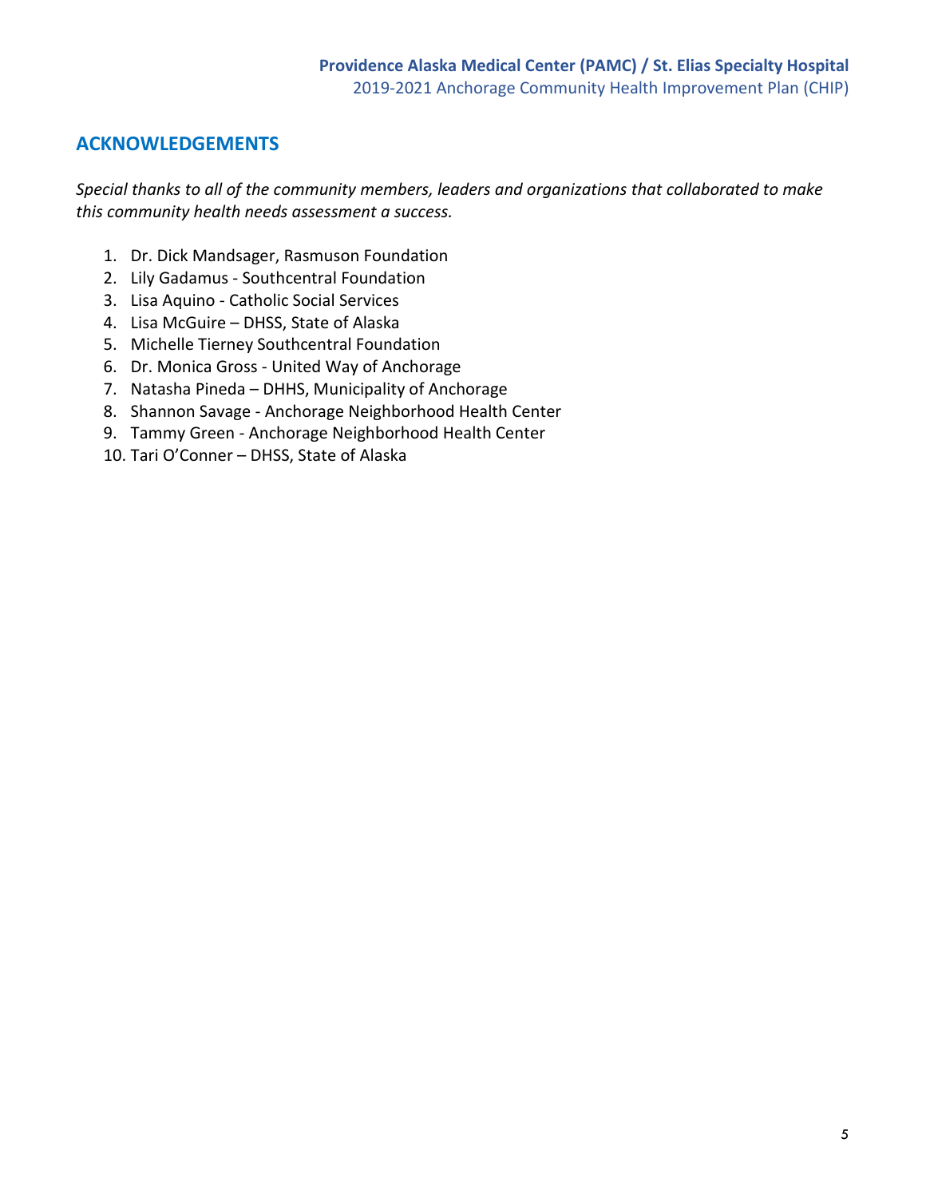## ACKNOWLEDGEMENTS

*Special thanks to all of the community members, leaders and organizations that collaborated to make this community health needs assessment a success.*

1. Dr. Dick Mandsager, Rasmuson Foundation
2. Lily Gadamus - Southcentral Foundation
3. Lisa Aquino - Catholic Social Services
4. Lisa McGuire – DHSS, State of Alaska
5. Michelle Tierney Southcentral Foundation
6. Dr. Monica Gross - United Way of Anchorage
7. Natasha Pineda – DHHS, Municipality of Anchorage
8. Shannon Savage - Anchorage Neighborhood Health Center
9. Tammy Green - Anchorage Neighborhood Health Center
10. Tari O'Conner – DHSS, State of Alaska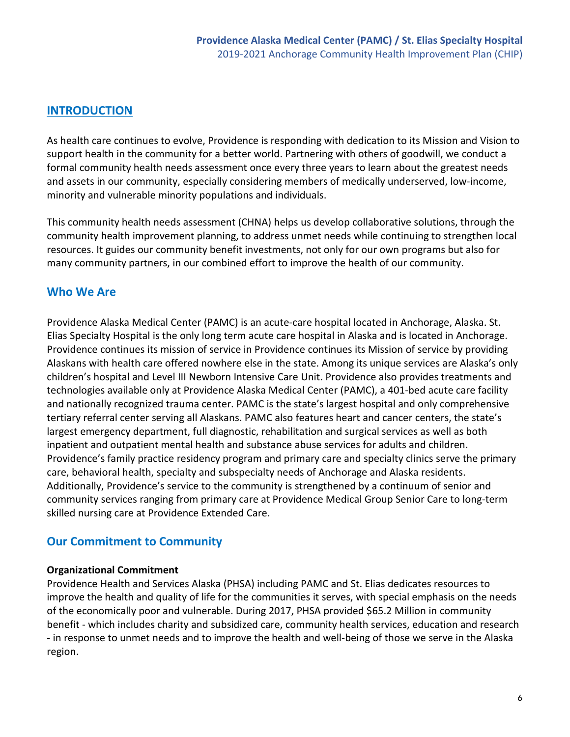## INTRODUCTION

As health care continues to evolve, Providence is responding with dedication to its Mission and Vision to support health in the community for a better world. Partnering with others of goodwill, we conduct a formal community health needs assessment once every three years to learn about the greatest needs and assets in our community, especially considering members of medically underserved, low-income, minority and vulnerable minority populations and individuals.

This community health needs assessment (CHNA) helps us develop collaborative solutions, through the community health improvement planning, to address unmet needs while continuing to strengthen local resources. It guides our community benefit investments, not only for our own programs but also for many community partners, in our combined effort to improve the health of our community.

## Who We Are

Providence Alaska Medical Center (PAMC) is an acute-care hospital located in Anchorage, Alaska. St. Elias Specialty Hospital is the only long term acute care hospital in Alaska and is located in Anchorage. Providence continues its mission of service in Providence continues its Mission of service by providing Alaskans with health care offered nowhere else in the state. Among its unique services are Alaska's only children's hospital and Level III Newborn Intensive Care Unit. Providence also provides treatments and technologies available only at Providence Alaska Medical Center (PAMC), a 401-bed acute care facility and nationally recognized trauma center. PAMC is the state's largest hospital and only comprehensive tertiary referral center serving all Alaskans. PAMC also features heart and cancer centers, the state's largest emergency department, full diagnostic, rehabilitation and surgical services as well as both inpatient and outpatient mental health and substance abuse services for adults and children. Providence's family practice residency program and primary care and specialty clinics serve the primary care, behavioral health, specialty and subspecialty needs of Anchorage and Alaska residents. Additionally, Providence's service to the community is strengthened by a continuum of senior and community services ranging from primary care at Providence Medical Group Senior Care to long-term skilled nursing care at Providence Extended Care.

## Our Commitment to Community

**Organizational Commitment**

Providence Health and Services Alaska (PHSA) including PAMC and St. Elias dedicates resources to improve the health and quality of life for the communities it serves, with special emphasis on the needs of the economically poor and vulnerable. During 2017, PHSA provided $65.2 Million in community benefit - which includes charity and subsidized care, community health services, education and research - in response to unmet needs and to improve the health and well-being of those we serve in the Alaska region.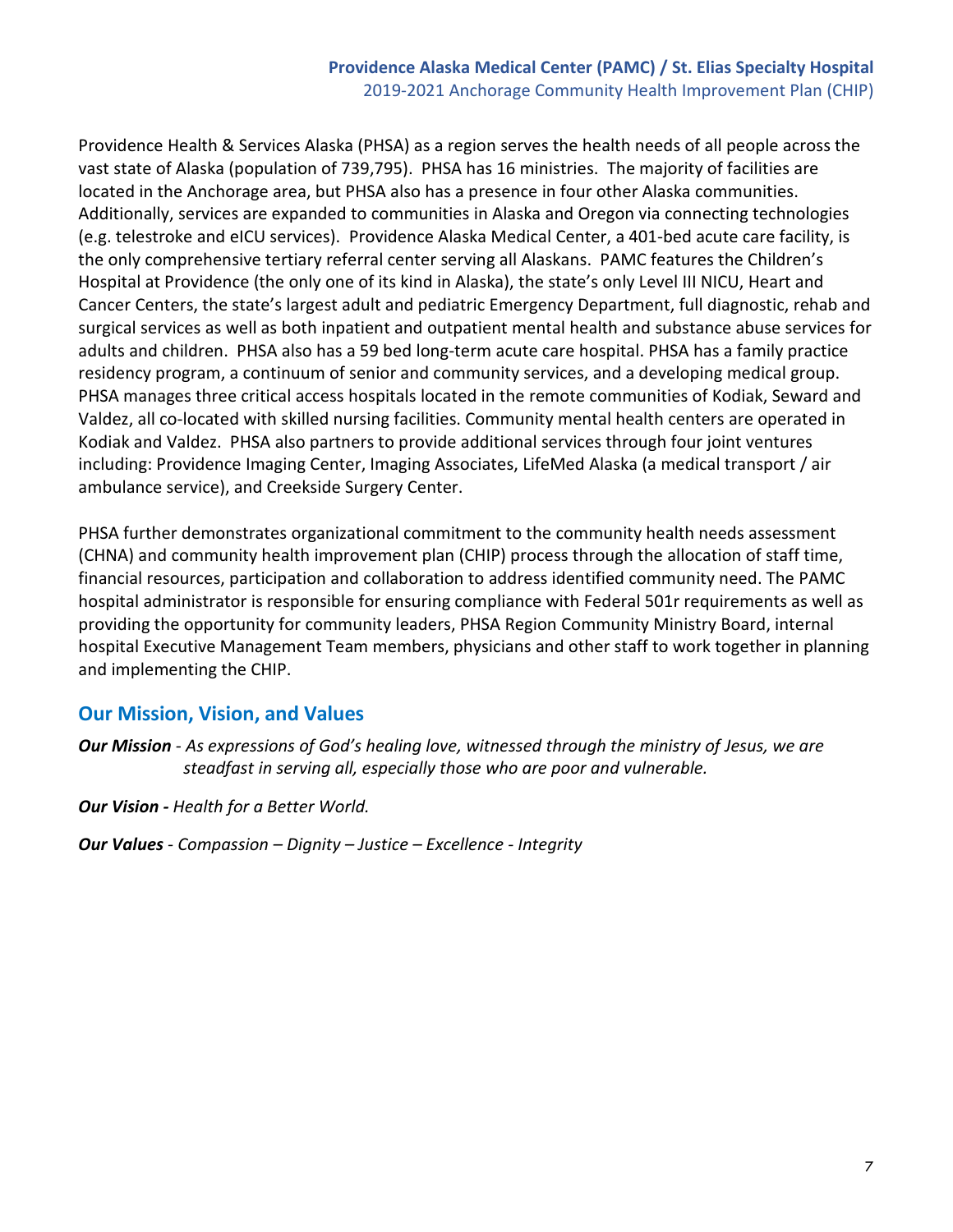Providence Health & Services Alaska (PHSA) as a region serves the health needs of all people across the vast state of Alaska (population of 739,795). PHSA has 16 ministries. The majority of facilities are located in the Anchorage area, but PHSA also has a presence in four other Alaska communities. Additionally, services are expanded to communities in Alaska and Oregon via connecting technologies (e.g. telestroke and eICU services). Providence Alaska Medical Center, a 401-bed acute care facility, is the only comprehensive tertiary referral center serving all Alaskans. PAMC features the Children's Hospital at Providence (the only one of its kind in Alaska), the state's only Level III NICU, Heart and Cancer Centers, the state's largest adult and pediatric Emergency Department, full diagnostic, rehab and surgical services as well as both inpatient and outpatient mental health and substance abuse services for adults and children. PHSA also has a 59 bed long-term acute care hospital. PHSA has a family practice residency program, a continuum of senior and community services, and a developing medical group. PHSA manages three critical access hospitals located in the remote communities of Kodiak, Seward and Valdez, all co-located with skilled nursing facilities. Community mental health centers are operated in Kodiak and Valdez. PHSA also partners to provide additional services through four joint ventures including: Providence Imaging Center, Imaging Associates, LifeMed Alaska (a medical transport / air ambulance service), and Creekside Surgery Center.

PHSA further demonstrates organizational commitment to the community health needs assessment (CHNA) and community health improvement plan (CHIP) process through the allocation of staff time, financial resources, participation and collaboration to address identified community need. The PAMC hospital administrator is responsible for ensuring compliance with Federal 501r requirements as well as providing the opportunity for community leaders, PHSA Region Community Ministry Board, internal hospital Executive Management Team members, physicians and other staff to work together in planning and implementing the CHIP.

## Our Mission, Vision, and Values

***Our Mission*** - *As expressions of God's healing love, witnessed through the ministry of Jesus, we are steadfast in serving all, especially those who are poor and vulnerable.*

***Our Vision -*** *Health for a Better World.*

***Our Values*** - *Compassion – Dignity – Justice – Excellence - Integrity*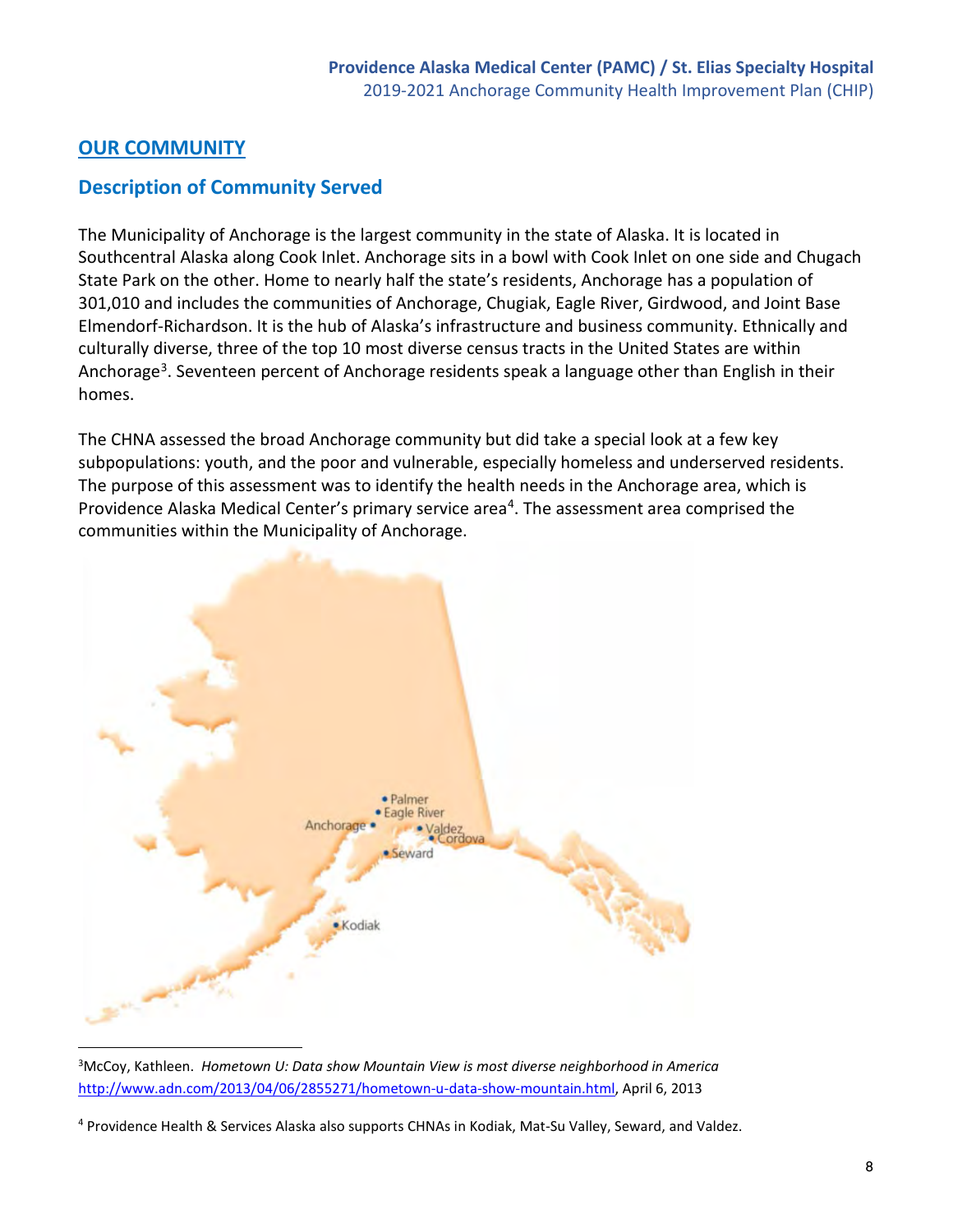## OUR COMMUNITY

### Description of Community Served

The Municipality of Anchorage is the largest community in the state of Alaska. It is located in Southcentral Alaska along Cook Inlet. Anchorage sits in a bowl with Cook Inlet on one side and Chugach State Park on the other. Home to nearly half the state's residents, Anchorage has a population of 301,010 and includes the communities of Anchorage, Chugiak, Eagle River, Girdwood, and Joint Base Elmendorf-Richardson. It is the hub of Alaska's infrastructure and business community. Ethnically and culturally diverse, three of the top 10 most diverse census tracts in the United States are within Anchorage[3]. Seventeen percent of Anchorage residents speak a language other than English in their homes.

The CHNA assessed the broad Anchorage community but did take a special look at a few key subpopulations: youth, and the poor and vulnerable, especially homeless and underserved residents. The purpose of this assessment was to identify the health needs in the Anchorage area, which is Providence Alaska Medical Center's primary service area[4]. The assessment area comprised the communities within the Municipality of Anchorage.

---

[3]McCoy, Kathleen. *Hometown U: Data show Mountain View is most diverse neighborhood in America* http://www.adn.com/2013/04/06/2855271/hometown-u-data-show-mountain.html, April 6, 2013

[4] Providence Health & Services Alaska also supports CHNAs in Kodiak, Mat-Su Valley, Seward, and Valdez.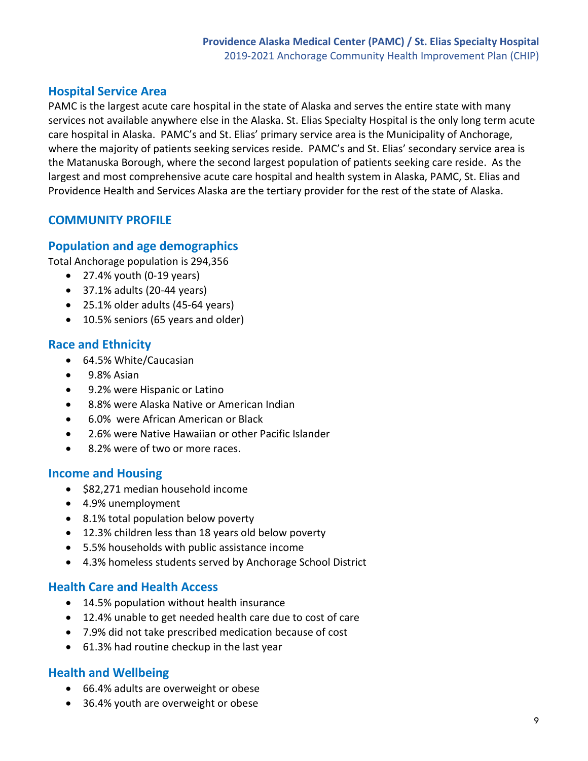## Hospital Service Area

PAMC is the largest acute care hospital in the state of Alaska and serves the entire state with many services not available anywhere else in the Alaska. St. Elias Specialty Hospital is the only long term acute care hospital in Alaska. PAMC's and St. Elias' primary service area is the Municipality of Anchorage, where the majority of patients seeking services reside. PAMC's and St. Elias' secondary service area is the Matanuska Borough, where the second largest population of patients seeking care reside. As the largest and most comprehensive acute care hospital and health system in Alaska, PAMC, St. Elias and Providence Health and Services Alaska are the tertiary provider for the rest of the state of Alaska.

## COMMUNITY PROFILE

### Population and age demographics

Total Anchorage population is 294,356

- 27.4% youth (0-19 years)
- 37.1% adults (20-44 years)
- 25.1% older adults (45-64 years)
- 10.5% seniors (65 years and older)

### Race and Ethnicity

- 64.5% White/Caucasian
- 9.8% Asian
- 9.2% were Hispanic or Latino
- 8.8% were Alaska Native or American Indian
- 6.0% were African American or Black
- 2.6% were Native Hawaiian or other Pacific Islander
- 8.2% were of two or more races.

### Income and Housing

- $82,271 median household income
- 4.9% unemployment
- 8.1% total population below poverty
- 12.3% children less than 18 years old below poverty
- 5.5% households with public assistance income
- 4.3% homeless students served by Anchorage School District

### Health Care and Health Access

- 14.5% population without health insurance
- 12.4% unable to get needed health care due to cost of care
- 7.9% did not take prescribed medication because of cost
- 61.3% had routine checkup in the last year

### Health and Wellbeing

- 66.4% adults are overweight or obese
- 36.4% youth are overweight or obese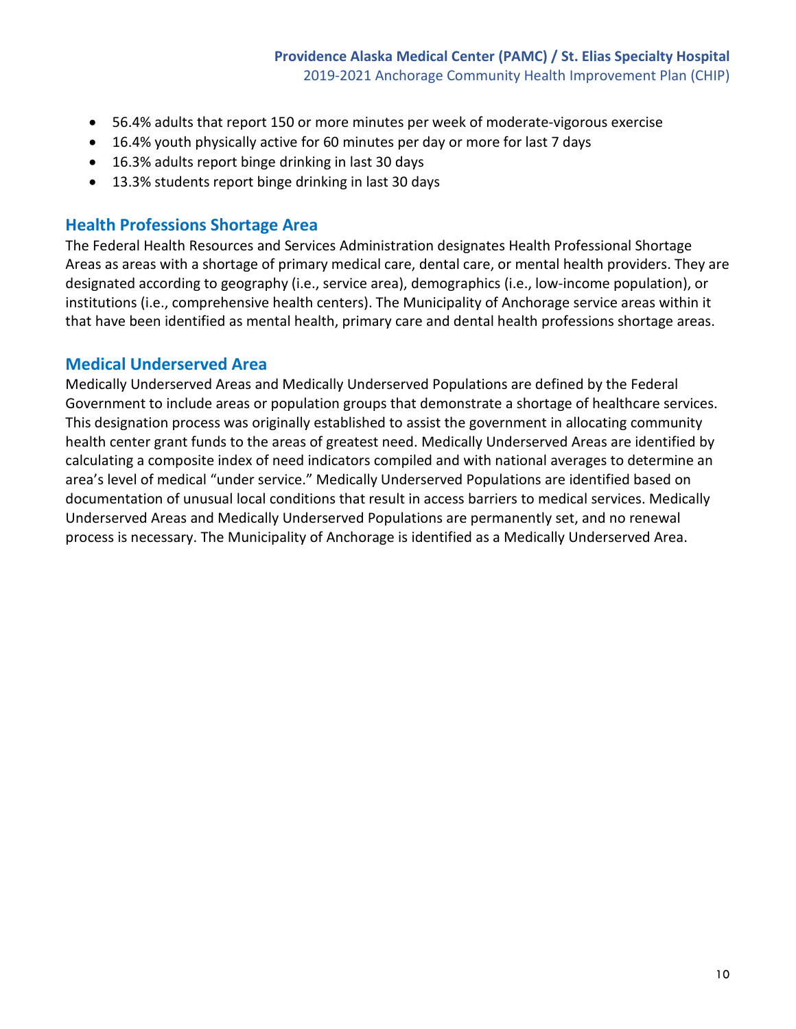- 56.4% adults that report 150 or more minutes per week of moderate-vigorous exercise
- 16.4% youth physically active for 60 minutes per day or more for last 7 days
- 16.3% adults report binge drinking in last 30 days
- 13.3% students report binge drinking in last 30 days

## Health Professions Shortage Area

The Federal Health Resources and Services Administration designates Health Professional Shortage Areas as areas with a shortage of primary medical care, dental care, or mental health providers. They are designated according to geography (i.e., service area), demographics (i.e., low-income population), or institutions (i.e., comprehensive health centers). The Municipality of Anchorage service areas within it that have been identified as mental health, primary care and dental health professions shortage areas.

## Medical Underserved Area

Medically Underserved Areas and Medically Underserved Populations are defined by the Federal Government to include areas or population groups that demonstrate a shortage of healthcare services. This designation process was originally established to assist the government in allocating community health center grant funds to the areas of greatest need. Medically Underserved Areas are identified by calculating a composite index of need indicators compiled and with national averages to determine an area's level of medical "under service." Medically Underserved Populations are identified based on documentation of unusual local conditions that result in access barriers to medical services. Medically Underserved Areas and Medically Underserved Populations are permanently set, and no renewal process is necessary. The Municipality of Anchorage is identified as a Medically Underserved Area.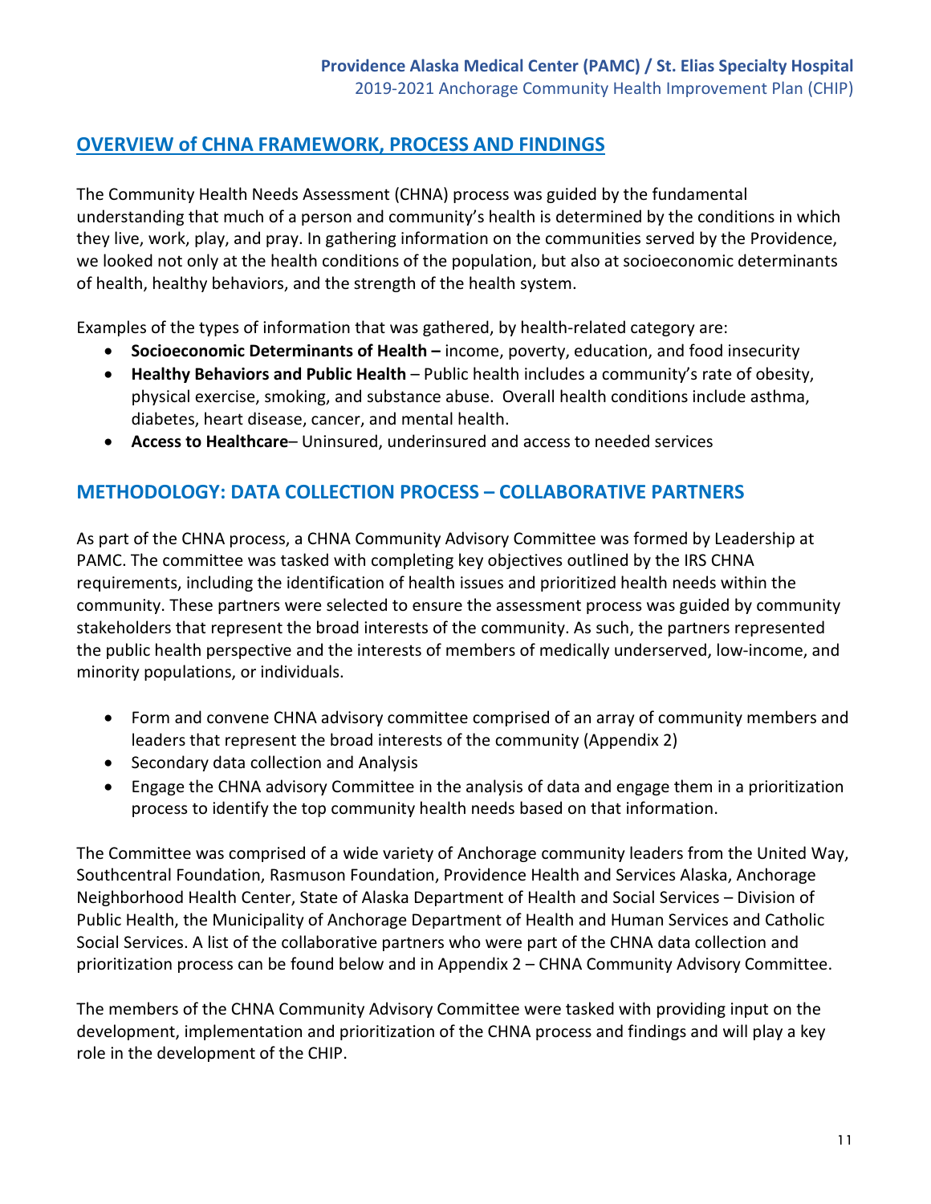## OVERVIEW of CHNA FRAMEWORK, PROCESS AND FINDINGS

The Community Health Needs Assessment (CHNA) process was guided by the fundamental understanding that much of a person and community's health is determined by the conditions in which they live, work, play, and pray. In gathering information on the communities served by the Providence, we looked not only at the health conditions of the population, but also at socioeconomic determinants of health, healthy behaviors, and the strength of the health system.

Examples of the types of information that was gathered, by health-related category are:

- **Socioeconomic Determinants of Health –** income, poverty, education, and food insecurity
- **Healthy Behaviors and Public Health** – Public health includes a community's rate of obesity, physical exercise, smoking, and substance abuse. Overall health conditions include asthma, diabetes, heart disease, cancer, and mental health.
- **Access to Healthcare**– Uninsured, underinsured and access to needed services

## METHODOLOGY: DATA COLLECTION PROCESS – COLLABORATIVE PARTNERS

As part of the CHNA process, a CHNA Community Advisory Committee was formed by Leadership at PAMC. The committee was tasked with completing key objectives outlined by the IRS CHNA requirements, including the identification of health issues and prioritized health needs within the community. These partners were selected to ensure the assessment process was guided by community stakeholders that represent the broad interests of the community. As such, the partners represented the public health perspective and the interests of members of medically underserved, low-income, and minority populations, or individuals.

- Form and convene CHNA advisory committee comprised of an array of community members and leaders that represent the broad interests of the community (Appendix 2)
- Secondary data collection and Analysis
- Engage the CHNA advisory Committee in the analysis of data and engage them in a prioritization process to identify the top community health needs based on that information.

The Committee was comprised of a wide variety of Anchorage community leaders from the United Way, Southcentral Foundation, Rasmuson Foundation, Providence Health and Services Alaska, Anchorage Neighborhood Health Center, State of Alaska Department of Health and Social Services – Division of Public Health, the Municipality of Anchorage Department of Health and Human Services and Catholic Social Services. A list of the collaborative partners who were part of the CHNA data collection and prioritization process can be found below and in Appendix 2 – CHNA Community Advisory Committee.

The members of the CHNA Community Advisory Committee were tasked with providing input on the development, implementation and prioritization of the CHNA process and findings and will play a key role in the development of the CHIP.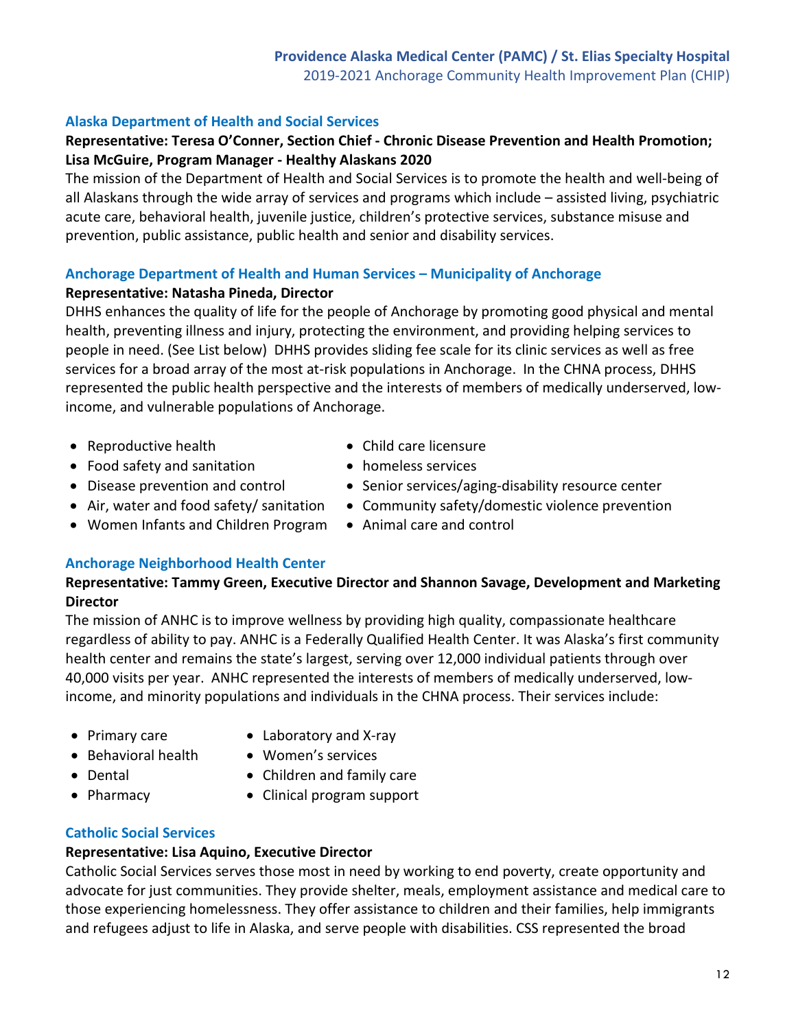### Alaska Department of Health and Social Services

**Representative: Teresa O'Conner, Section Chief - Chronic Disease Prevention and Health Promotion; Lisa McGuire, Program Manager - Healthy Alaskans 2020**

The mission of the Department of Health and Social Services is to promote the health and well-being of all Alaskans through the wide array of services and programs which include – assisted living, psychiatric acute care, behavioral health, juvenile justice, children's protective services, substance misuse and prevention, public assistance, public health and senior and disability services.

### Anchorage Department of Health and Human Services – Municipality of Anchorage

**Representative: Natasha Pineda, Director**

DHHS enhances the quality of life for the people of Anchorage by promoting good physical and mental health, preventing illness and injury, protecting the environment, and providing helping services to people in need. (See List below) DHHS provides sliding fee scale for its clinic services as well as free services for a broad array of the most at-risk populations in Anchorage. In the CHNA process, DHHS represented the public health perspective and the interests of members of medically underserved, low-income, and vulnerable populations of Anchorage.

- Reproductive health
- Food safety and sanitation
- Disease prevention and control
- Air, water and food safety/ sanitation
- Women Infants and Children Program
- Child care licensure
- homeless services
- Senior services/aging-disability resource center
- Community safety/domestic violence prevention
- Animal care and control

### Anchorage Neighborhood Health Center

**Representative: Tammy Green, Executive Director and Shannon Savage, Development and Marketing Director**

The mission of ANHC is to improve wellness by providing high quality, compassionate healthcare regardless of ability to pay. ANHC is a Federally Qualified Health Center. It was Alaska's first community health center and remains the state's largest, serving over 12,000 individual patients through over 40,000 visits per year. ANHC represented the interests of members of medically underserved, low-income, and minority populations and individuals in the CHNA process. Their services include:

- Primary care
- Behavioral health
- Dental
- Pharmacy
- Laboratory and X-ray
- Women's services
- Children and family care
- Clinical program support

### Catholic Social Services

**Representative: Lisa Aquino, Executive Director**

Catholic Social Services serves those most in need by working to end poverty, create opportunity and advocate for just communities. They provide shelter, meals, employment assistance and medical care to those experiencing homelessness. They offer assistance to children and their families, help immigrants and refugees adjust to life in Alaska, and serve people with disabilities. CSS represented the broad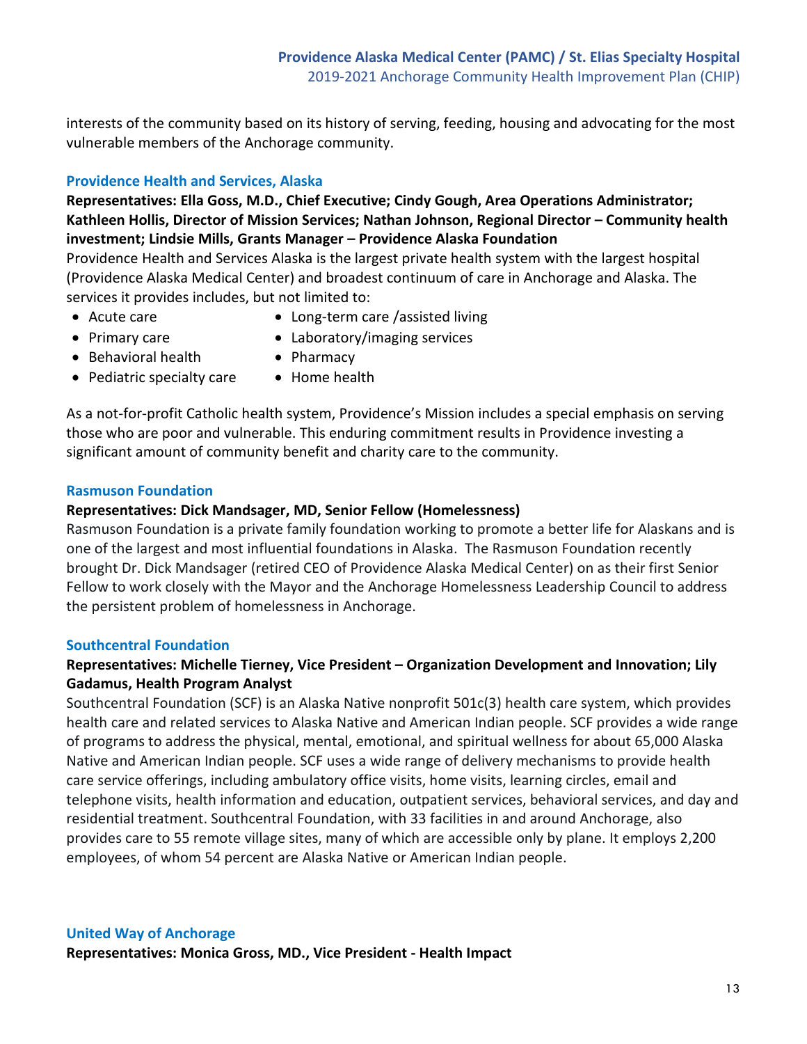interests of the community based on its history of serving, feeding, housing and advocating for the most vulnerable members of the Anchorage community.

### Providence Health and Services, Alaska

**Representatives: Ella Goss, M.D., Chief Executive; Cindy Gough, Area Operations Administrator; Kathleen Hollis, Director of Mission Services; Nathan Johnson, Regional Director – Community health investment; Lindsie Mills, Grants Manager – Providence Alaska Foundation**

Providence Health and Services Alaska is the largest private health system with the largest hospital (Providence Alaska Medical Center) and broadest continuum of care in Anchorage and Alaska. The services it provides includes, but not limited to:

- Acute care
- Primary care
- Behavioral health
- Pediatric specialty care
- Long-term care /assisted living
- Laboratory/imaging services
- Pharmacy
- Home health

As a not-for-profit Catholic health system, Providence's Mission includes a special emphasis on serving those who are poor and vulnerable. This enduring commitment results in Providence investing a significant amount of community benefit and charity care to the community.

### Rasmuson Foundation

**Representatives: Dick Mandsager, MD, Senior Fellow (Homelessness)**

Rasmuson Foundation is a private family foundation working to promote a better life for Alaskans and is one of the largest and most influential foundations in Alaska. The Rasmuson Foundation recently brought Dr. Dick Mandsager (retired CEO of Providence Alaska Medical Center) on as their first Senior Fellow to work closely with the Mayor and the Anchorage Homelessness Leadership Council to address the persistent problem of homelessness in Anchorage.

### Southcentral Foundation

**Representatives: Michelle Tierney, Vice President – Organization Development and Innovation; Lily Gadamus, Health Program Analyst**

Southcentral Foundation (SCF) is an Alaska Native nonprofit 501c(3) health care system, which provides health care and related services to Alaska Native and American Indian people. SCF provides a wide range of programs to address the physical, mental, emotional, and spiritual wellness for about 65,000 Alaska Native and American Indian people. SCF uses a wide range of delivery mechanisms to provide health care service offerings, including ambulatory office visits, home visits, learning circles, email and telephone visits, health information and education, outpatient services, behavioral services, and day and residential treatment. Southcentral Foundation, with 33 facilities in and around Anchorage, also provides care to 55 remote village sites, many of which are accessible only by plane. It employs 2,200 employees, of whom 54 percent are Alaska Native or American Indian people.

### United Way of Anchorage

**Representatives: Monica Gross, MD., Vice President - Health Impact**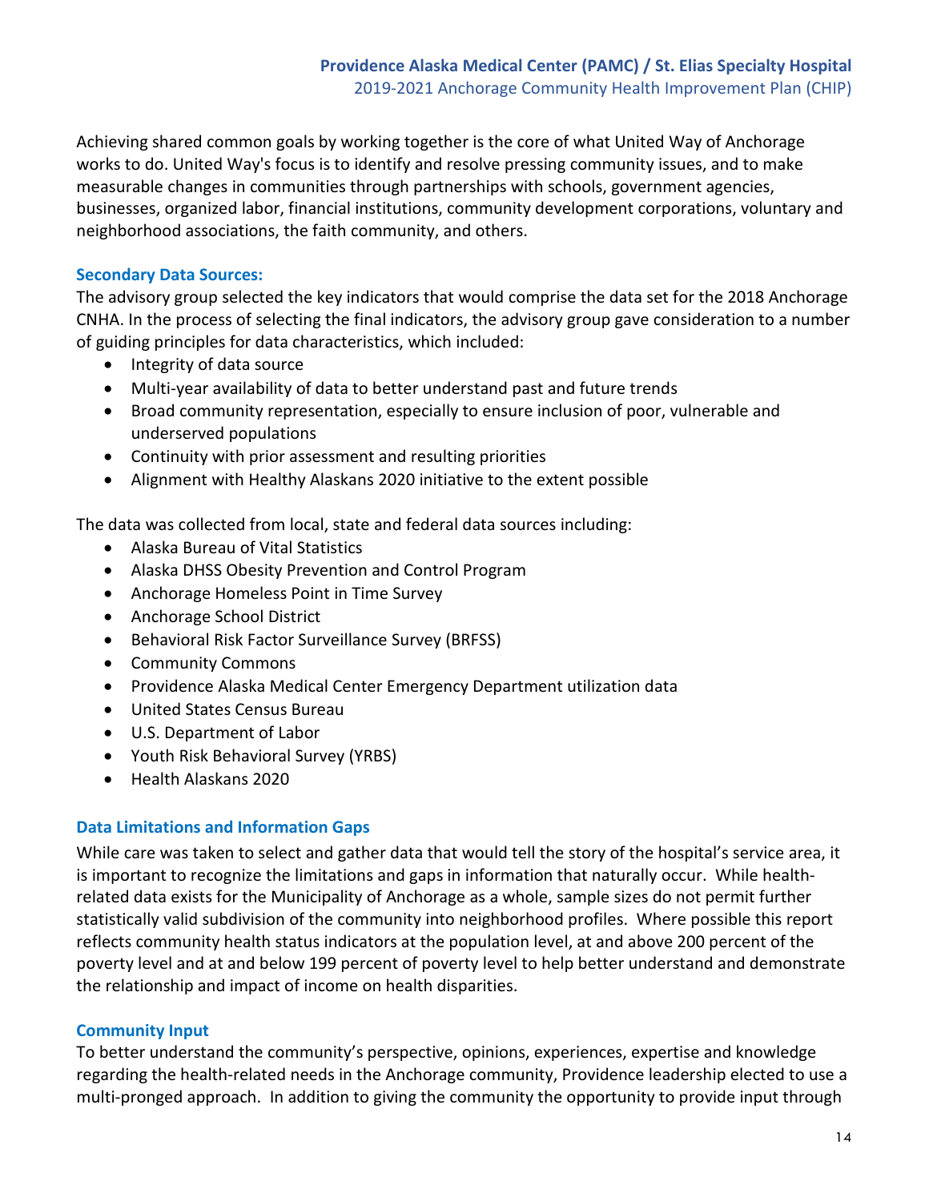Achieving shared common goals by working together is the core of what United Way of Anchorage works to do. United Way's focus is to identify and resolve pressing community issues, and to make measurable changes in communities through partnerships with schools, government agencies, businesses, organized labor, financial institutions, community development corporations, voluntary and neighborhood associations, the faith community, and others.

### Secondary Data Sources:

The advisory group selected the key indicators that would comprise the data set for the 2018 Anchorage CNHA. In the process of selecting the final indicators, the advisory group gave consideration to a number of guiding principles for data characteristics, which included:

- Integrity of data source
- Multi-year availability of data to better understand past and future trends
- Broad community representation, especially to ensure inclusion of poor, vulnerable and underserved populations
- Continuity with prior assessment and resulting priorities
- Alignment with Healthy Alaskans 2020 initiative to the extent possible

The data was collected from local, state and federal data sources including:

- Alaska Bureau of Vital Statistics
- Alaska DHSS Obesity Prevention and Control Program
- Anchorage Homeless Point in Time Survey
- Anchorage School District
- Behavioral Risk Factor Surveillance Survey (BRFSS)
- Community Commons
- Providence Alaska Medical Center Emergency Department utilization data
- United States Census Bureau
- U.S. Department of Labor
- Youth Risk Behavioral Survey (YRBS)
- Health Alaskans 2020

### Data Limitations and Information Gaps

While care was taken to select and gather data that would tell the story of the hospital's service area, it is important to recognize the limitations and gaps in information that naturally occur. While health-related data exists for the Municipality of Anchorage as a whole, sample sizes do not permit further statistically valid subdivision of the community into neighborhood profiles. Where possible this report reflects community health status indicators at the population level, at and above 200 percent of the poverty level and at and below 199 percent of poverty level to help better understand and demonstrate the relationship and impact of income on health disparities.

### Community Input

To better understand the community's perspective, opinions, experiences, expertise and knowledge regarding the health-related needs in the Anchorage community, Providence leadership elected to use a multi-pronged approach. In addition to giving the community the opportunity to provide input through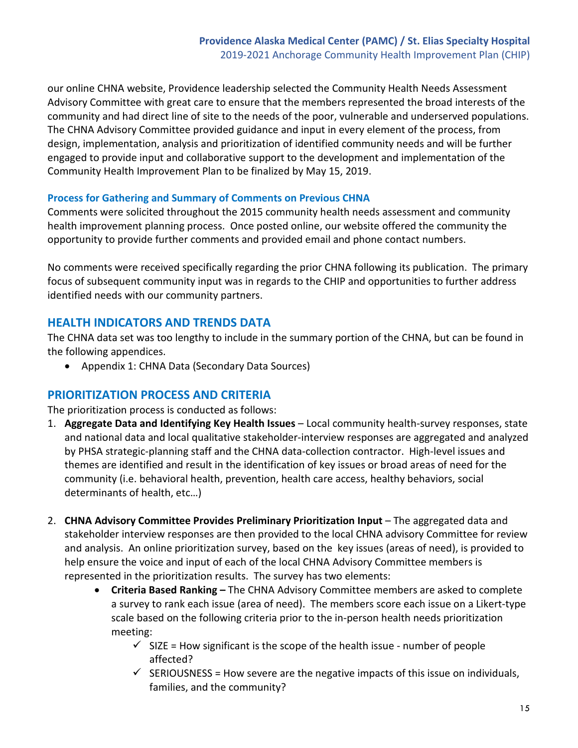our online CHNA website, Providence leadership selected the Community Health Needs Assessment Advisory Committee with great care to ensure that the members represented the broad interests of the community and had direct line of site to the needs of the poor, vulnerable and underserved populations. The CHNA Advisory Committee provided guidance and input in every element of the process, from design, implementation, analysis and prioritization of identified community needs and will be further engaged to provide input and collaborative support to the development and implementation of the Community Health Improvement Plan to be finalized by May 15, 2019.

### Process for Gathering and Summary of Comments on Previous CHNA

Comments were solicited throughout the 2015 community health needs assessment and community health improvement planning process. Once posted online, our website offered the community the opportunity to provide further comments and provided email and phone contact numbers.

No comments were received specifically regarding the prior CHNA following its publication. The primary focus of subsequent community input was in regards to the CHIP and opportunities to further address identified needs with our community partners.

## HEALTH INDICATORS AND TRENDS DATA

The CHNA data set was too lengthy to include in the summary portion of the CHNA, but can be found in the following appendices.

- Appendix 1: CHNA Data (Secondary Data Sources)

## PRIORITIZATION PROCESS AND CRITERIA

The prioritization process is conducted as follows:

1. **Aggregate Data and Identifying Key Health Issues** – Local community health-survey responses, state and national data and local qualitative stakeholder-interview responses are aggregated and analyzed by PHSA strategic-planning staff and the CHNA data-collection contractor. High-level issues and themes are identified and result in the identification of key issues or broad areas of need for the community (i.e. behavioral health, prevention, health care access, healthy behaviors, social determinants of health, etc…)

2. **CHNA Advisory Committee Provides Preliminary Prioritization Input** – The aggregated data and stakeholder interview responses are then provided to the local CHNA advisory Committee for review and analysis. An online prioritization survey, based on the key issues (areas of need), is provided to help ensure the voice and input of each of the local CHNA Advisory Committee members is represented in the prioritization results. The survey has two elements:
   - **Criteria Based Ranking –** The CHNA Advisory Committee members are asked to complete a survey to rank each issue (area of need). The members score each issue on a Likert-type scale based on the following criteria prior to the in-person health needs prioritization meeting:
     - ✓ SIZE = How significant is the scope of the health issue - number of people affected?
     - ✓ SERIOUSNESS = How severe are the negative impacts of this issue on individuals, families, and the community?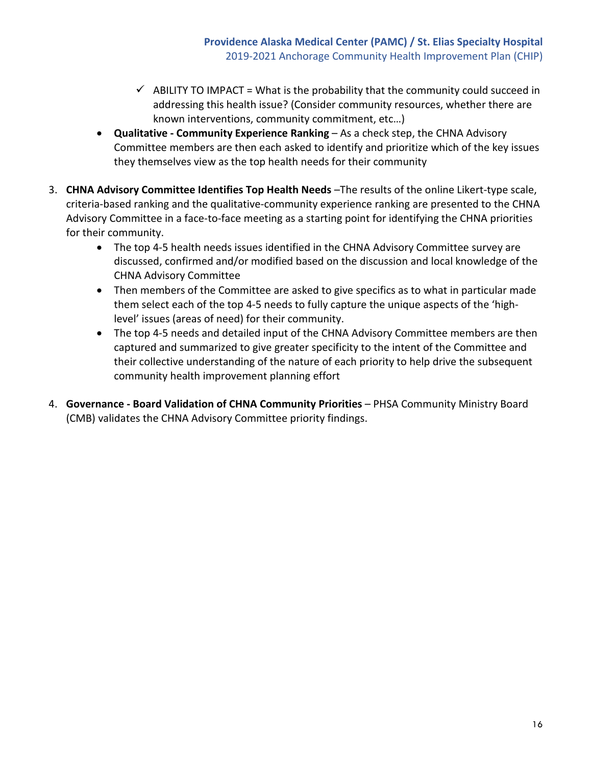- ✓ ABILITY TO IMPACT = What is the probability that the community could succeed in addressing this health issue? (Consider community resources, whether there are known interventions, community commitment, etc…)
- **Qualitative - Community Experience Ranking** – As a check step, the CHNA Advisory Committee members are then each asked to identify and prioritize which of the key issues they themselves view as the top health needs for their community

3. **CHNA Advisory Committee Identifies Top Health Needs** –The results of the online Likert-type scale, criteria-based ranking and the qualitative-community experience ranking are presented to the CHNA Advisory Committee in a face-to-face meeting as a starting point for identifying the CHNA priorities for their community.
   - The top 4-5 health needs issues identified in the CHNA Advisory Committee survey are discussed, confirmed and/or modified based on the discussion and local knowledge of the CHNA Advisory Committee
   - Then members of the Committee are asked to give specifics as to what in particular made them select each of the top 4-5 needs to fully capture the unique aspects of the 'high-level' issues (areas of need) for their community.
   - The top 4-5 needs and detailed input of the CHNA Advisory Committee members are then captured and summarized to give greater specificity to the intent of the Committee and their collective understanding of the nature of each priority to help drive the subsequent community health improvement planning effort

4. **Governance - Board Validation of CHNA Community Priorities** – PHSA Community Ministry Board (CMB) validates the CHNA Advisory Committee priority findings.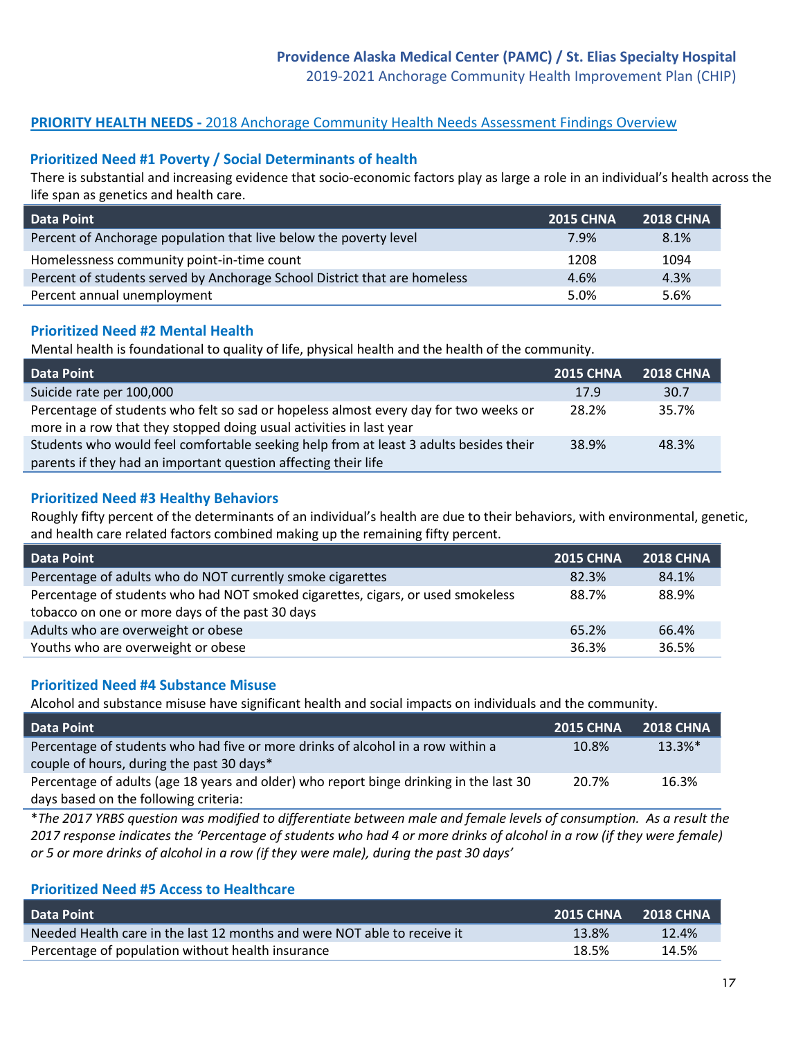## PRIORITY HEALTH NEEDS - 2018 Anchorage Community Health Needs Assessment Findings Overview

### Prioritized Need #1 Poverty / Social Determinants of health

There is substantial and increasing evidence that socio-economic factors play as large a role in an individual's health across the life span as genetics and health care.

| Data Point | 2015 CHNA | 2018 CHNA |
|---|---|---|
| Percent of Anchorage population that live below the poverty level | 7.9% | 8.1% |
| Homelessness community point-in-time count | 1208 | 1094 |
| Percent of students served by Anchorage School District that are homeless | 4.6% | 4.3% |
| Percent annual unemployment | 5.0% | 5.6% |

### Prioritized Need #2 Mental Health

Mental health is foundational to quality of life, physical health and the health of the community.

| Data Point | 2015 CHNA | 2018 CHNA |
|---|---|---|
| Suicide rate per 100,000 | 17.9 | 30.7 |
| Percentage of students who felt so sad or hopeless almost every day for two weeks or more in a row that they stopped doing usual activities in last year | 28.2% | 35.7% |
| Students who would feel comfortable seeking help from at least 3 adults besides their parents if they had an important question affecting their life | 38.9% | 48.3% |

### Prioritized Need #3 Healthy Behaviors

Roughly fifty percent of the determinants of an individual's health are due to their behaviors, with environmental, genetic, and health care related factors combined making up the remaining fifty percent.

| Data Point | 2015 CHNA | 2018 CHNA |
|---|---|---|
| Percentage of adults who do NOT currently smoke cigarettes | 82.3% | 84.1% |
| Percentage of students who had NOT smoked cigarettes, cigars, or used smokeless tobacco on one or more days of the past 30 days | 88.7% | 88.9% |
| Adults who are overweight or obese | 65.2% | 66.4% |
| Youths who are overweight or obese | 36.3% | 36.5% |

### Prioritized Need #4 Substance Misuse

Alcohol and substance misuse have significant health and social impacts on individuals and the community.

| Data Point | 2015 CHNA | 2018 CHNA |
|---|---|---|
| Percentage of students who had five or more drinks of alcohol in a row within a couple of hours, during the past 30 days* | 10.8% | 13.3%* |
| Percentage of adults (age 18 years and older) who report binge drinking in the last 30 days based on the following criteria: | 20.7% | 16.3% |

*\*The 2017 YRBS question was modified to differentiate between male and female levels of consumption. As a result the 2017 response indicates the 'Percentage of students who had 4 or more drinks of alcohol in a row (if they were female) or 5 or more drinks of alcohol in a row (if they were male), during the past 30 days'*

### Prioritized Need #5 Access to Healthcare

| Data Point | 2015 CHNA | 2018 CHNA |
|---|---|---|
| Needed Health care in the last 12 months and were NOT able to receive it | 13.8% | 12.4% |
| Percentage of population without health insurance | 18.5% | 14.5% |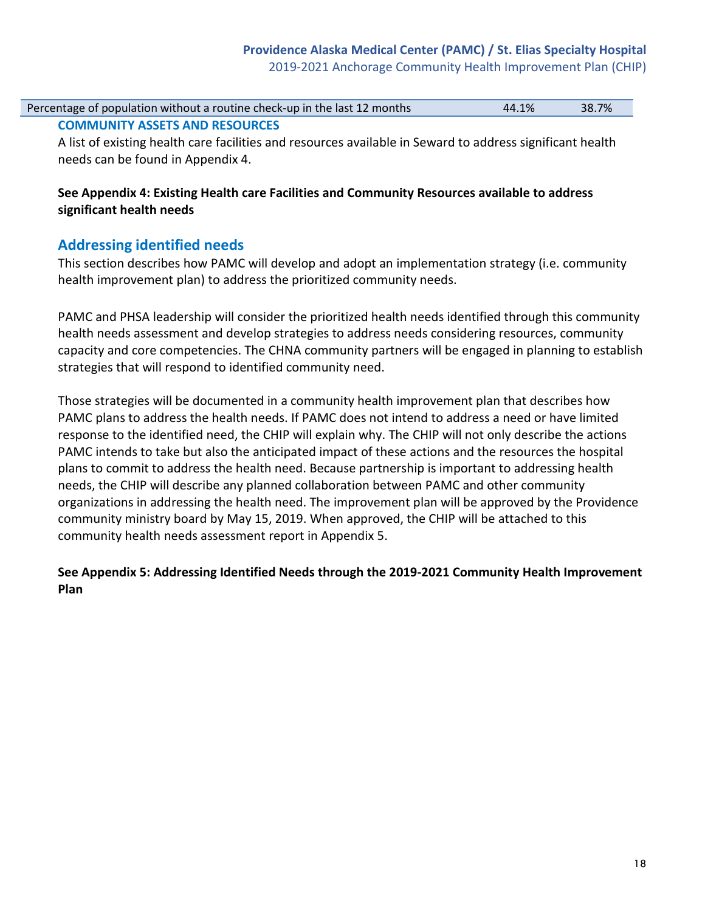| Percentage of population without a routine check-up in the last 12 months | 44.1% | 38.7% |
|---|---|---|

### COMMUNITY ASSETS AND RESOURCES

A list of existing health care facilities and resources available in Seward to address significant health needs can be found in Appendix 4.

**See Appendix 4: Existing Health care Facilities and Community Resources available to address significant health needs**

## Addressing identified needs

This section describes how PAMC will develop and adopt an implementation strategy (i.e. community health improvement plan) to address the prioritized community needs.

PAMC and PHSA leadership will consider the prioritized health needs identified through this community health needs assessment and develop strategies to address needs considering resources, community capacity and core competencies. The CHNA community partners will be engaged in planning to establish strategies that will respond to identified community need.

Those strategies will be documented in a community health improvement plan that describes how PAMC plans to address the health needs. If PAMC does not intend to address a need or have limited response to the identified need, the CHIP will explain why. The CHIP will not only describe the actions PAMC intends to take but also the anticipated impact of these actions and the resources the hospital plans to commit to address the health need. Because partnership is important to addressing health needs, the CHIP will describe any planned collaboration between PAMC and other community organizations in addressing the health need. The improvement plan will be approved by the Providence community ministry board by May 15, 2019. When approved, the CHIP will be attached to this community health needs assessment report in Appendix 5.

**See Appendix 5: Addressing Identified Needs through the 2019-2021 Community Health Improvement Plan**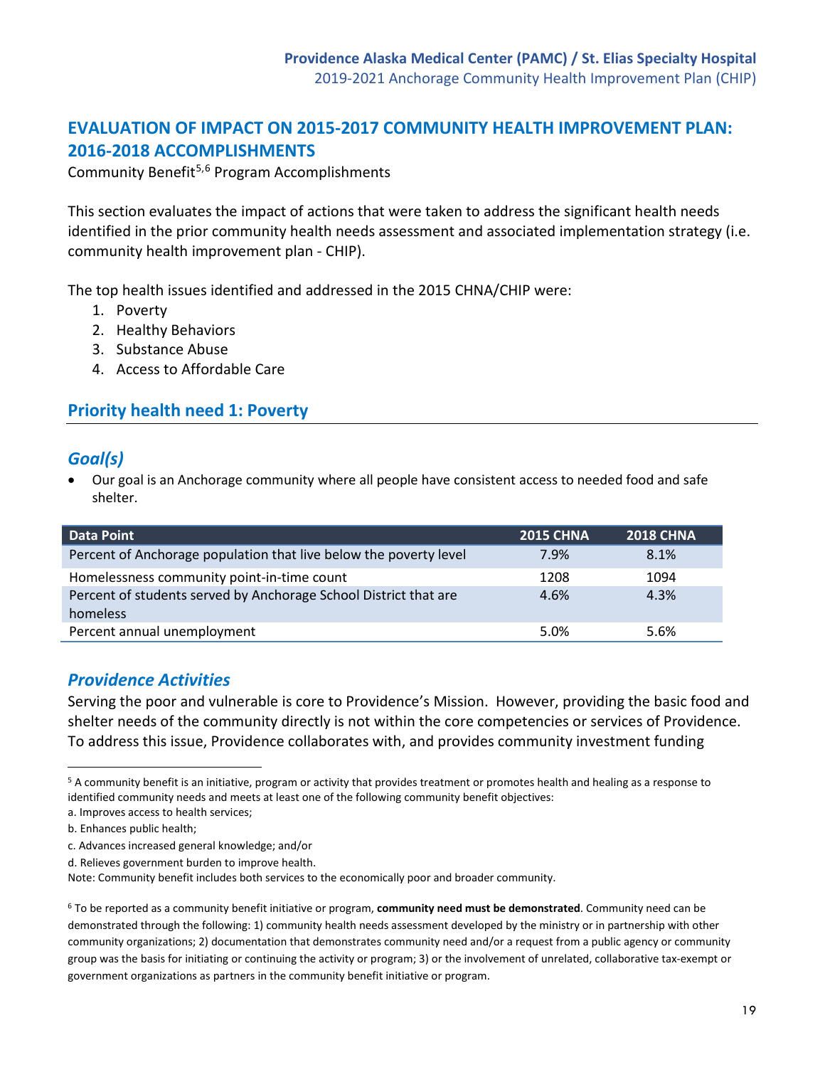## EVALUATION OF IMPACT ON 2015-2017 COMMUNITY HEALTH IMPROVEMENT PLAN: 2016-2018 ACCOMPLISHMENTS

Community Benefit[5,6] Program Accomplishments

This section evaluates the impact of actions that were taken to address the significant health needs identified in the prior community health needs assessment and associated implementation strategy (i.e. community health improvement plan - CHIP).

The top health issues identified and addressed in the 2015 CHNA/CHIP were:

1. Poverty
2. Healthy Behaviors
3. Substance Abuse
4. Access to Affordable Care

## Priority health need 1: Poverty

### *Goal(s)*

- Our goal is an Anchorage community where all people have consistent access to needed food and safe shelter.

| Data Point | 2015 CHNA | 2018 CHNA |
|---|---|---|
| Percent of Anchorage population that live below the poverty level | 7.9% | 8.1% |
| Homelessness community point-in-time count | 1208 | 1094 |
| Percent of students served by Anchorage School District that are homeless | 4.6% | 4.3% |
| Percent annual unemployment | 5.0% | 5.6% |

### *Providence Activities*

Serving the poor and vulnerable is core to Providence's Mission. However, providing the basic food and shelter needs of the community directly is not within the core competencies or services of Providence. To address this issue, Providence collaborates with, and provides community investment funding

---

[5] A community benefit is an initiative, program or activity that provides treatment or promotes health and healing as a response to identified community needs and meets at least one of the following community benefit objectives:

a. Improves access to health services;

b. Enhances public health;

c. Advances increased general knowledge; and/or

d. Relieves government burden to improve health.

Note: Community benefit includes both services to the economically poor and broader community.

[6] To be reported as a community benefit initiative or program, **community need must be demonstrated**. Community need can be demonstrated through the following: 1) community health needs assessment developed by the ministry or in partnership with other community organizations; 2) documentation that demonstrates community need and/or a request from a public agency or community group was the basis for initiating or continuing the activity or program; 3) or the involvement of unrelated, collaborative tax-exempt or government organizations as partners in the community benefit initiative or program.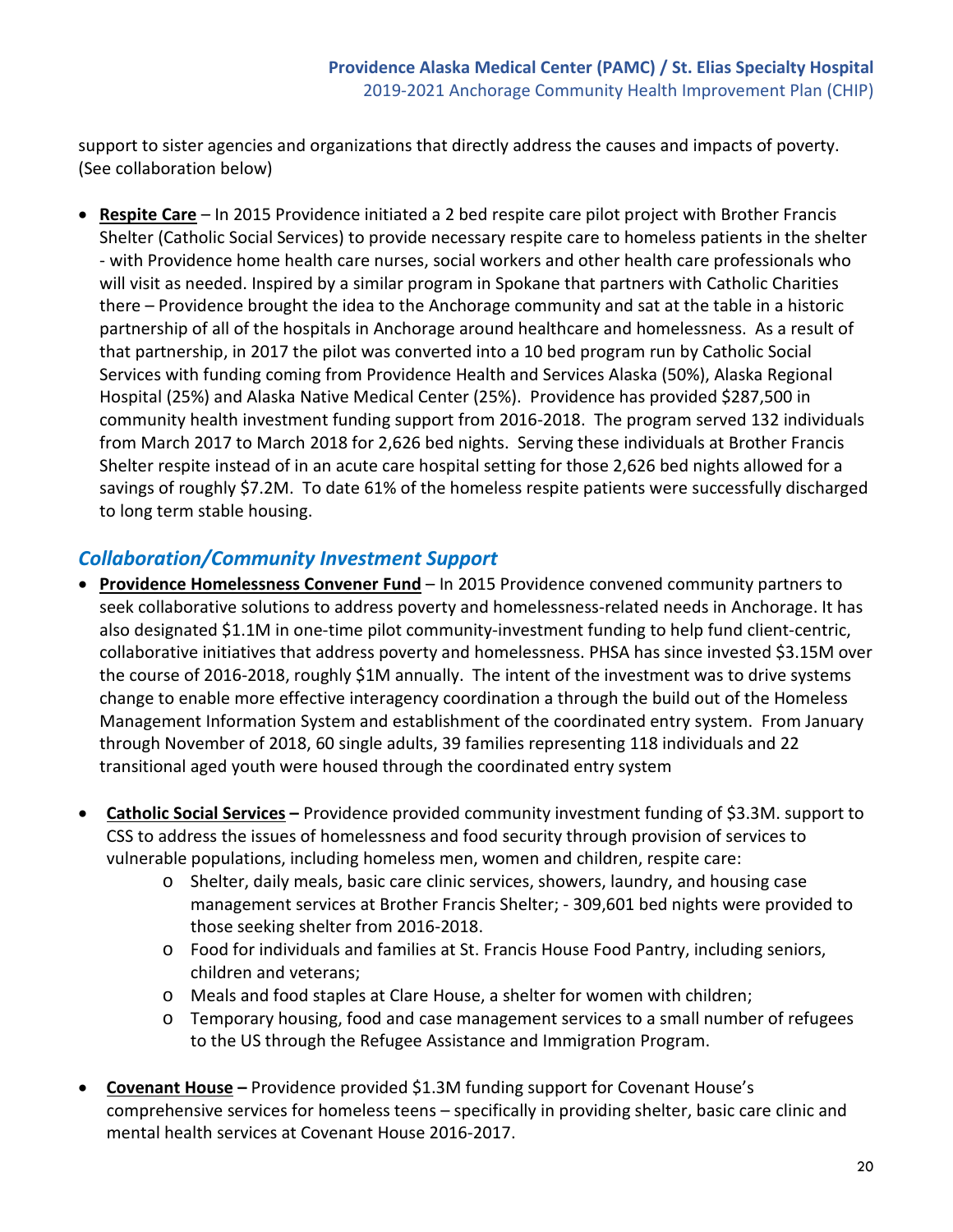support to sister agencies and organizations that directly address the causes and impacts of poverty. (See collaboration below)

- **Respite Care** – In 2015 Providence initiated a 2 bed respite care pilot project with Brother Francis Shelter (Catholic Social Services) to provide necessary respite care to homeless patients in the shelter - with Providence home health care nurses, social workers and other health care professionals who will visit as needed. Inspired by a similar program in Spokane that partners with Catholic Charities there – Providence brought the idea to the Anchorage community and sat at the table in a historic partnership of all of the hospitals in Anchorage around healthcare and homelessness. As a result of that partnership, in 2017 the pilot was converted into a 10 bed program run by Catholic Social Services with funding coming from Providence Health and Services Alaska (50%), Alaska Regional Hospital (25%) and Alaska Native Medical Center (25%). Providence has provided $287,500 in community health investment funding support from 2016-2018. The program served 132 individuals from March 2017 to March 2018 for 2,626 bed nights. Serving these individuals at Brother Francis Shelter respite instead of in an acute care hospital setting for those 2,626 bed nights allowed for a savings of roughly $7.2M. To date 61% of the homeless respite patients were successfully discharged to long term stable housing.

### *Collaboration/Community Investment Support*

- **Providence Homelessness Convener Fund** – In 2015 Providence convened community partners to seek collaborative solutions to address poverty and homelessness-related needs in Anchorage. It has also designated $1.1M in one-time pilot community-investment funding to help fund client-centric, collaborative initiatives that address poverty and homelessness. PHSA has since invested $3.15M over the course of 2016-2018, roughly $1M annually. The intent of the investment was to drive systems change to enable more effective interagency coordination a through the build out of the Homeless Management Information System and establishment of the coordinated entry system. From January through November of 2018, 60 single adults, 39 families representing 118 individuals and 22 transitional aged youth were housed through the coordinated entry system

- **Catholic Social Services –** Providence provided community investment funding of $3.3M. support to CSS to address the issues of homelessness and food security through provision of services to vulnerable populations, including homeless men, women and children, respite care:
  - Shelter, daily meals, basic care clinic services, showers, laundry, and housing case management services at Brother Francis Shelter; - 309,601 bed nights were provided to those seeking shelter from 2016-2018.
  - Food for individuals and families at St. Francis House Food Pantry, including seniors, children and veterans;
  - Meals and food staples at Clare House, a shelter for women with children;
  - Temporary housing, food and case management services to a small number of refugees to the US through the Refugee Assistance and Immigration Program.

- **Covenant House –** Providence provided $1.3M funding support for Covenant House's comprehensive services for homeless teens – specifically in providing shelter, basic care clinic and mental health services at Covenant House 2016-2017.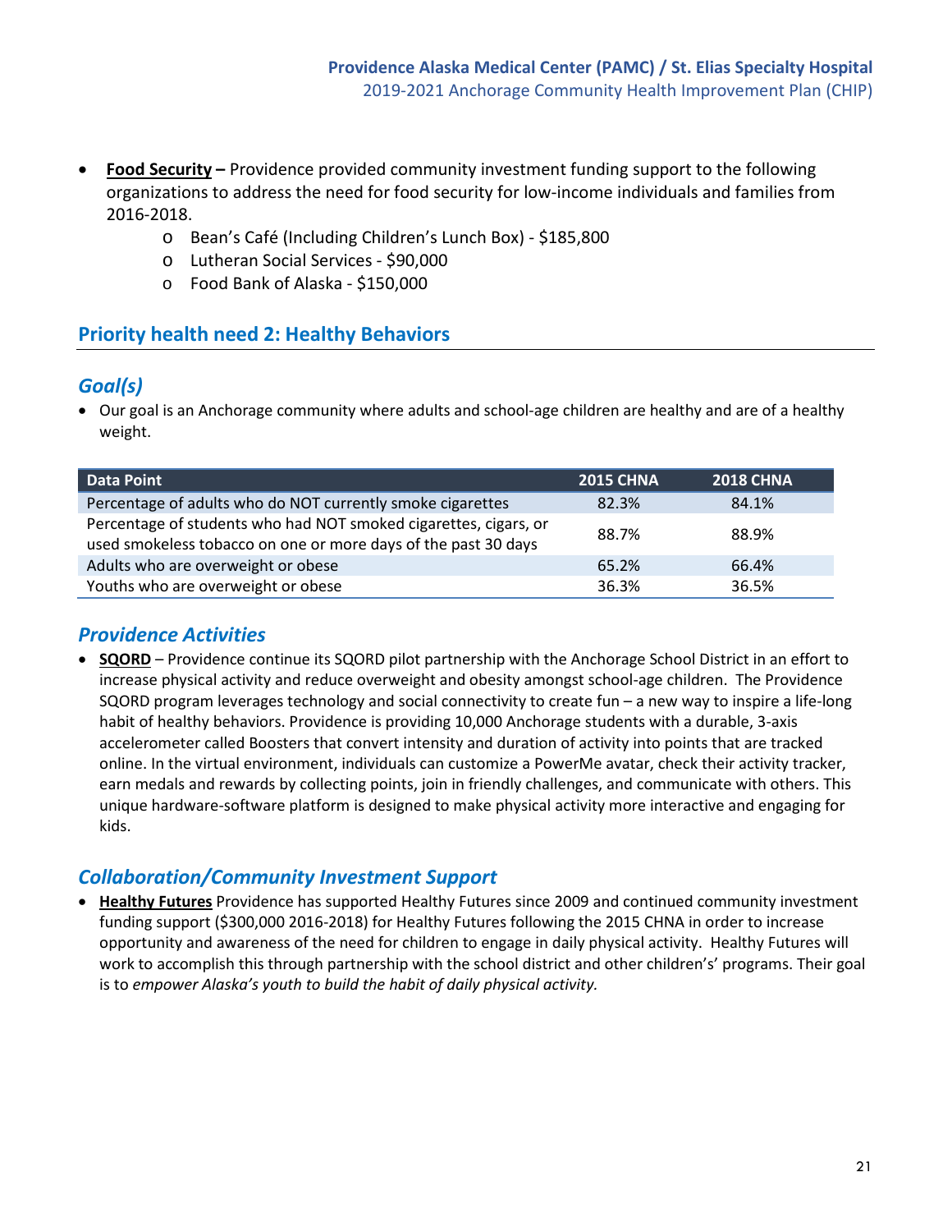- **Food Security –** Providence provided community investment funding support to the following organizations to address the need for food security for low-income individuals and families from 2016-2018.
    - Bean's Café (Including Children's Lunch Box) - $185,800
    - Lutheran Social Services - $90,000
    - Food Bank of Alaska - $150,000

## Priority health need 2: Healthy Behaviors

### *Goal(s)*

- Our goal is an Anchorage community where adults and school-age children are healthy and are of a healthy weight.

| Data Point | 2015 CHNA | 2018 CHNA |
|---|---|---|
| Percentage of adults who do NOT currently smoke cigarettes | 82.3% | 84.1% |
| Percentage of students who had NOT smoked cigarettes, cigars, or used smokeless tobacco on one or more days of the past 30 days | 88.7% | 88.9% |
| Adults who are overweight or obese | 65.2% | 66.4% |
| Youths who are overweight or obese | 36.3% | 36.5% |

### *Providence Activities*

- **SQORD** – Providence continue its SQORD pilot partnership with the Anchorage School District in an effort to increase physical activity and reduce overweight and obesity amongst school-age children. The Providence SQORD program leverages technology and social connectivity to create fun – a new way to inspire a life-long habit of healthy behaviors. Providence is providing 10,000 Anchorage students with a durable, 3-axis accelerometer called Boosters that convert intensity and duration of activity into points that are tracked online. In the virtual environment, individuals can customize a PowerMe avatar, check their activity tracker, earn medals and rewards by collecting points, join in friendly challenges, and communicate with others. This unique hardware-software platform is designed to make physical activity more interactive and engaging for kids.

### *Collaboration/Community Investment Support*

- **Healthy Futures** Providence has supported Healthy Futures since 2009 and continued community investment funding support ($300,000 2016-2018) for Healthy Futures following the 2015 CHNA in order to increase opportunity and awareness of the need for children to engage in daily physical activity. Healthy Futures will work to accomplish this through partnership with the school district and other children's' programs. Their goal is to *empower Alaska's youth to build the habit of daily physical activity.*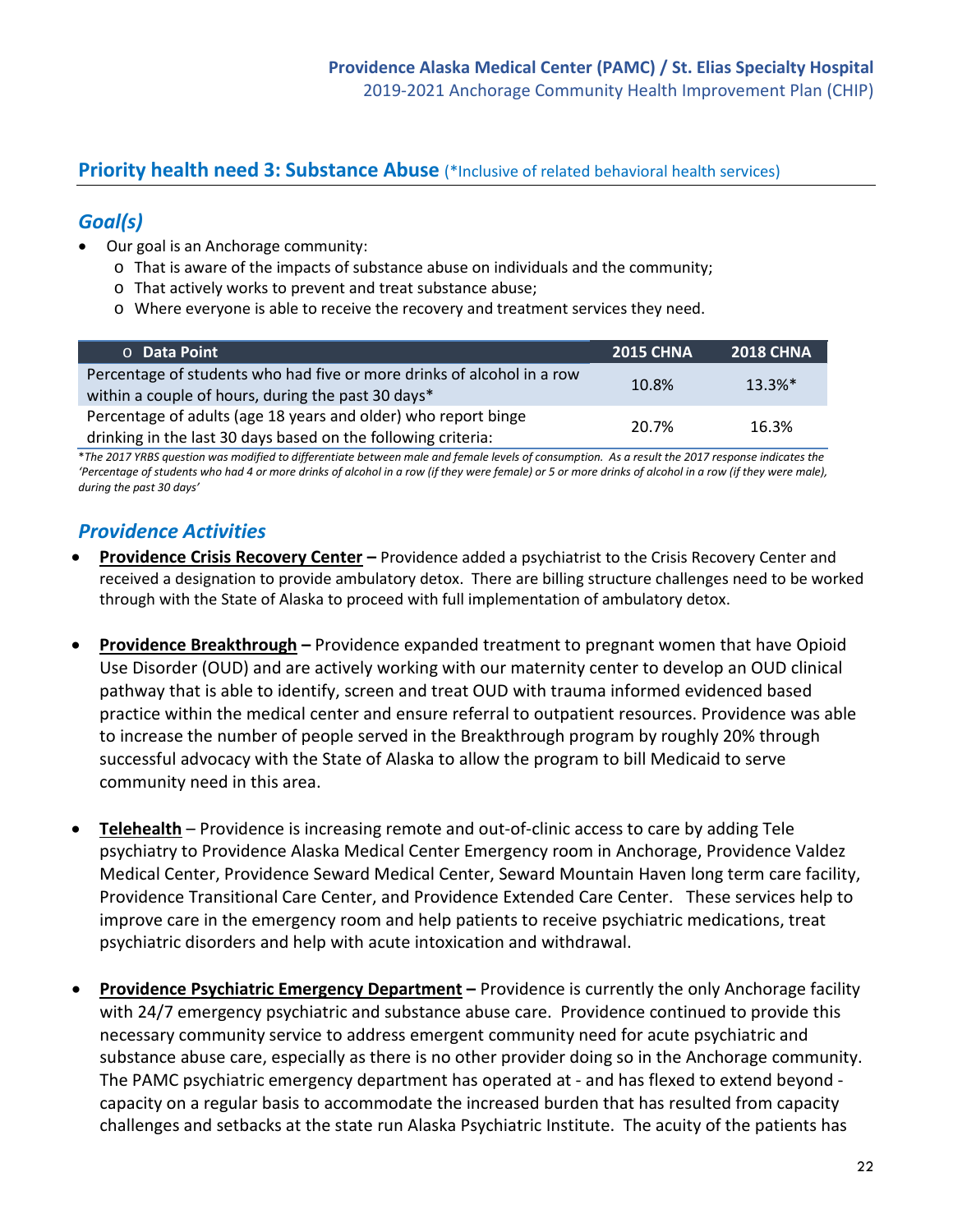## Priority health need 3: Substance Abuse (*Inclusive of related behavioral health services)

### *Goal(s)*

- Our goal is an Anchorage community:
  - That is aware of the impacts of substance abuse on individuals and the community;
  - That actively works to prevent and treat substance abuse;
  - Where everyone is able to receive the recovery and treatment services they need.

| o Data Point | 2015 CHNA | 2018 CHNA |
|---|---|---|
| Percentage of students who had five or more drinks of alcohol in a row within a couple of hours, during the past 30 days* | 10.8% | 13.3%* |
| Percentage of adults (age 18 years and older) who report binge drinking in the last 30 days based on the following criteria: | 20.7% | 16.3% |

*\*The 2017 YRBS question was modified to differentiate between male and female levels of consumption. As a result the 2017 response indicates the 'Percentage of students who had 4 or more drinks of alcohol in a row (if they were female) or 5 or more drinks of alcohol in a row (if they were male), during the past 30 days'*

### *Providence Activities*

- **Providence Crisis Recovery Center –** Providence added a psychiatrist to the Crisis Recovery Center and received a designation to provide ambulatory detox. There are billing structure challenges need to be worked through with the State of Alaska to proceed with full implementation of ambulatory detox.

- **Providence Breakthrough –** Providence expanded treatment to pregnant women that have Opioid Use Disorder (OUD) and are actively working with our maternity center to develop an OUD clinical pathway that is able to identify, screen and treat OUD with trauma informed evidenced based practice within the medical center and ensure referral to outpatient resources. Providence was able to increase the number of people served in the Breakthrough program by roughly 20% through successful advocacy with the State of Alaska to allow the program to bill Medicaid to serve community need in this area.

- **Telehealth** – Providence is increasing remote and out-of-clinic access to care by adding Tele psychiatry to Providence Alaska Medical Center Emergency room in Anchorage, Providence Valdez Medical Center, Providence Seward Medical Center, Seward Mountain Haven long term care facility, Providence Transitional Care Center, and Providence Extended Care Center. These services help to improve care in the emergency room and help patients to receive psychiatric medications, treat psychiatric disorders and help with acute intoxication and withdrawal.

- **Providence Psychiatric Emergency Department –** Providence is currently the only Anchorage facility with 24/7 emergency psychiatric and substance abuse care. Providence continued to provide this necessary community service to address emergent community need for acute psychiatric and substance abuse care, especially as there is no other provider doing so in the Anchorage community. The PAMC psychiatric emergency department has operated at - and has flexed to extend beyond - capacity on a regular basis to accommodate the increased burden that has resulted from capacity challenges and setbacks at the state run Alaska Psychiatric Institute. The acuity of the patients has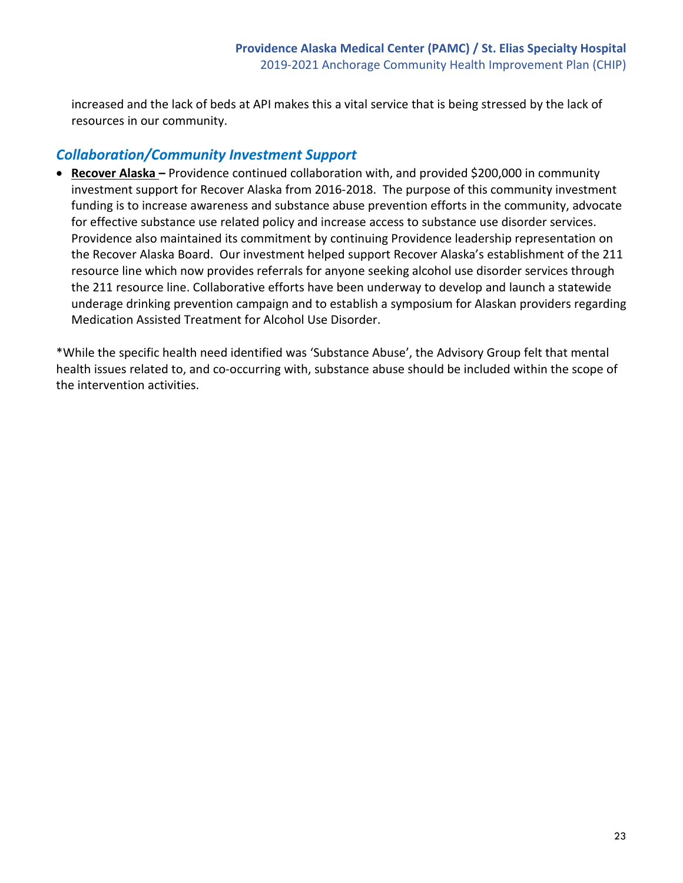increased and the lack of beds at API makes this a vital service that is being stressed by the lack of resources in our community.

## *Collaboration/Community Investment Support*

- **Recover Alaska –** Providence continued collaboration with, and provided $200,000 in community investment support for Recover Alaska from 2016-2018. The purpose of this community investment funding is to increase awareness and substance abuse prevention efforts in the community, advocate for effective substance use related policy and increase access to substance use disorder services. Providence also maintained its commitment by continuing Providence leadership representation on the Recover Alaska Board. Our investment helped support Recover Alaska's establishment of the 211 resource line which now provides referrals for anyone seeking alcohol use disorder services through the 211 resource line. Collaborative efforts have been underway to develop and launch a statewide underage drinking prevention campaign and to establish a symposium for Alaskan providers regarding Medication Assisted Treatment for Alcohol Use Disorder.

*While the specific health need identified was 'Substance Abuse', the Advisory Group felt that mental health issues related to, and co-occurring with, substance abuse should be included within the scope of the intervention activities.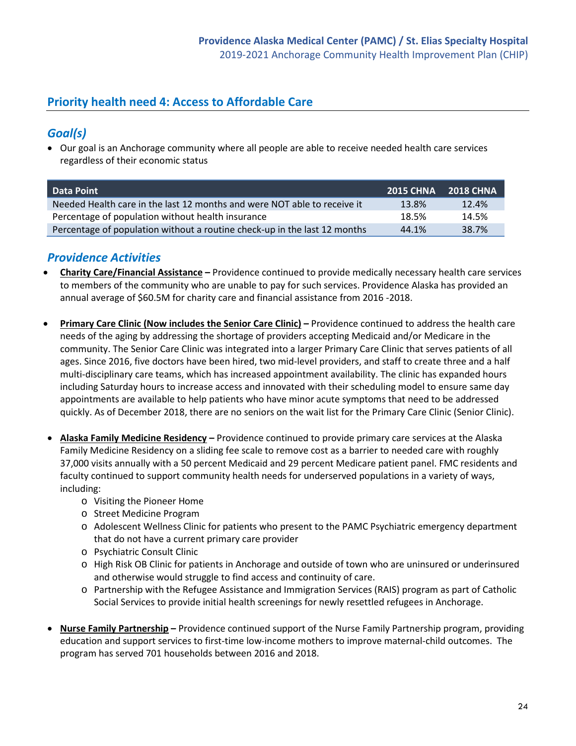## Priority health need 4: Access to Affordable Care

### *Goal(s)*

- Our goal is an Anchorage community where all people are able to receive needed health care services regardless of their economic status

| Data Point | 2015 CHNA | 2018 CHNA |
|---|---|---|
| Needed Health care in the last 12 months and were NOT able to receive it | 13.8% | 12.4% |
| Percentage of population without health insurance | 18.5% | 14.5% |
| Percentage of population without a routine check-up in the last 12 months | 44.1% | 38.7% |

### *Providence Activities*

- **Charity Care/Financial Assistance –** Providence continued to provide medically necessary health care services to members of the community who are unable to pay for such services. Providence Alaska has provided an annual average of $60.5M for charity care and financial assistance from 2016 -2018.

- **Primary Care Clinic (Now includes the Senior Care Clinic) –** Providence continued to address the health care needs of the aging by addressing the shortage of providers accepting Medicaid and/or Medicare in the community. The Senior Care Clinic was integrated into a larger Primary Care Clinic that serves patients of all ages. Since 2016, five doctors have been hired, two mid-level providers, and staff to create three and a half multi-disciplinary care teams, which has increased appointment availability. The clinic has expanded hours including Saturday hours to increase access and innovated with their scheduling model to ensure same day appointments are available to help patients who have minor acute symptoms that need to be addressed quickly. As of December 2018, there are no seniors on the wait list for the Primary Care Clinic (Senior Clinic).

- **Alaska Family Medicine Residency –** Providence continued to provide primary care services at the Alaska Family Medicine Residency on a sliding fee scale to remove cost as a barrier to needed care with roughly 37,000 visits annually with a 50 percent Medicaid and 29 percent Medicare patient panel. FMC residents and faculty continued to support community health needs for underserved populations in a variety of ways, including:
  - Visiting the Pioneer Home
  - Street Medicine Program
  - Adolescent Wellness Clinic for patients who present to the PAMC Psychiatric emergency department that do not have a current primary care provider
  - Psychiatric Consult Clinic
  - High Risk OB Clinic for patients in Anchorage and outside of town who are uninsured or underinsured and otherwise would struggle to find access and continuity of care.
  - Partnership with the Refugee Assistance and Immigration Services (RAIS) program as part of Catholic Social Services to provide initial health screenings for newly resettled refugees in Anchorage.

- **Nurse Family Partnership –** Providence continued support of the Nurse Family Partnership program, providing education and support services to first-time low-income mothers to improve maternal-child outcomes. The program has served 701 households between 2016 and 2018.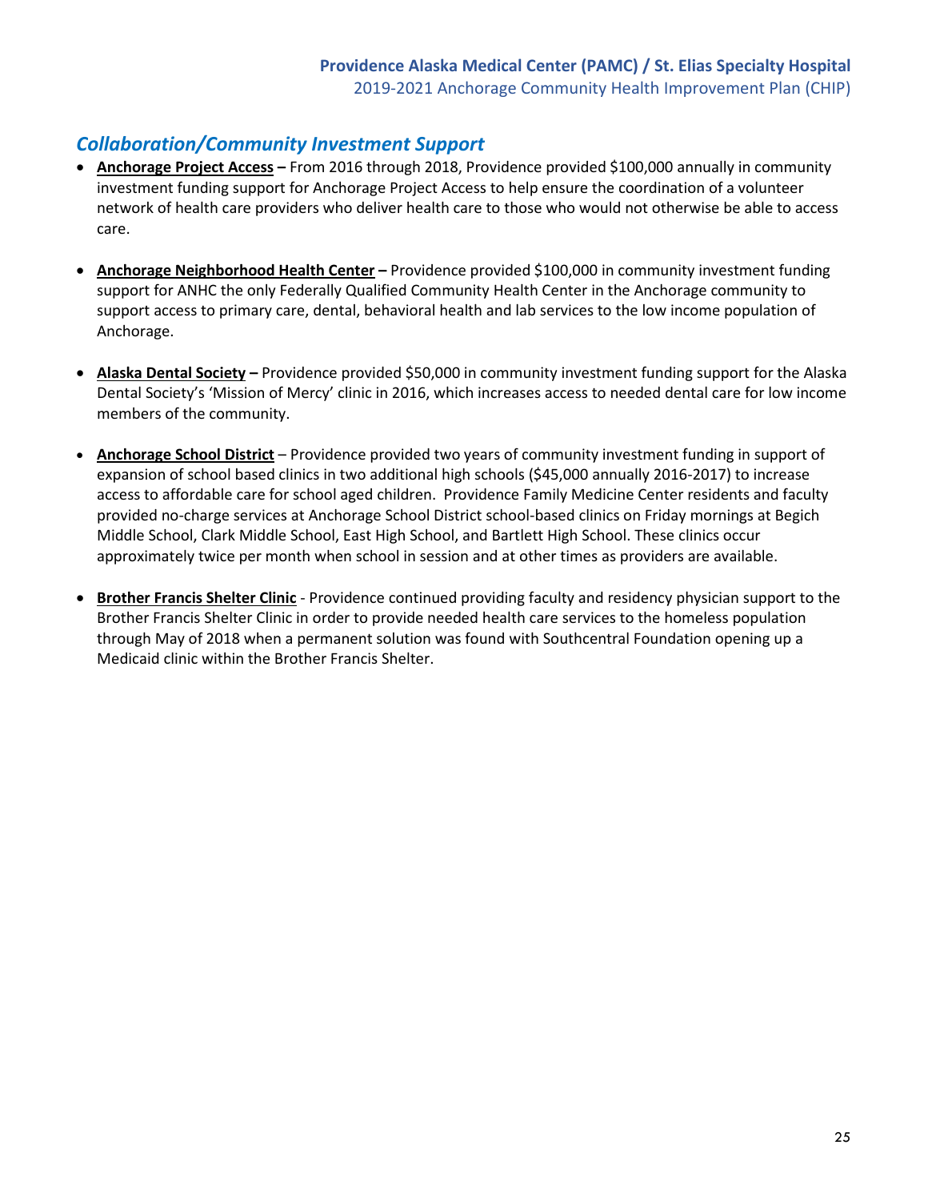## *Collaboration/Community Investment Support*

- **Anchorage Project Access –** From 2016 through 2018, Providence provided $100,000 annually in community investment funding support for Anchorage Project Access to help ensure the coordination of a volunteer network of health care providers who deliver health care to those who would not otherwise be able to access care.

- **Anchorage Neighborhood Health Center –** Providence provided $100,000 in community investment funding support for ANHC the only Federally Qualified Community Health Center in the Anchorage community to support access to primary care, dental, behavioral health and lab services to the low income population of Anchorage.

- **Alaska Dental Society –** Providence provided $50,000 in community investment funding support for the Alaska Dental Society's 'Mission of Mercy' clinic in 2016, which increases access to needed dental care for low income members of the community.

- **Anchorage School District** – Providence provided two years of community investment funding in support of expansion of school based clinics in two additional high schools ($45,000 annually 2016-2017) to increase access to affordable care for school aged children. Providence Family Medicine Center residents and faculty provided no-charge services at Anchorage School District school-based clinics on Friday mornings at Begich Middle School, Clark Middle School, East High School, and Bartlett High School. These clinics occur approximately twice per month when school in session and at other times as providers are available.

- **Brother Francis Shelter Clinic** - Providence continued providing faculty and residency physician support to the Brother Francis Shelter Clinic in order to provide needed health care services to the homeless population through May of 2018 when a permanent solution was found with Southcentral Foundation opening up a Medicaid clinic within the Brother Francis Shelter.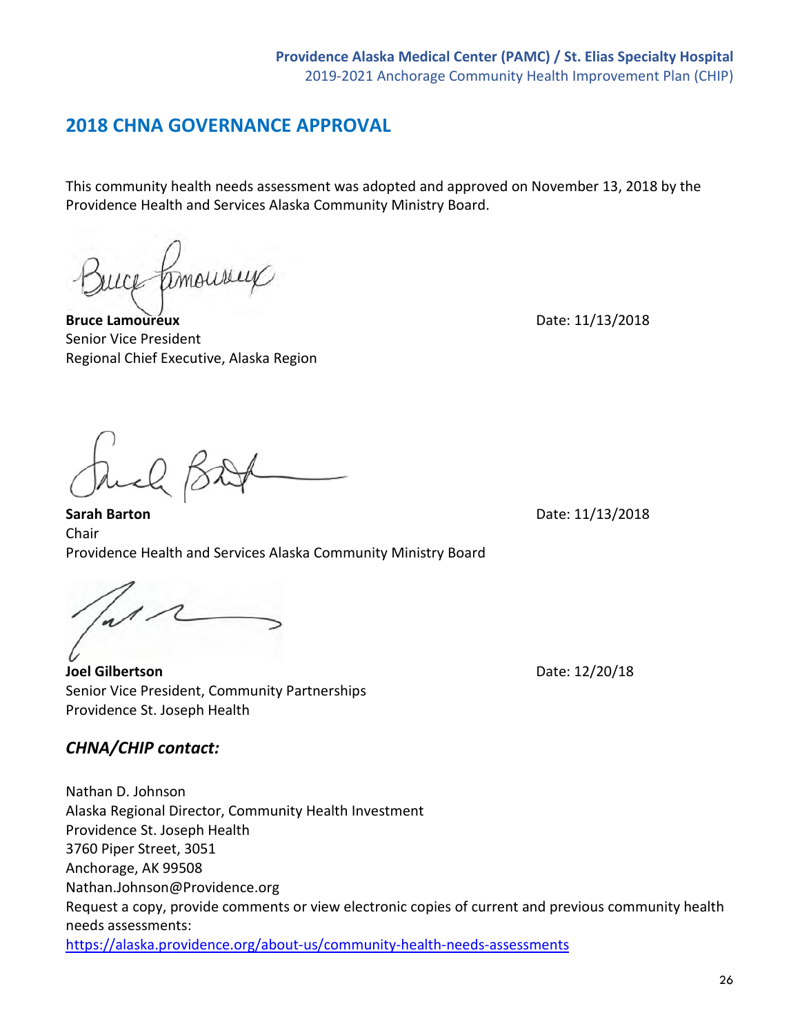## 2018 CHNA GOVERNANCE APPROVAL

This community health needs assessment was adopted and approved on November 13, 2018 by the Providence Health and Services Alaska Community Ministry Board.

**Bruce Lamoureux**
Senior Vice President
Regional Chief Executive, Alaska Region

Date: 11/13/2018

**Sarah Barton**
Chair
Providence Health and Services Alaska Community Ministry Board

Date: 11/13/2018

**Joel Gilbertson**
Senior Vice President, Community Partnerships
Providence St. Joseph Health

Date: 12/20/18

### *CHNA/CHIP contact:*

Nathan D. Johnson
Alaska Regional Director, Community Health Investment
Providence St. Joseph Health
3760 Piper Street, 3051
Anchorage, AK 99508
Nathan.Johnson@Providence.org
Request a copy, provide comments or view electronic copies of current and previous community health needs assessments:
https://alaska.providence.org/about-us/community-health-needs-assessments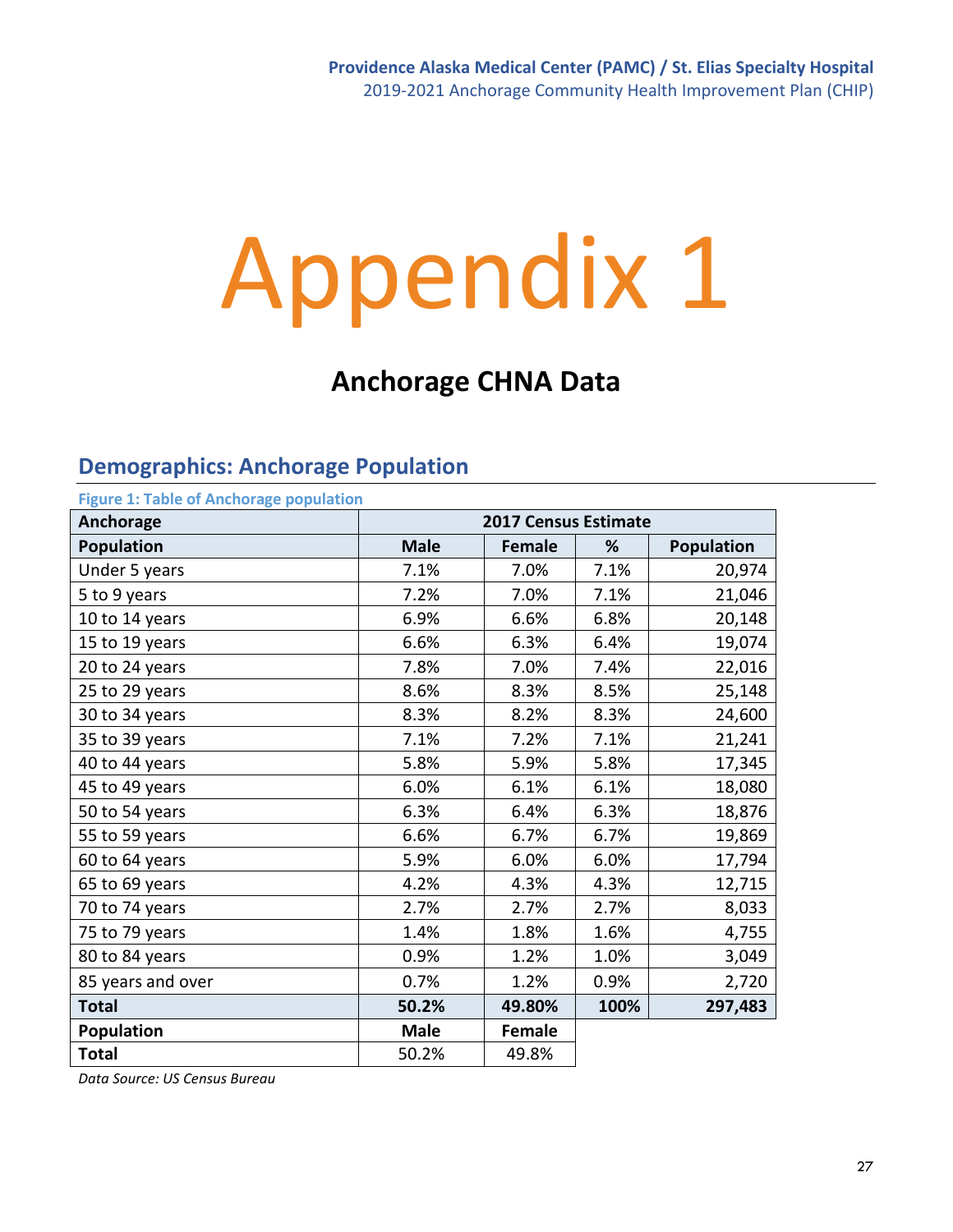# Appendix 1

## Anchorage CHNA Data

### Demographics: Anchorage Population

Figure 1: Table of Anchorage population

| Anchorage | 2017 Census Estimate | | | |
|---|---|---|---|---|
| **Population** | **Male** | **Female** | **%** | **Population** |
| Under 5 years | 7.1% | 7.0% | 7.1% | 20,974 |
| 5 to 9 years | 7.2% | 7.0% | 7.1% | 21,046 |
| 10 to 14 years | 6.9% | 6.6% | 6.8% | 20,148 |
| 15 to 19 years | 6.6% | 6.3% | 6.4% | 19,074 |
| 20 to 24 years | 7.8% | 7.0% | 7.4% | 22,016 |
| 25 to 29 years | 8.6% | 8.3% | 8.5% | 25,148 |
| 30 to 34 years | 8.3% | 8.2% | 8.3% | 24,600 |
| 35 to 39 years | 7.1% | 7.2% | 7.1% | 21,241 |
| 40 to 44 years | 5.8% | 5.9% | 5.8% | 17,345 |
| 45 to 49 years | 6.0% | 6.1% | 6.1% | 18,080 |
| 50 to 54 years | 6.3% | 6.4% | 6.3% | 18,876 |
| 55 to 59 years | 6.6% | 6.7% | 6.7% | 19,869 |
| 60 to 64 years | 5.9% | 6.0% | 6.0% | 17,794 |
| 65 to 69 years | 4.2% | 4.3% | 4.3% | 12,715 |
| 70 to 74 years | 2.7% | 2.7% | 2.7% | 8,033 |
| 75 to 79 years | 1.4% | 1.8% | 1.6% | 4,755 |
| 80 to 84 years | 0.9% | 1.2% | 1.0% | 3,049 |
| 85 years and over | 0.7% | 1.2% | 0.9% | 2,720 |
| **Total** | **50.2%** | **49.80%** | **100%** | **297,483** |
| **Population** | **Male** | **Female** | | |
| **Total** | 50.2% | 49.8% | | |

*Data Source: US Census Bureau*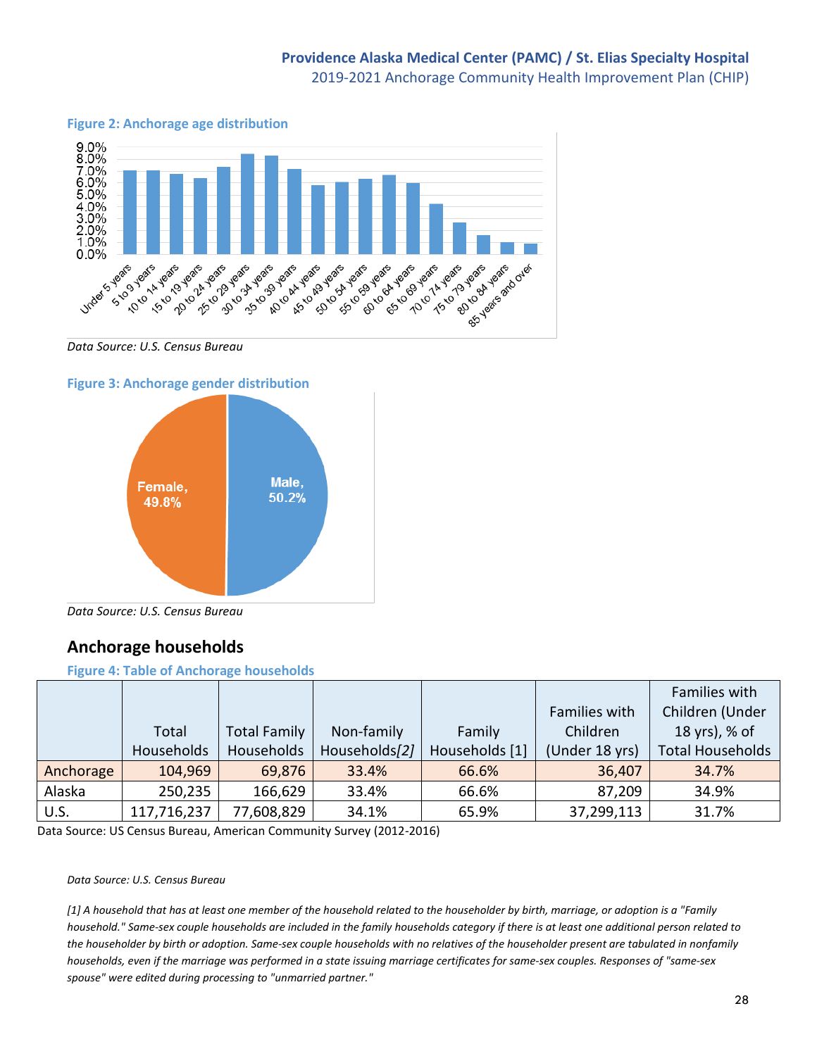**Figure 2: Anchorage age distribution**

*Data Source: U.S. Census Bureau*

**Figure 3: Anchorage gender distribution**

*Data Source: U.S. Census Bureau*

## Anchorage households

**Figure 4: Table of Anchorage households**

| | Total Households | Total Family Households | Non-family Households[2] | Family Households [1] | Families with Children (Under 18 yrs) | Families with Children (Under 18 yrs), % of Total Households |
|---|---|---|---|---|---|---|
| Anchorage | 104,969 | 69,876 | 33.4% | 66.6% | 36,407 | 34.7% |
| Alaska | 250,235 | 166,629 | 33.4% | 66.6% | 87,209 | 34.9% |
| U.S. | 117,716,237 | 77,608,829 | 34.1% | 65.9% | 37,299,113 | 31.7% |

Data Source: US Census Bureau, American Community Survey (2012-2016)

*Data Source: U.S. Census Bureau*

*[1] A household that has at least one member of the household related to the householder by birth, marriage, or adoption is a "Family household." Same-sex couple households are included in the family households category if there is at least one additional person related to the householder by birth or adoption. Same-sex couple households with no relatives of the householder present are tabulated in nonfamily households, even if the marriage was performed in a state issuing marriage certificates for same-sex couples. Responses of "same-sex spouse" were edited during processing to "unmarried partner."*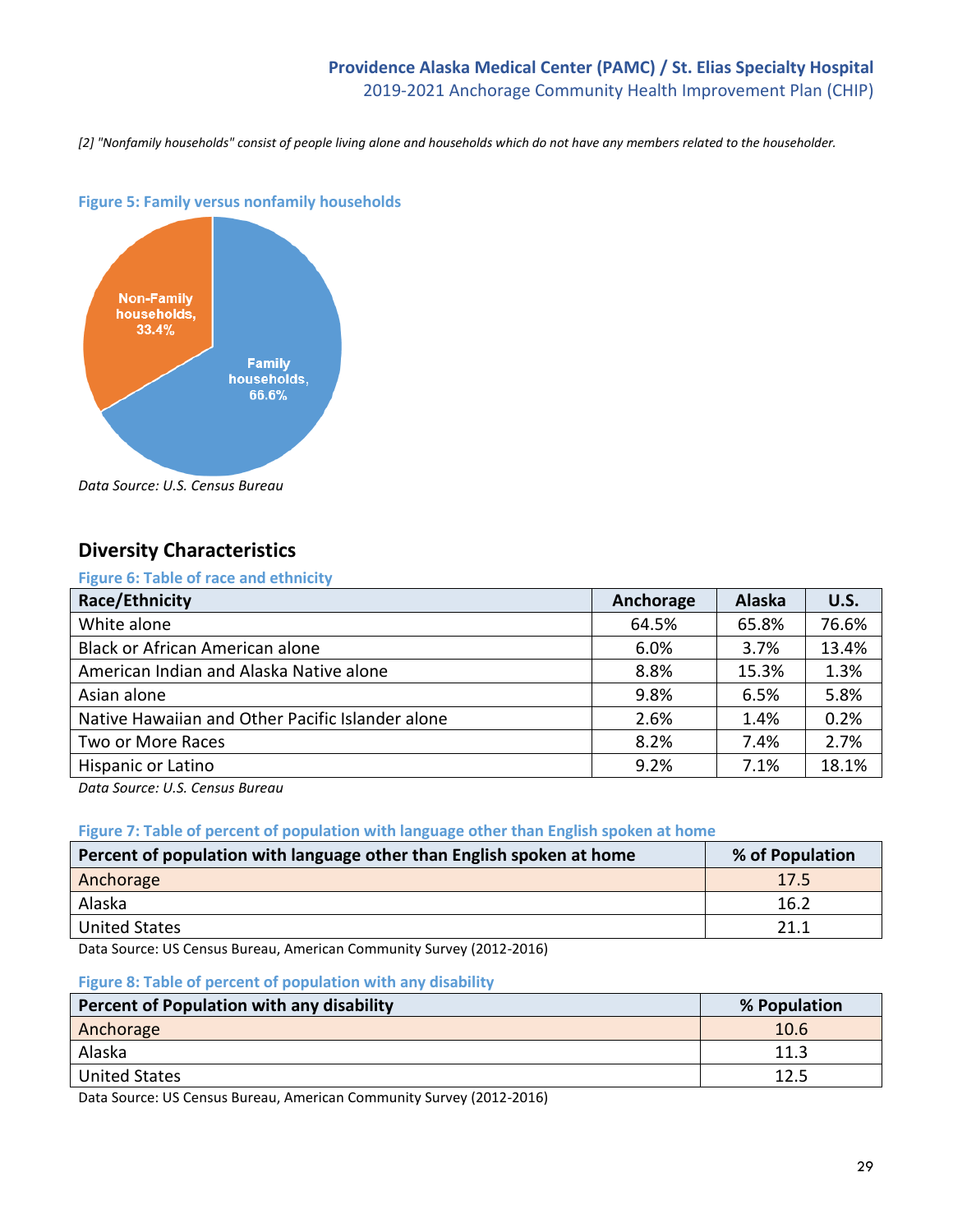*[2] "Nonfamily households" consist of people living alone and households which do not have any members related to the householder.*

**Figure 5: Family versus nonfamily households**

Non-Family households, 33.4%

Family households, 66.6%

*Data Source: U.S. Census Bureau*

## Diversity Characteristics

**Figure 6: Table of race and ethnicity**

| Race/Ethnicity | Anchorage | Alaska | U.S. |
|---|---|---|---|
| White alone | 64.5% | 65.8% | 76.6% |
| Black or African American alone | 6.0% | 3.7% | 13.4% |
| American Indian and Alaska Native alone | 8.8% | 15.3% | 1.3% |
| Asian alone | 9.8% | 6.5% | 5.8% |
| Native Hawaiian and Other Pacific Islander alone | 2.6% | 1.4% | 0.2% |
| Two or More Races | 8.2% | 7.4% | 2.7% |
| Hispanic or Latino | 9.2% | 7.1% | 18.1% |

*Data Source: U.S. Census Bureau*

**Figure 7: Table of percent of population with language other than English spoken at home**

| Percent of population with language other than English spoken at home | % of Population |
|---|---|
| Anchorage | 17.5 |
| Alaska | 16.2 |
| United States | 21.1 |

Data Source: US Census Bureau, American Community Survey (2012-2016)

**Figure 8: Table of percent of population with any disability**

| Percent of Population with any disability | % Population |
|---|---|
| Anchorage | 10.6 |
| Alaska | 11.3 |
| United States | 12.5 |

Data Source: US Census Bureau, American Community Survey (2012-2016)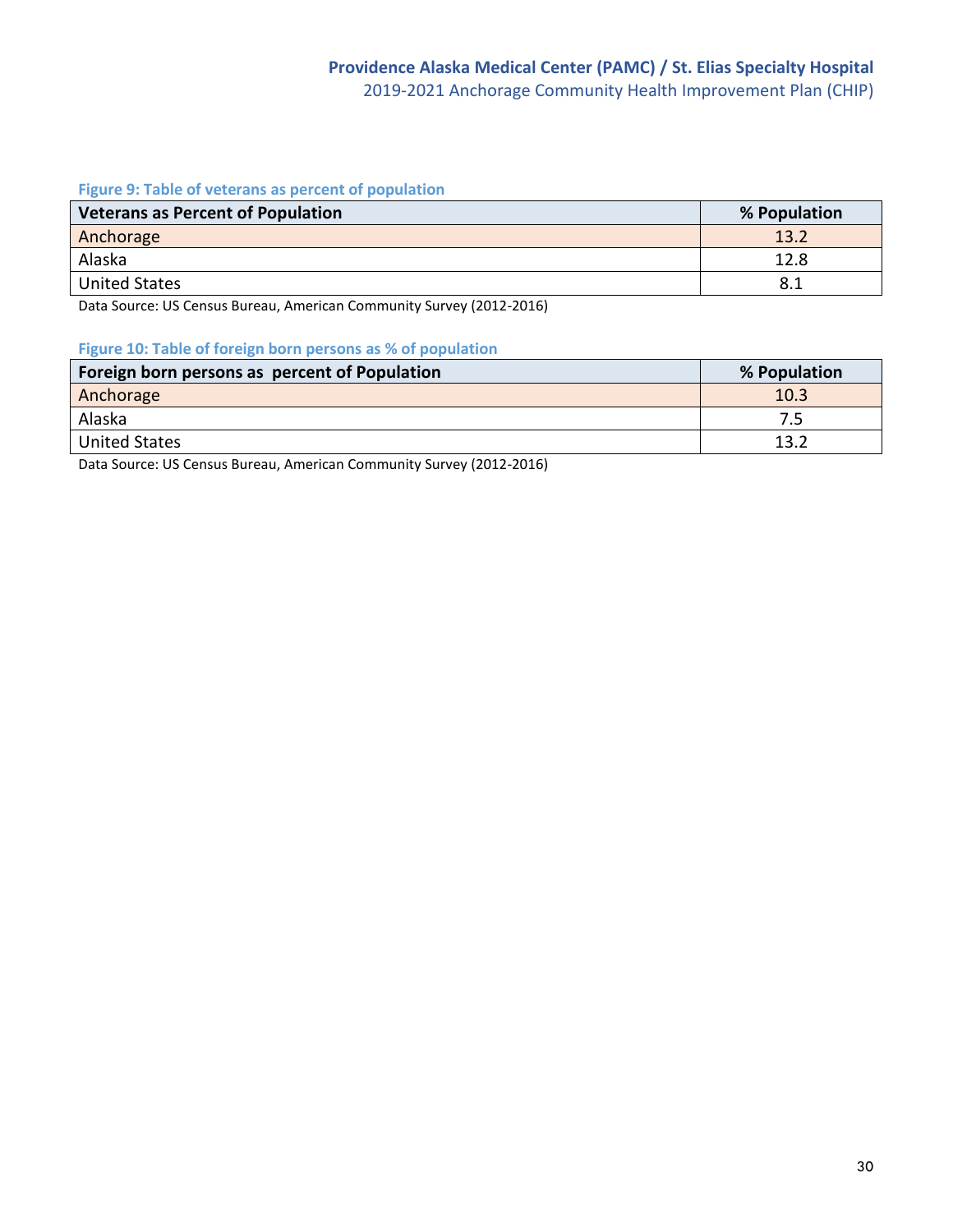Figure 9: Table of veterans as percent of population

| Veterans as Percent of Population | % Population |
|---|---|
| Anchorage | 13.2 |
| Alaska | 12.8 |
| United States | 8.1 |

Data Source: US Census Bureau, American Community Survey (2012-2016)

Figure 10: Table of foreign born persons as % of population

| Foreign born persons as percent of Population | % Population |
|---|---|
| Anchorage | 10.3 |
| Alaska | 7.5 |
| United States | 13.2 |

Data Source: US Census Bureau, American Community Survey (2012-2016)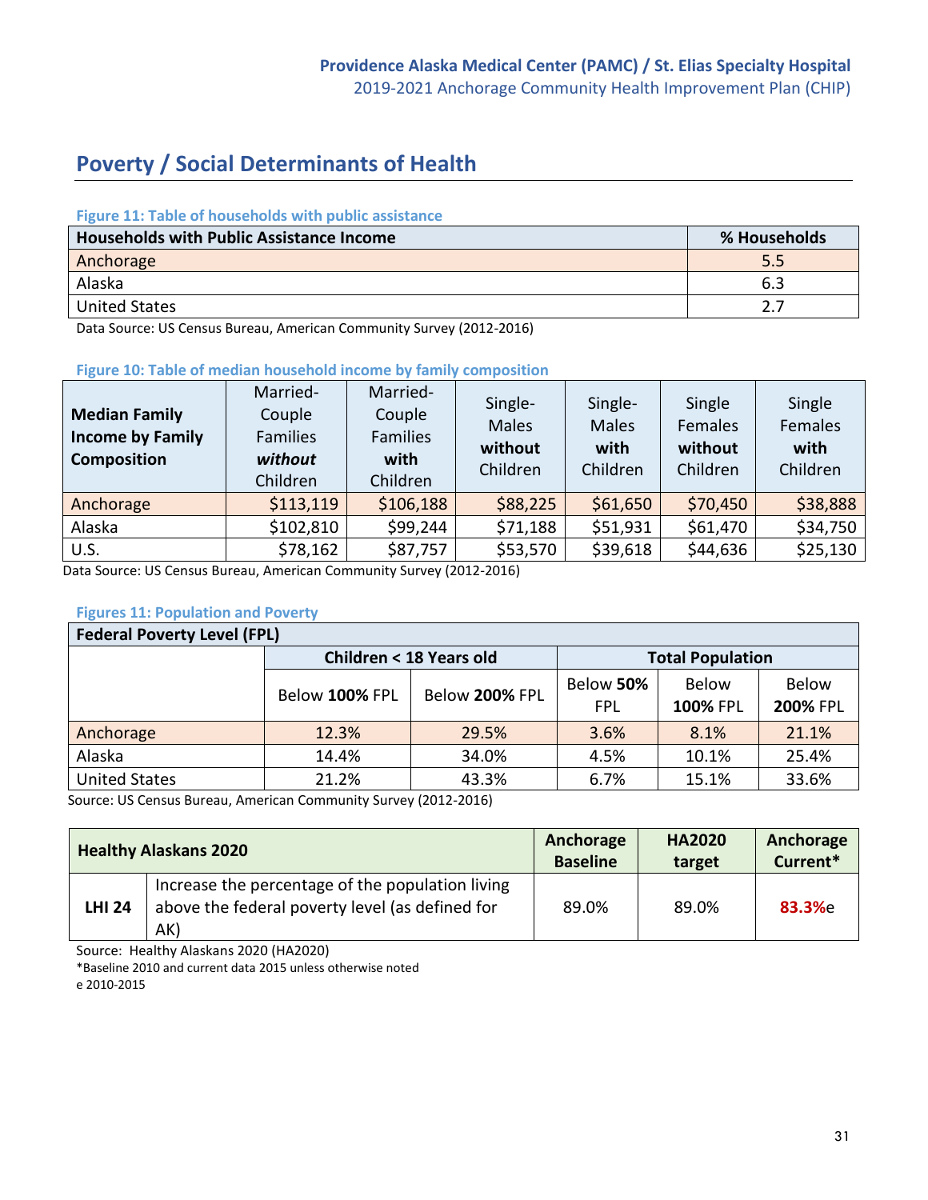## Poverty / Social Determinants of Health

**Figure 11: Table of households with public assistance**

| Households with Public Assistance Income | % Households |
|---|---|
| Anchorage | 5.5 |
| Alaska | 6.3 |
| United States | 2.7 |

Data Source: US Census Bureau, American Community Survey (2012-2016)

**Figure 10: Table of median household income by family composition**

| Median Family Income by Family Composition | Married-Couple Families *without* Children | Married-Couple Families **with** Children | Single-Males **without** Children | Single-Males **with** Children | Single Females **without** Children | Single Females **with** Children |
|---|---|---|---|---|---|---|
| Anchorage | $113,119 | $106,188 | $88,225 | $61,650 | $70,450 | $38,888 |
| Alaska | $102,810 | $99,244 | $71,188 | $51,931 | $61,470 | $34,750 |
| U.S. | $78,162 | $87,757 | $53,570 | $39,618 | $44,636 | $25,130 |

Data Source: US Census Bureau, American Community Survey (2012-2016)

**Figures 11: Population and Poverty**

| Federal Poverty Level (FPL) | Children < 18 Years old | | Total Population | | |
|---|---|---|---|---|---|
| | Below **100%** FPL | Below **200%** FPL | Below **50%** FPL | Below **100%** FPL | Below **200%** FPL |
| Anchorage | 12.3% | 29.5% | 3.6% | 8.1% | 21.1% |
| Alaska | 14.4% | 34.0% | 4.5% | 10.1% | 25.4% |
| United States | 21.2% | 43.3% | 6.7% | 15.1% | 33.6% |

Source: US Census Bureau, American Community Survey (2012-2016)

| Healthy Alaskans 2020 | | Anchorage Baseline | HA2020 target | Anchorage Current* |
|---|---|---|---|---|
| **LHI 24** | Increase the percentage of the population living above the federal poverty level (as defined for AK) | 89.0% | 89.0% | **83.3%**e |

Source: Healthy Alaskans 2020 (HA2020)

*Baseline 2010 and current data 2015 unless otherwise noted

e 2010-2015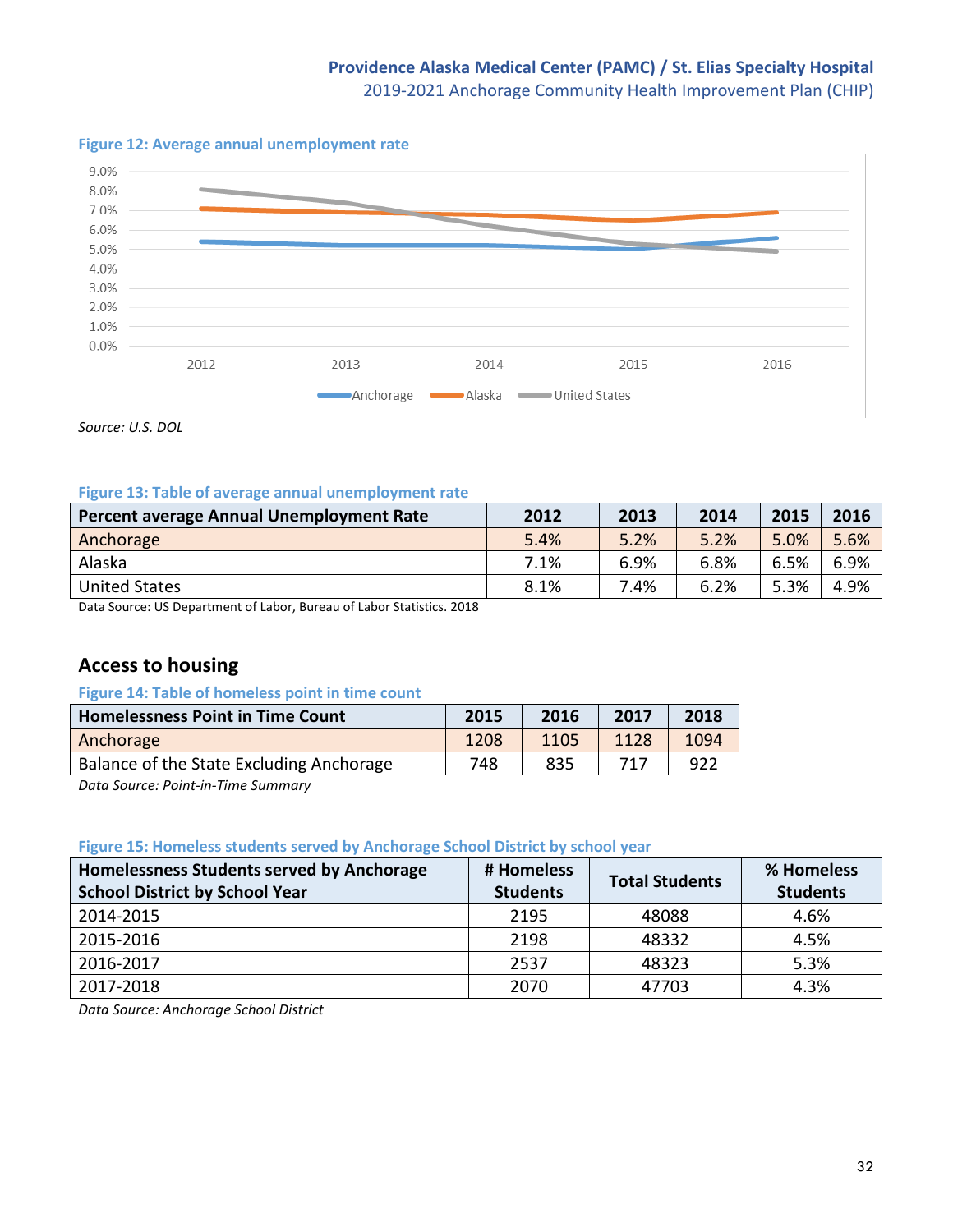**Figure 12: Average annual unemployment rate**

*Source: U.S. DOL*

**Figure 13: Table of average annual unemployment rate**

| Percent average Annual Unemployment Rate | 2012 | 2013 | 2014 | 2015 | 2016 |
|---|---|---|---|---|---|
| Anchorage | 5.4% | 5.2% | 5.2% | 5.0% | 5.6% |
| Alaska | 7.1% | 6.9% | 6.8% | 6.5% | 6.9% |
| United States | 8.1% | 7.4% | 6.2% | 5.3% | 4.9% |

Data Source: US Department of Labor, Bureau of Labor Statistics. 2018

## Access to housing

**Figure 14: Table of homeless point in time count**

| Homelessness Point in Time Count | 2015 | 2016 | 2017 | 2018 |
|---|---|---|---|---|
| Anchorage | 1208 | 1105 | 1128 | 1094 |
| Balance of the State Excluding Anchorage | 748 | 835 | 717 | 922 |

*Data Source: Point-in-Time Summary*

**Figure 15: Homeless students served by Anchorage School District by school year**

| Homelessness Students served by Anchorage School District by School Year | # Homeless Students | Total Students | % Homeless Students |
|---|---|---|---|
| 2014-2015 | 2195 | 48088 | 4.6% |
| 2015-2016 | 2198 | 48332 | 4.5% |
| 2016-2017 | 2537 | 48323 | 5.3% |
| 2017-2018 | 2070 | 47703 | 4.3% |

*Data Source: Anchorage School District*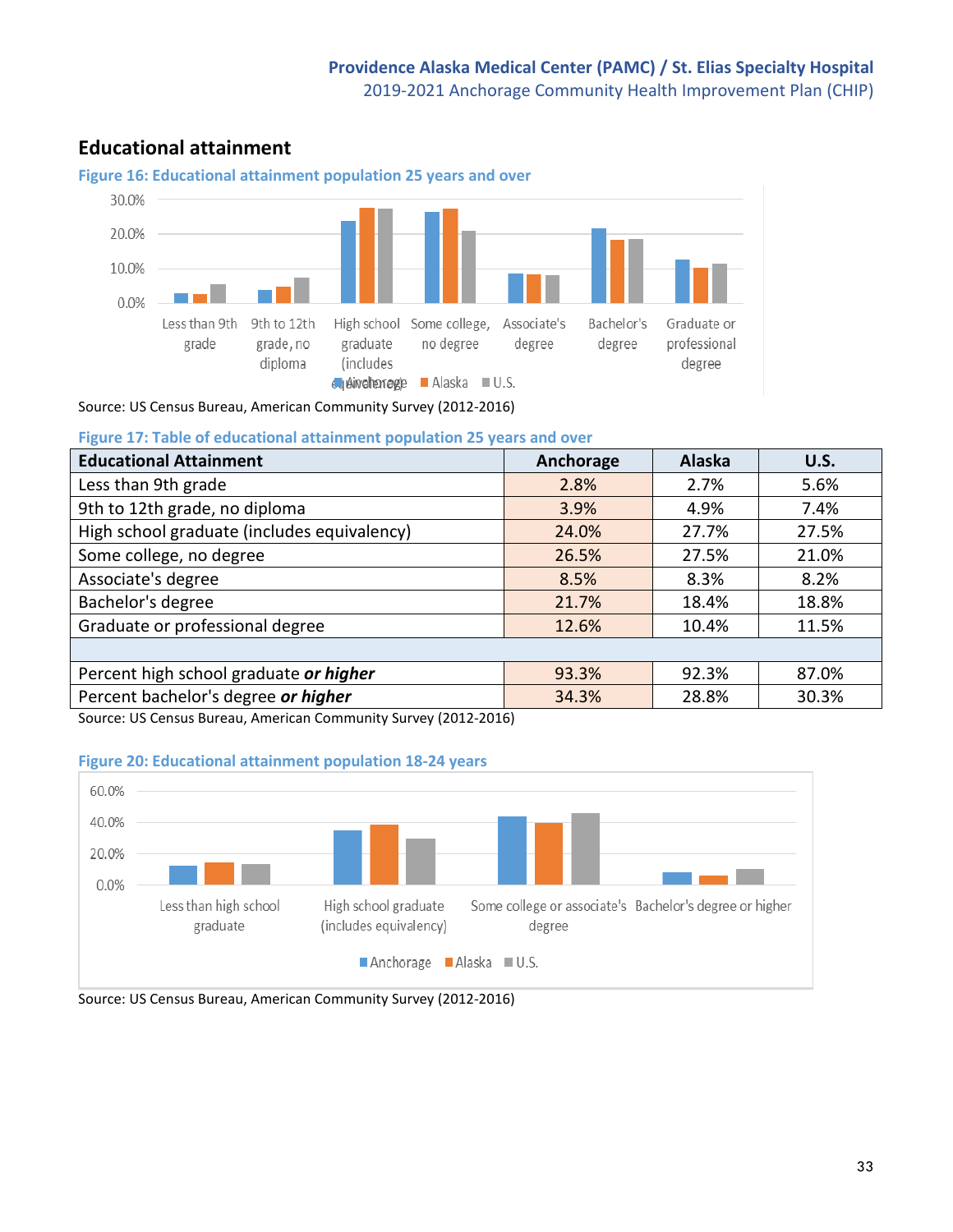## Educational attainment

**Figure 16: Educational attainment population 25 years and over**

Source: US Census Bureau, American Community Survey (2012-2016)

**Figure 17: Table of educational attainment population 25 years and over**

| Educational Attainment | Anchorage | Alaska | U.S. |
|---|---|---|---|
| Less than 9th grade | 2.8% | 2.7% | 5.6% |
| 9th to 12th grade, no diploma | 3.9% | 4.9% | 7.4% |
| High school graduate (includes equivalency) | 24.0% | 27.7% | 27.5% |
| Some college, no degree | 26.5% | 27.5% | 21.0% |
| Associate's degree | 8.5% | 8.3% | 8.2% |
| Bachelor's degree | 21.7% | 18.4% | 18.8% |
| Graduate or professional degree | 12.6% | 10.4% | 11.5% |
| | | | |
| Percent high school graduate ***or higher*** | 93.3% | 92.3% | 87.0% |
| Percent bachelor's degree ***or higher*** | 34.3% | 28.8% | 30.3% |

Source: US Census Bureau, American Community Survey (2012-2016)

**Figure 20: Educational attainment population 18-24 years**

Source: US Census Bureau, American Community Survey (2012-2016)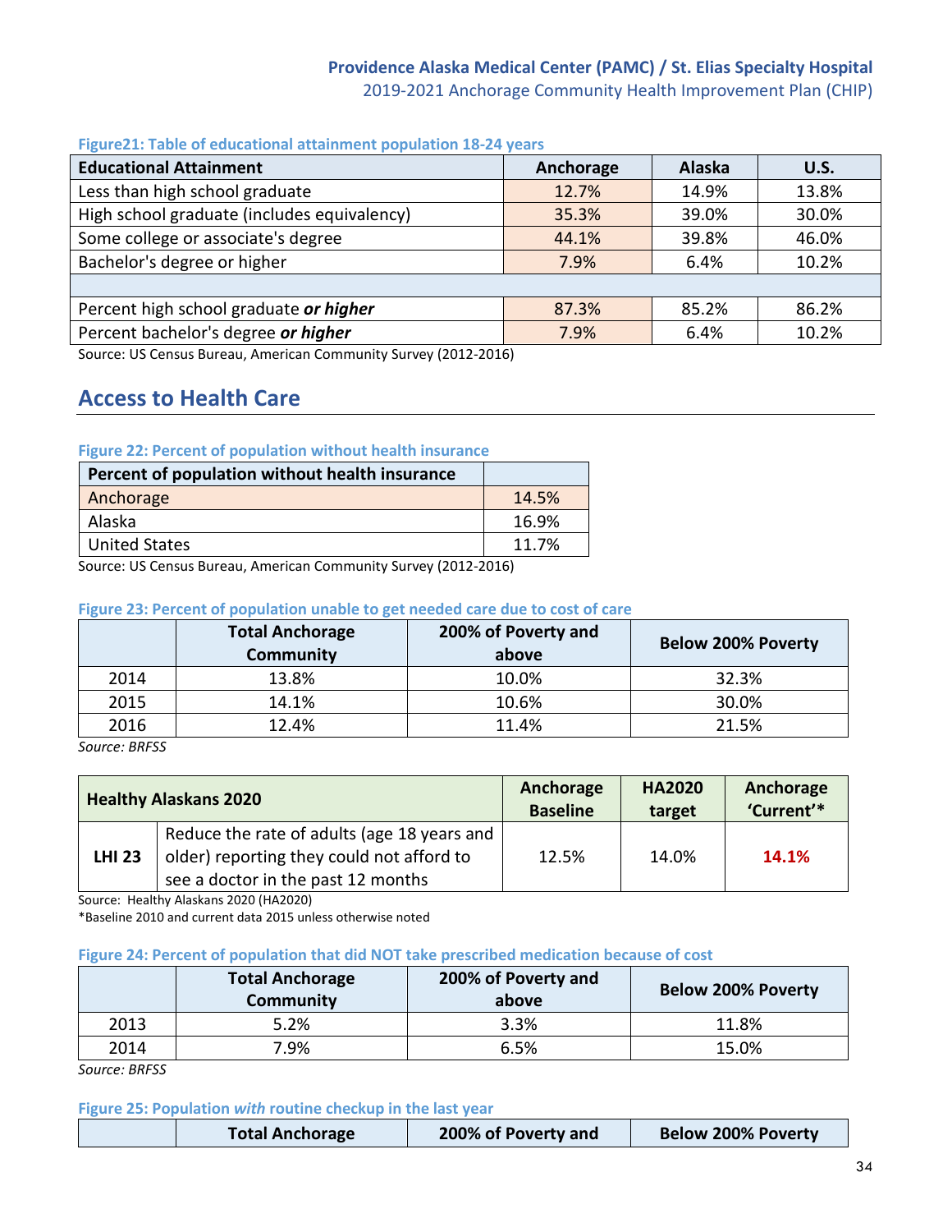**Figure21: Table of educational attainment population 18-24 years**

| Educational Attainment | Anchorage | Alaska | U.S. |
|---|---|---|---|
| Less than high school graduate | 12.7% | 14.9% | 13.8% |
| High school graduate (includes equivalency) | 35.3% | 39.0% | 30.0% |
| Some college or associate's degree | 44.1% | 39.8% | 46.0% |
| Bachelor's degree or higher | 7.9% | 6.4% | 10.2% |
| | | | |
| Percent high school graduate ***or higher*** | 87.3% | 85.2% | 86.2% |
| Percent bachelor's degree ***or higher*** | 7.9% | 6.4% | 10.2% |

Source: US Census Bureau, American Community Survey (2012-2016)

## Access to Health Care

**Figure 22: Percent of population without health insurance**

| Percent of population without health insurance | |
|---|---|
| Anchorage | 14.5% |
| Alaska | 16.9% |
| United States | 11.7% |

Source: US Census Bureau, American Community Survey (2012-2016)

**Figure 23: Percent of population unable to get needed care due to cost of care**

| | Total Anchorage Community | 200% of Poverty and above | Below 200% Poverty |
|---|---|---|---|
| 2014 | 13.8% | 10.0% | 32.3% |
| 2015 | 14.1% | 10.6% | 30.0% |
| 2016 | 12.4% | 11.4% | 21.5% |

*Source: BRFSS*

| Healthy Alaskans 2020 | | Anchorage Baseline | HA2020 target | Anchorage 'Current'* |
|---|---|---|---|---|
| LHI 23 | Reduce the rate of adults (age 18 years and older) reporting they could not afford to see a doctor in the past 12 months | 12.5% | 14.0% | 14.1% |

Source: Healthy Alaskans 2020 (HA2020)

*Baseline 2010 and current data 2015 unless otherwise noted

**Figure 24: Percent of population that did NOT take prescribed medication because of cost**

| | Total Anchorage Community | 200% of Poverty and above | Below 200% Poverty |
|---|---|---|---|
| 2013 | 5.2% | 3.3% | 11.8% |
| 2014 | 7.9% | 6.5% | 15.0% |

*Source: BRFSS*

**Figure 25: Population *with* routine checkup in the last year**

| | Total Anchorage | 200% of Poverty and | Below 200% Poverty |
|---|---|---|---|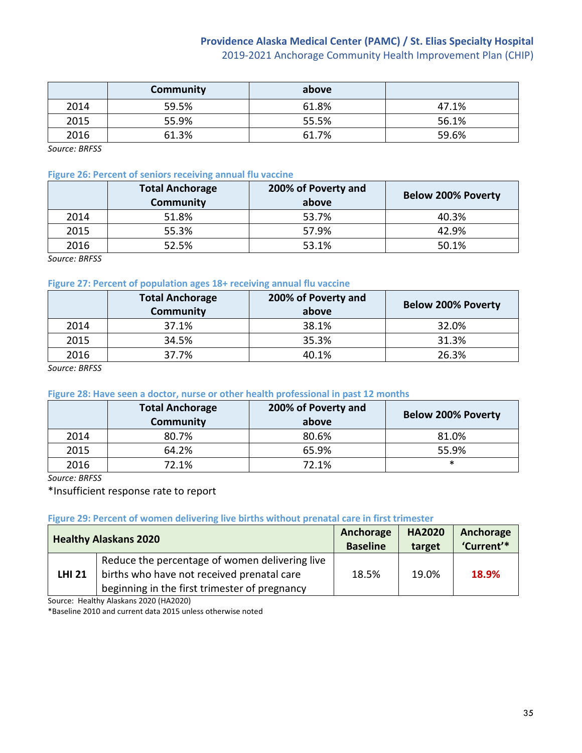|  | Community | above |  |
|---|---|---|---|
| 2014 | 59.5% | 61.8% | 47.1% |
| 2015 | 55.9% | 55.5% | 56.1% |
| 2016 | 61.3% | 61.7% | 59.6% |

*Source: BRFSS*

### Figure 26: Percent of seniors receiving annual flu vaccine

|  | Total Anchorage Community | 200% of Poverty and above | Below 200% Poverty |
|---|---|---|---|
| 2014 | 51.8% | 53.7% | 40.3% |
| 2015 | 55.3% | 57.9% | 42.9% |
| 2016 | 52.5% | 53.1% | 50.1% |

*Source: BRFSS*

### Figure 27: Percent of population ages 18+ receiving annual flu vaccine

|  | Total Anchorage Community | 200% of Poverty and above | Below 200% Poverty |
|---|---|---|---|
| 2014 | 37.1% | 38.1% | 32.0% |
| 2015 | 34.5% | 35.3% | 31.3% |
| 2016 | 37.7% | 40.1% | 26.3% |

*Source: BRFSS*

### Figure 28: Have seen a doctor, nurse or other health professional in past 12 months

|  | Total Anchorage Community | 200% of Poverty and above | Below 200% Poverty |
|---|---|---|---|
| 2014 | 80.7% | 80.6% | 81.0% |
| 2015 | 64.2% | 65.9% | 55.9% |
| 2016 | 72.1% | 72.1% | * |

*Source: BRFSS*

*Insufficient response rate to report

### Figure 29: Percent of women delivering live births without prenatal care in first trimester

| Healthy Alaskans 2020 |  | Anchorage Baseline | HA2020 target | Anchorage 'Current'* |
|---|---|---|---|---|
| **LHI 21** | Reduce the percentage of women delivering live births who have not received prenatal care beginning in the first trimester of pregnancy | 18.5% | 19.0% | **18.9%** |

Source: Healthy Alaskans 2020 (HA2020)

*Baseline 2010 and current data 2015 unless otherwise noted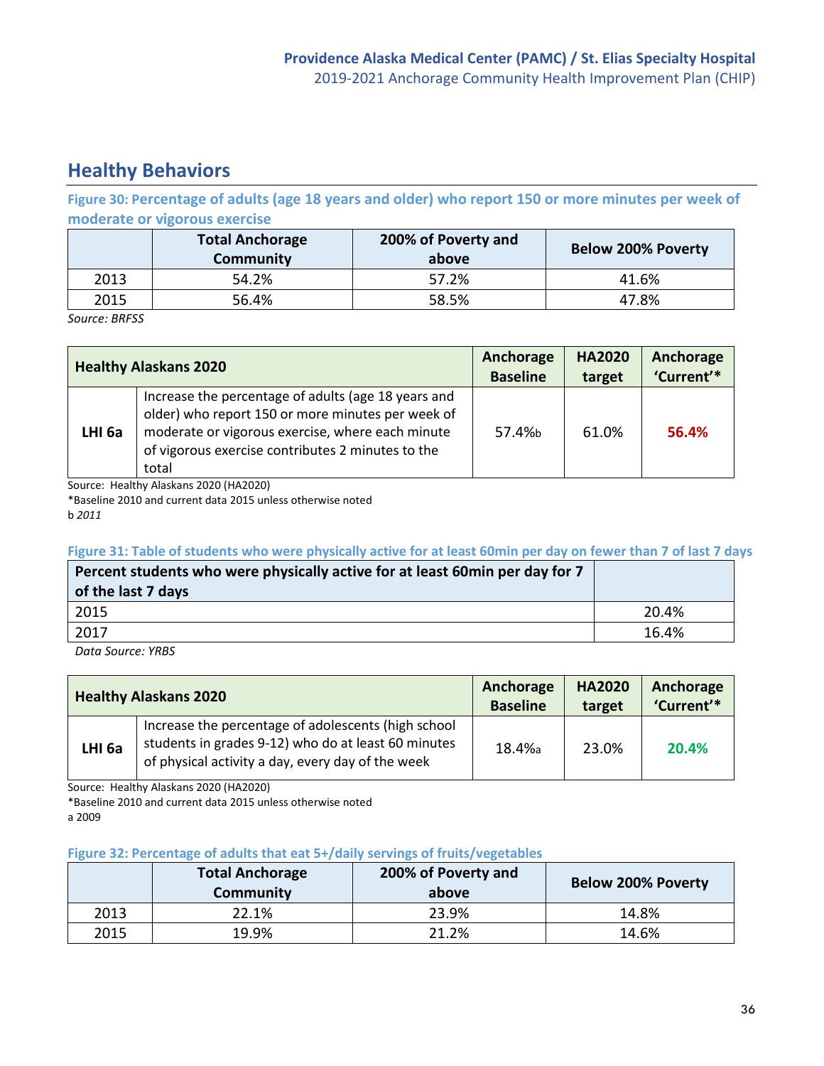## Healthy Behaviors

**Figure 30: Percentage of adults (age 18 years and older) who report 150 or more minutes per week of moderate or vigorous exercise**

| | Total Anchorage Community | 200% of Poverty and above | Below 200% Poverty |
|---|---|---|---|
| 2013 | 54.2% | 57.2% | 41.6% |
| 2015 | 56.4% | 58.5% | 47.8% |

*Source: BRFSS*

| Healthy Alaskans 2020 | | Anchorage Baseline | HA2020 target | Anchorage 'Current'* |
|---|---|---|---|---|
| LHI 6a | Increase the percentage of adults (age 18 years and older) who report 150 or more minutes per week of moderate or vigorous exercise, where each minute of vigorous exercise contributes 2 minutes to the total | 57.4%b | 61.0% | 56.4% |

Source: Healthy Alaskans 2020 (HA2020)

*Baseline 2010 and current data 2015 unless otherwise noted

b *2011*

**Figure 31: Table of students who were physically active for at least 60min per day on fewer than 7 of last 7 days**

| Percent students who were physically active for at least 60min per day for 7 of the last 7 days | |
|---|---|
| 2015 | 20.4% |
| 2017 | 16.4% |

*Data Source: YRBS*

| Healthy Alaskans 2020 | | Anchorage Baseline | HA2020 target | Anchorage 'Current'* |
|---|---|---|---|---|
| LHI 6a | Increase the percentage of adolescents (high school students in grades 9-12) who do at least 60 minutes of physical activity a day, every day of the week | 18.4%a | 23.0% | 20.4% |

Source: Healthy Alaskans 2020 (HA2020)

*Baseline 2010 and current data 2015 unless otherwise noted

a 2009

**Figure 32: Percentage of adults that eat 5+/daily servings of fruits/vegetables**

| | Total Anchorage Community | 200% of Poverty and above | Below 200% Poverty |
|---|---|---|---|
| 2013 | 22.1% | 23.9% | 14.8% |
| 2015 | 19.9% | 21.2% | 14.6% |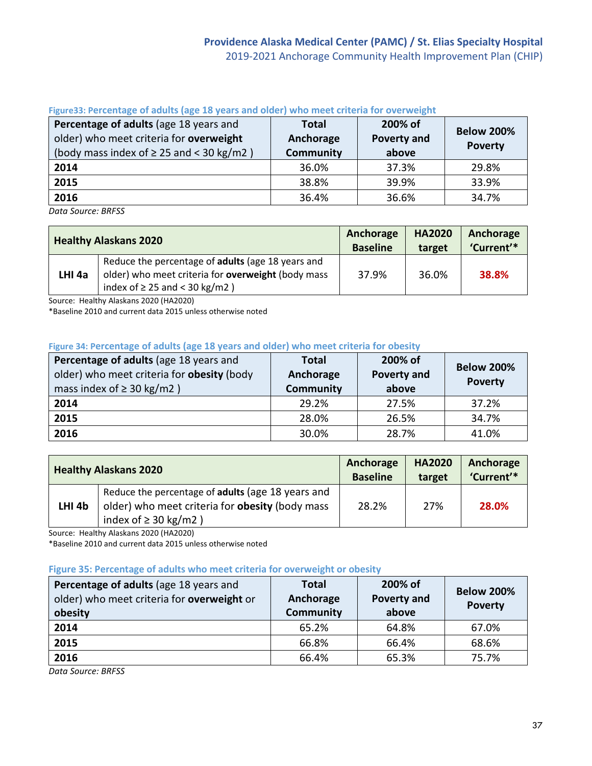#### Figure33: Percentage of adults (age 18 years and older) who meet criteria for overweight

| **Percentage of adults** (age 18 years and older) who meet criteria for **overweight** (body mass index of ≥ 25 and < 30 kg/m2 ) | Total Anchorage Community | 200% of Poverty and above | Below 200% Poverty |
|---|---|---|---|
| **2014** | 36.0% | 37.3% | 29.8% |
| **2015** | 38.8% | 39.9% | 33.9% |
| **2016** | 36.4% | 36.6% | 34.7% |

*Data Source: BRFSS*

| **Healthy Alaskans 2020** | | Anchorage Baseline | HA2020 target | Anchorage 'Current'* |
|---|---|---|---|---|
| **LHI 4a** | Reduce the percentage of **adults** (age 18 years and older) who meet criteria for **overweight** (body mass index of ≥ 25 and < 30 kg/m2 ) | 37.9% | 36.0% | **38.8%** |

Source: Healthy Alaskans 2020 (HA2020)
*Baseline 2010 and current data 2015 unless otherwise noted

#### Figure 34: Percentage of adults (age 18 years and older) who meet criteria for obesity

| **Percentage of adults** (age 18 years and older) who meet criteria for **obesity** (body mass index of ≥ 30 kg/m2 ) | Total Anchorage Community | 200% of Poverty and above | Below 200% Poverty |
|---|---|---|---|
| **2014** | 29.2% | 27.5% | 37.2% |
| **2015** | 28.0% | 26.5% | 34.7% |
| **2016** | 30.0% | 28.7% | 41.0% |

| **Healthy Alaskans 2020** | | Anchorage Baseline | HA2020 target | Anchorage 'Current'* |
|---|---|---|---|---|
| **LHI 4b** | Reduce the percentage of **adults** (age 18 years and older) who meet criteria for **obesity** (body mass index of ≥ 30 kg/m2 ) | 28.2% | 27% | **28.0%** |

Source: Healthy Alaskans 2020 (HA2020)
*Baseline 2010 and current data 2015 unless otherwise noted

#### Figure 35: Percentage of adults who meet criteria for overweight or obesity

| **Percentage of adults** (age 18 years and older) who meet criteria for **overweight** or **obesity** | Total Anchorage Community | 200% of Poverty and above | Below 200% Poverty |
|---|---|---|---|
| **2014** | 65.2% | 64.8% | 67.0% |
| **2015** | 66.8% | 66.4% | 68.6% |
| **2016** | 66.4% | 65.3% | 75.7% |

*Data Source: BRFSS*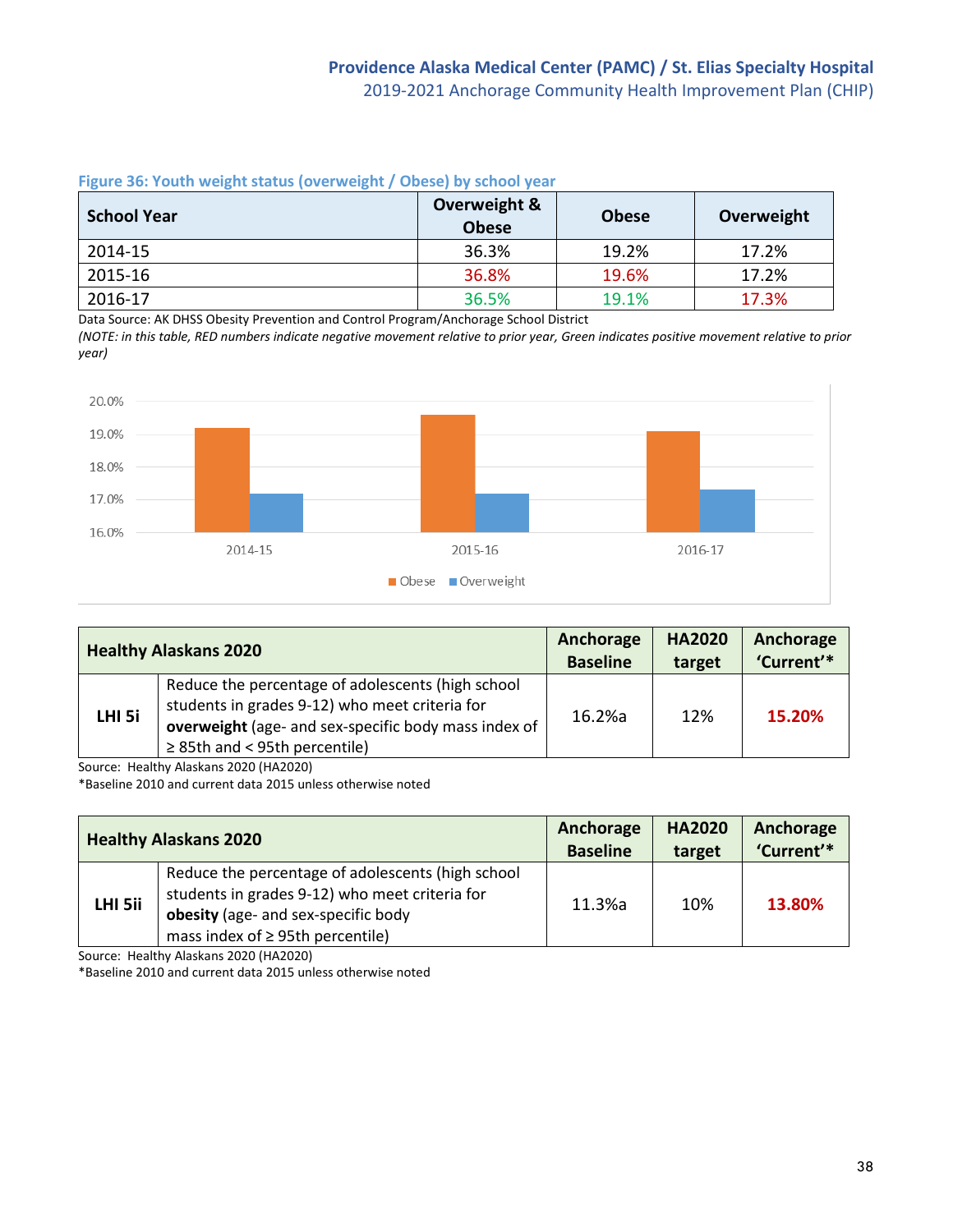**Figure 36: Youth weight status (overweight / Obese) by school year**

| School Year | Overweight & Obese | Obese | Overweight |
|---|---|---|---|
| 2014-15 | 36.3% | 19.2% | 17.2% |
| 2015-16 | 36.8% | 19.6% | 17.2% |
| 2016-17 | 36.5% | 19.1% | 17.3% |

Data Source: AK DHSS Obesity Prevention and Control Program/Anchorage School District

*(NOTE: in this table, RED numbers indicate negative movement relative to prior year, Green indicates positive movement relative to prior year)*

| Healthy Alaskans 2020 | | Anchorage Baseline | HA2020 target | Anchorage 'Current'* |
|---|---|---|---|---|
| LHI 5i | Reduce the percentage of adolescents (high school students in grades 9-12) who meet criteria for **overweight** (age- and sex-specific body mass index of ≥ 85th and < 95th percentile) | 16.2%a | 12% | **15.20%** |

Source: Healthy Alaskans 2020 (HA2020)

*Baseline 2010 and current data 2015 unless otherwise noted

| Healthy Alaskans 2020 | | Anchorage Baseline | HA2020 target | Anchorage 'Current'* |
|---|---|---|---|---|
| LHI 5ii | Reduce the percentage of adolescents (high school students in grades 9-12) who meet criteria for **obesity** (age- and sex-specific body mass index of ≥ 95th percentile) | 11.3%a | 10% | **13.80%** |

Source: Healthy Alaskans 2020 (HA2020)

*Baseline 2010 and current data 2015 unless otherwise noted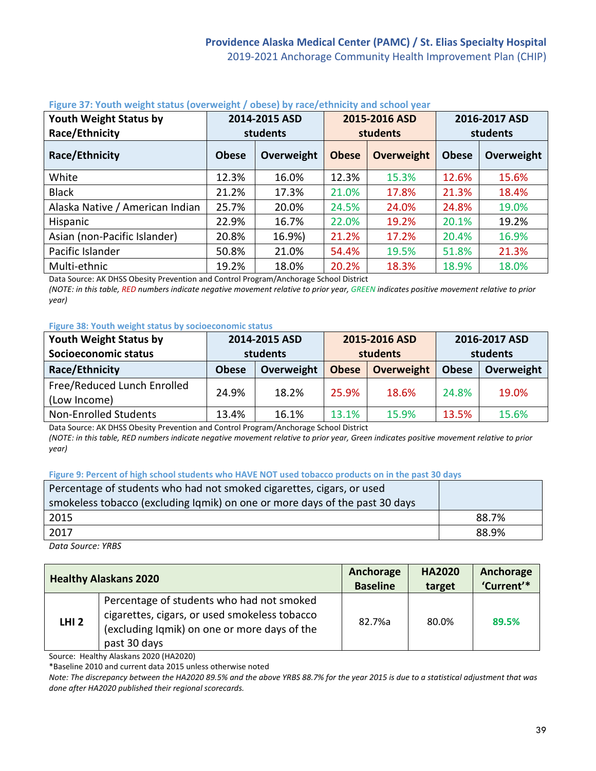**Figure 37: Youth weight status (overweight / obese) by race/ethnicity and school year**

| Youth Weight Status by Race/Ethnicity | 2014-2015 ASD students | | 2015-2016 ASD students | | 2016-2017 ASD students | |
|---|---|---|---|---|---|---|
| **Race/Ethnicity** | **Obese** | **Overweight** | **Obese** | **Overweight** | **Obese** | **Overweight** |
| White | 12.3% | 16.0% | 12.3% | 15.3% | 12.6% | 15.6% |
| Black | 21.2% | 17.3% | 21.0% | 17.8% | 21.3% | 18.4% |
| Alaska Native / American Indian | 25.7% | 20.0% | 24.5% | 24.0% | 24.8% | 19.0% |
| Hispanic | 22.9% | 16.7% | 22.0% | 19.2% | 20.1% | 19.2% |
| Asian (non-Pacific Islander) | 20.8% | 16.9%) | 21.2% | 17.2% | 20.4% | 16.9% |
| Pacific Islander | 50.8% | 21.0% | 54.4% | 19.5% | 51.8% | 21.3% |
| Multi-ethnic | 19.2% | 18.0% | 20.2% | 18.3% | 18.9% | 18.0% |

Data Source: AK DHSS Obesity Prevention and Control Program/Anchorage School District

*(NOTE: in this table, RED numbers indicate negative movement relative to prior year, GREEN indicates positive movement relative to prior year)*

**Figure 38: Youth weight status by socioeconomic status**

| Youth Weight Status by Socioeconomic status | 2014-2015 ASD students | | 2015-2016 ASD students | | 2016-2017 ASD students | |
|---|---|---|---|---|---|---|
| **Race/Ethnicity** | **Obese** | **Overweight** | **Obese** | **Overweight** | **Obese** | **Overweight** |
| Free/Reduced Lunch Enrolled (Low Income) | 24.9% | 18.2% | 25.9% | 18.6% | 24.8% | 19.0% |
| Non-Enrolled Students | 13.4% | 16.1% | 13.1% | 15.9% | 13.5% | 15.6% |

Data Source: AK DHSS Obesity Prevention and Control Program/Anchorage School District

*(NOTE: in this table, RED numbers indicate negative movement relative to prior year, Green indicates positive movement relative to prior year)*

**Figure 9: Percent of high school students who HAVE NOT used tobacco products on in the past 30 days**

| Percentage of students who had not smoked cigarettes, cigars, or used smokeless tobacco (excluding Iqmik) on one or more days of the past 30 days | |
|---|---|
| 2015 | 88.7% |
| 2017 | 88.9% |

*Data Source: YRBS*

| Healthy Alaskans 2020 | | Anchorage Baseline | HA2020 target | Anchorage 'Current'* |
|---|---|---|---|---|
| LHI 2 | Percentage of students who had not smoked cigarettes, cigars, or used smokeless tobacco (excluding Iqmik) on one or more days of the past 30 days | 82.7%a | 80.0% | **89.5%** |

Source: Healthy Alaskans 2020 (HA2020)

*Baseline 2010 and current data 2015 unless otherwise noted

*Note: The discrepancy between the HA2020 89.5% and the above YRBS 88.7% for the year 2015 is due to a statistical adjustment that was done after HA2020 published their regional scorecards.*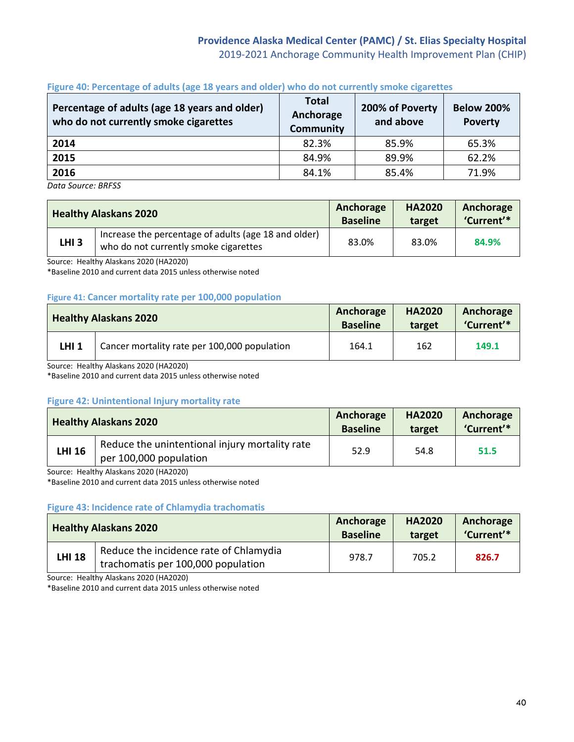#### Figure 40: Percentage of adults (age 18 years and older) who do not currently smoke cigarettes

| Percentage of adults (age 18 years and older) who do not currently smoke cigarettes | Total Anchorage Community | 200% of Poverty and above | Below 200% Poverty |
|---|---|---|---|
| **2014** | 82.3% | 85.9% | 65.3% |
| **2015** | 84.9% | 89.9% | 62.2% |
| **2016** | 84.1% | 85.4% | 71.9% |

*Data Source: BRFSS*

| Healthy Alaskans 2020 | | Anchorage Baseline | HA2020 target | Anchorage 'Current'* |
|---|---|---|---|---|
| **LHI 3** | Increase the percentage of adults (age 18 and older) who do not currently smoke cigarettes | 83.0% | 83.0% | **84.9%** |

Source: Healthy Alaskans 2020 (HA2020)
*Baseline 2010 and current data 2015 unless otherwise noted

#### Figure 41: Cancer mortality rate per 100,000 population

| Healthy Alaskans 2020 | | Anchorage Baseline | HA2020 target | Anchorage 'Current'* |
|---|---|---|---|---|
| **LHI 1** | Cancer mortality rate per 100,000 population | 164.1 | 162 | **149.1** |

Source: Healthy Alaskans 2020 (HA2020)
*Baseline 2010 and current data 2015 unless otherwise noted

#### Figure 42: Unintentional Injury mortality rate

| Healthy Alaskans 2020 | | Anchorage Baseline | HA2020 target | Anchorage 'Current'* |
|---|---|---|---|---|
| **LHI 16** | Reduce the unintentional injury mortality rate per 100,000 population | 52.9 | 54.8 | **51.5** |

Source: Healthy Alaskans 2020 (HA2020)
*Baseline 2010 and current data 2015 unless otherwise noted

#### Figure 43: Incidence rate of Chlamydia trachomatis

| Healthy Alaskans 2020 | | Anchorage Baseline | HA2020 target | Anchorage 'Current'* |
|---|---|---|---|---|
| **LHI 18** | Reduce the incidence rate of Chlamydia trachomatis per 100,000 population | 978.7 | 705.2 | **826.7** |

Source: Healthy Alaskans 2020 (HA2020)
*Baseline 2010 and current data 2015 unless otherwise noted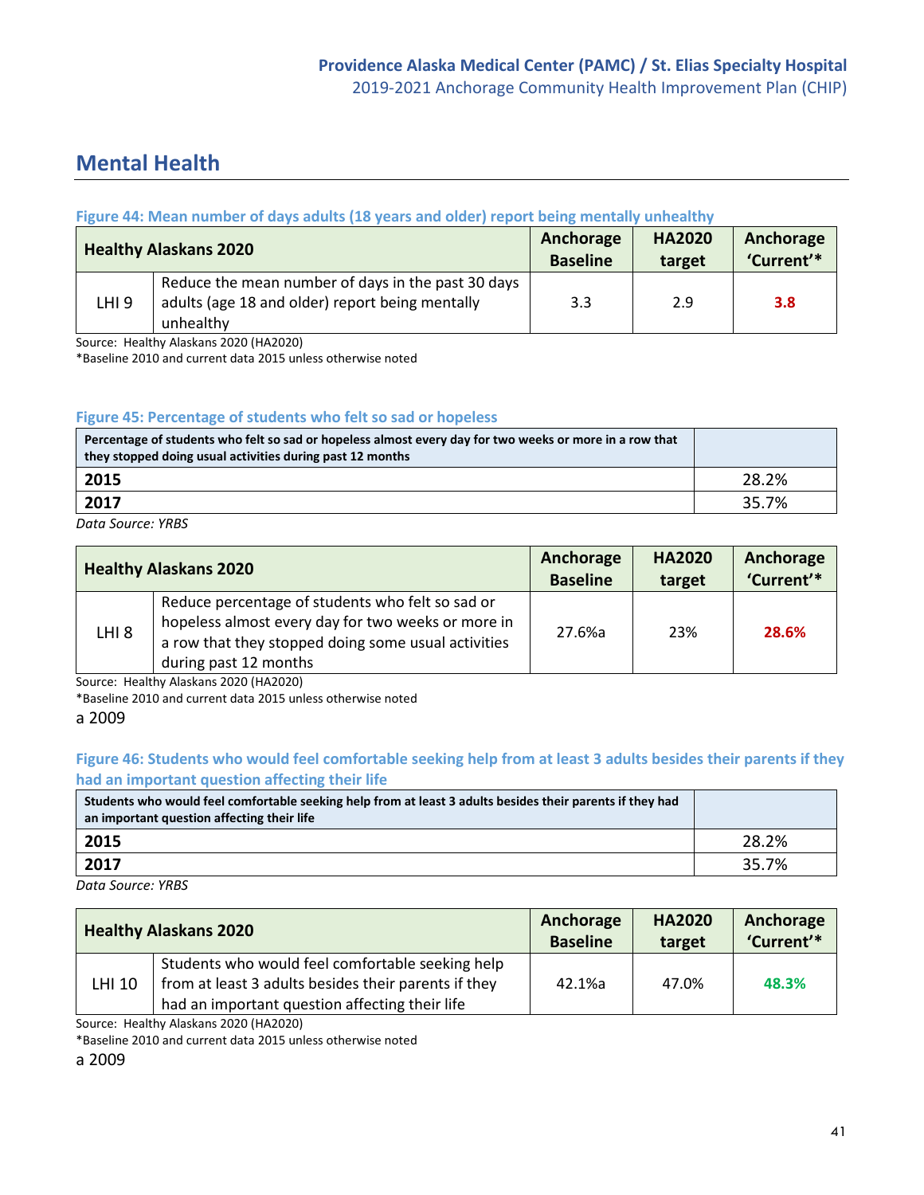## Mental Health

**Figure 44: Mean number of days adults (18 years and older) report being mentally unhealthy**

| Healthy Alaskans 2020 | | Anchorage Baseline | HA2020 target | Anchorage 'Current'* |
|---|---|---|---|---|
| LHI 9 | Reduce the mean number of days in the past 30 days adults (age 18 and older) report being mentally unhealthy | 3.3 | 2.9 | **3.8** |

Source: Healthy Alaskans 2020 (HA2020)

*Baseline 2010 and current data 2015 unless otherwise noted

**Figure 45: Percentage of students who felt so sad or hopeless**

| Percentage of students who felt so sad or hopeless almost every day for two weeks or more in a row that they stopped doing usual activities during past 12 months | |
|---|---|
| **2015** | 28.2% |
| **2017** | 35.7% |

*Data Source: YRBS*

| Healthy Alaskans 2020 | | Anchorage Baseline | HA2020 target | Anchorage 'Current'* |
|---|---|---|---|---|
| LHI 8 | Reduce percentage of students who felt so sad or hopeless almost every day for two weeks or more in a row that they stopped doing some usual activities during past 12 months | 27.6%a | 23% | **28.6%** |

Source: Healthy Alaskans 2020 (HA2020)

*Baseline 2010 and current data 2015 unless otherwise noted

a 2009

**Figure 46: Students who would feel comfortable seeking help from at least 3 adults besides their parents if they had an important question affecting their life**

| Students who would feel comfortable seeking help from at least 3 adults besides their parents if they had an important question affecting their life | |
|---|---|
| **2015** | 28.2% |
| **2017** | 35.7% |

*Data Source: YRBS*

| Healthy Alaskans 2020 | | Anchorage Baseline | HA2020 target | Anchorage 'Current'* |
|---|---|---|---|---|
| LHI 10 | Students who would feel comfortable seeking help from at least 3 adults besides their parents if they had an important question affecting their life | 42.1%a | 47.0% | **48.3%** |

Source: Healthy Alaskans 2020 (HA2020)

*Baseline 2010 and current data 2015 unless otherwise noted

a 2009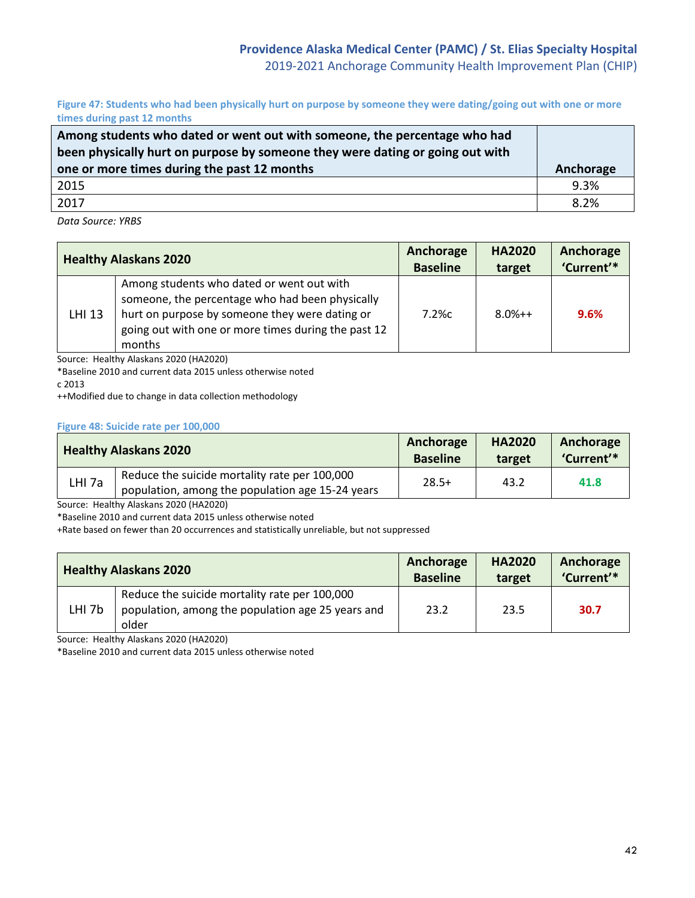**Figure 47: Students who had been physically hurt on purpose by someone they were dating/going out with one or more times during past 12 months**

| Among students who dated or went out with someone, the percentage who had been physically hurt on purpose by someone they were dating or going out with one or more times during the past 12 months | Anchorage |
|---|---|
| 2015 | 9.3% |
| 2017 | 8.2% |

*Data Source: YRBS*

| Healthy Alaskans 2020 | | Anchorage Baseline | HA2020 target | Anchorage 'Current'* |
|---|---|---|---|---|
| LHI 13 | Among students who dated or went out with someone, the percentage who had been physically hurt on purpose by someone they were dating or going out with one or more times during the past 12 months | 7.2%c | 8.0%++ | **9.6%** |

Source: Healthy Alaskans 2020 (HA2020)
*Baseline 2010 and current data 2015 unless otherwise noted
c 2013
++Modified due to change in data collection methodology

**Figure 48: Suicide rate per 100,000**

| Healthy Alaskans 2020 | | Anchorage Baseline | HA2020 target | Anchorage 'Current'* |
|---|---|---|---|---|
| LHI 7a | Reduce the suicide mortality rate per 100,000 population, among the population age 15-24 years | 28.5+ | 43.2 | **41.8** |

Source: Healthy Alaskans 2020 (HA2020)
*Baseline 2010 and current data 2015 unless otherwise noted
+Rate based on fewer than 20 occurrences and statistically unreliable, but not suppressed

| Healthy Alaskans 2020 | | Anchorage Baseline | HA2020 target | Anchorage 'Current'* |
|---|---|---|---|---|
| LHI 7b | Reduce the suicide mortality rate per 100,000 population, among the population age 25 years and older | 23.2 | 23.5 | **30.7** |

Source: Healthy Alaskans 2020 (HA2020)
*Baseline 2010 and current data 2015 unless otherwise noted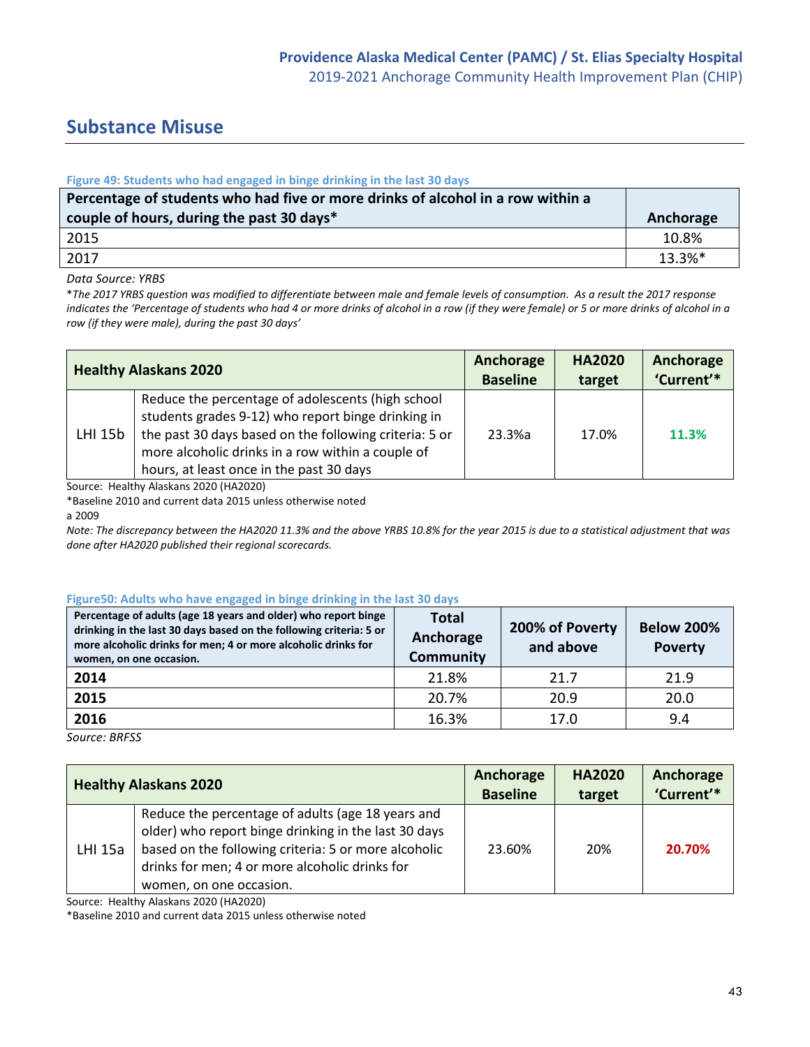## Substance Misuse

**Figure 49: Students who had engaged in binge drinking in the last 30 days**

| Percentage of students who had five or more drinks of alcohol in a row within a couple of hours, during the past 30 days* | Anchorage |
|---|---|
| 2015 | 10.8% |
| 2017 | 13.3%* |

*Data Source: YRBS*

*\*The 2017 YRBS question was modified to differentiate between male and female levels of consumption. As a result the 2017 response indicates the 'Percentage of students who had 4 or more drinks of alcohol in a row (if they were female) or 5 or more drinks of alcohol in a row (if they were male), during the past 30 days'*

| Healthy Alaskans 2020 | | Anchorage Baseline | HA2020 target | Anchorage 'Current'* |
|---|---|---|---|---|
| LHI 15b | Reduce the percentage of adolescents (high school students grades 9-12) who report binge drinking in the past 30 days based on the following criteria: 5 or more alcoholic drinks in a row within a couple of hours, at least once in the past 30 days | 23.3%a | 17.0% | **11.3%** |

Source: Healthy Alaskans 2020 (HA2020)

*Baseline 2010 and current data 2015 unless otherwise noted

a 2009

*Note: The discrepancy between the HA2020 11.3% and the above YRBS 10.8% for the year 2015 is due to a statistical adjustment that was done after HA2020 published their regional scorecards.*

**Figure50: Adults who have engaged in binge drinking in the last 30 days**

| Percentage of adults (age 18 years and older) who report binge drinking in the last 30 days based on the following criteria: 5 or more alcoholic drinks for men; 4 or more alcoholic drinks for women, on one occasion. | Total Anchorage Community | 200% of Poverty and above | Below 200% Poverty |
|---|---|---|---|
| **2014** | 21.8% | 21.7 | 21.9 |
| **2015** | 20.7% | 20.9 | 20.0 |
| **2016** | 16.3% | 17.0 | 9.4 |

*Source: BRFSS*

| Healthy Alaskans 2020 | | Anchorage Baseline | HA2020 target | Anchorage 'Current'* |
|---|---|---|---|---|
| LHI 15a | Reduce the percentage of adults (age 18 years and older) who report binge drinking in the last 30 days based on the following criteria: 5 or more alcoholic drinks for men; 4 or more alcoholic drinks for women, on one occasion. | 23.60% | 20% | **20.70%** |

Source: Healthy Alaskans 2020 (HA2020)

*Baseline 2010 and current data 2015 unless otherwise noted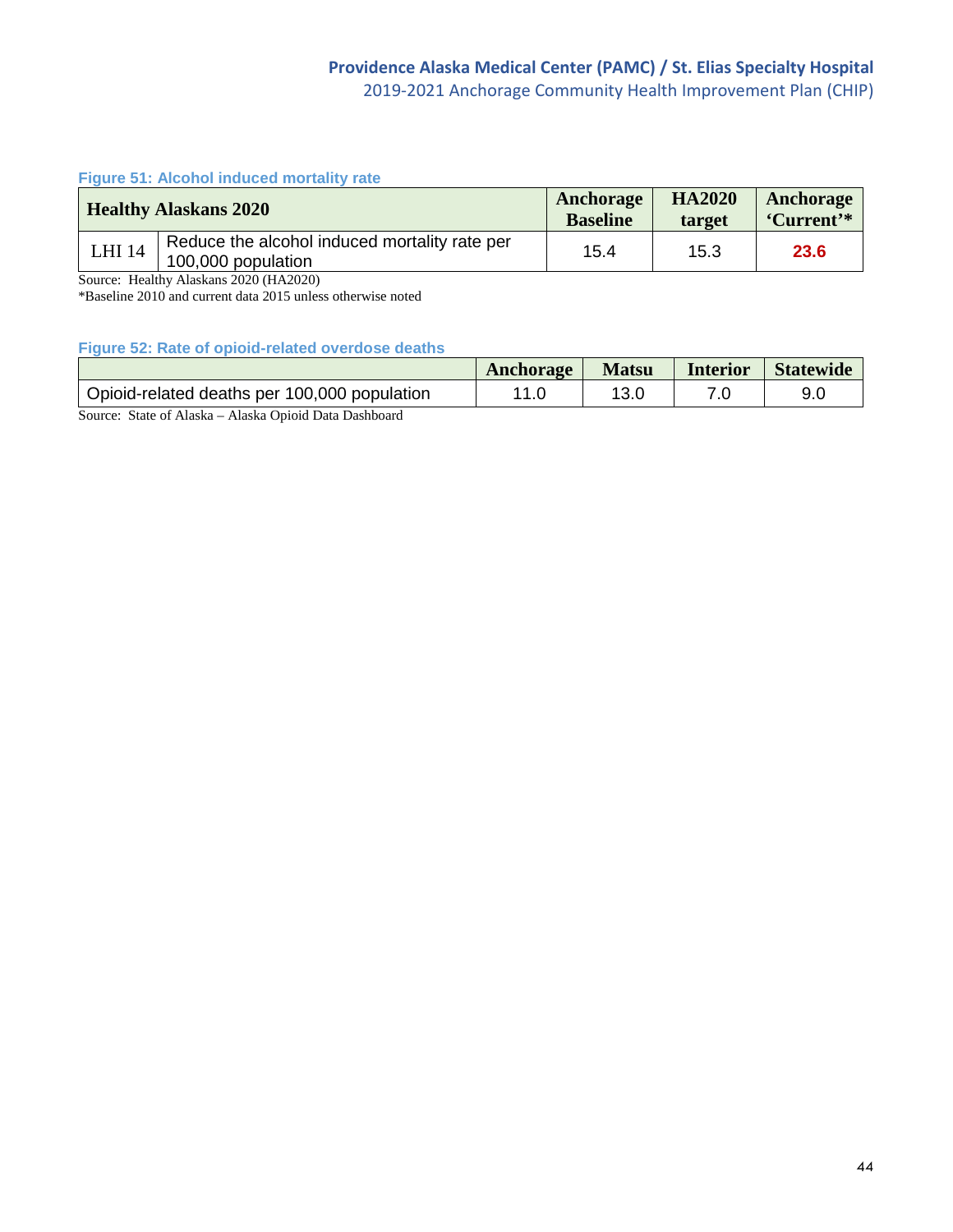**Figure 51: Alcohol induced mortality rate**

| Healthy Alaskans 2020 | | Anchorage Baseline | HA2020 target | Anchorage 'Current'* |
|---|---|---|---|---|
| LHI 14 | Reduce the alcohol induced mortality rate per 100,000 population | 15.4 | 15.3 | **23.6** |

Source: Healthy Alaskans 2020 (HA2020)
*Baseline 2010 and current data 2015 unless otherwise noted

**Figure 52: Rate of opioid-related overdose deaths**

| | Anchorage | Matsu | Interior | Statewide |
|---|---|---|---|---|
| Opioid-related deaths per 100,000 population | 11.0 | 13.0 | 7.0 | 9.0 |

Source: State of Alaska – Alaska Opioid Data Dashboard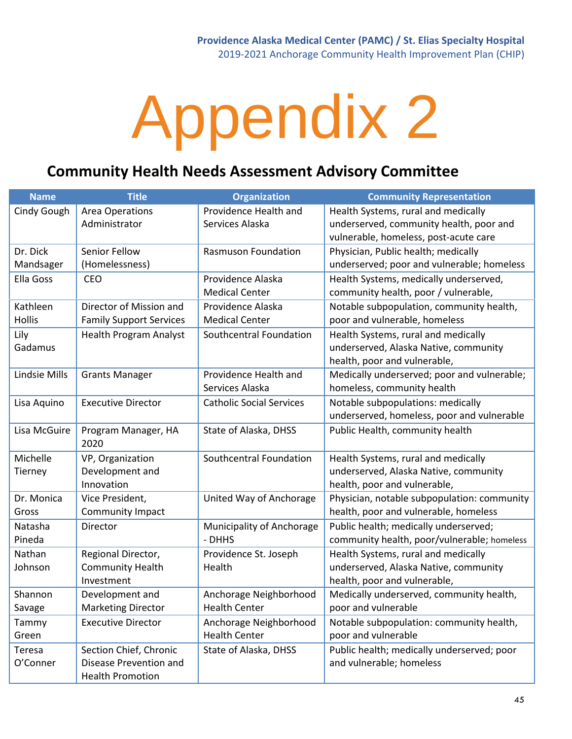# Appendix 2

## Community Health Needs Assessment Advisory Committee

| Name | Title | Organization | Community Representation |
|---|---|---|---|
| Cindy Gough | Area Operations Administrator | Providence Health and Services Alaska | Health Systems, rural and medically underserved, community health, poor and vulnerable, homeless, post-acute care |
| Dr. Dick Mandsager | Senior Fellow (Homelessness) | Rasmuson Foundation | Physician, Public health; medically underserved; poor and vulnerable; homeless |
| Ella Goss | CEO | Providence Alaska Medical Center | Health Systems, medically underserved, community health, poor / vulnerable, |
| Kathleen Hollis | Director of Mission and Family Support Services | Providence Alaska Medical Center | Notable subpopulation, community health, poor and vulnerable, homeless |
| Lily Gadamus | Health Program Analyst | Southcentral Foundation | Health Systems, rural and medically underserved, Alaska Native, community health, poor and vulnerable, |
| Lindsie Mills | Grants Manager | Providence Health and Services Alaska | Medically underserved; poor and vulnerable; homeless, community health |
| Lisa Aquino | Executive Director | Catholic Social Services | Notable subpopulations: medically underserved, homeless, poor and vulnerable |
| Lisa McGuire | Program Manager, HA 2020 | State of Alaska, DHSS | Public Health, community health |
| Michelle Tierney | VP, Organization Development and Innovation | Southcentral Foundation | Health Systems, rural and medically underserved, Alaska Native, community health, poor and vulnerable, |
| Dr. Monica Gross | Vice President, Community Impact | United Way of Anchorage | Physician, notable subpopulation: community health, poor and vulnerable, homeless |
| Natasha Pineda | Director | Municipality of Anchorage - DHHS | Public health; medically underserved; community health, poor/vulnerable; homeless |
| Nathan Johnson | Regional Director, Community Health Investment | Providence St. Joseph Health | Health Systems, rural and medically underserved, Alaska Native, community health, poor and vulnerable, |
| Shannon Savage | Development and Marketing Director | Anchorage Neighborhood Health Center | Medically underserved, community health, poor and vulnerable |
| Tammy Green | Executive Director | Anchorage Neighborhood Health Center | Notable subpopulation: community health, poor and vulnerable |
| Teresa O'Conner | Section Chief, Chronic Disease Prevention and Health Promotion | State of Alaska, DHSS | Public health; medically underserved; poor and vulnerable; homeless |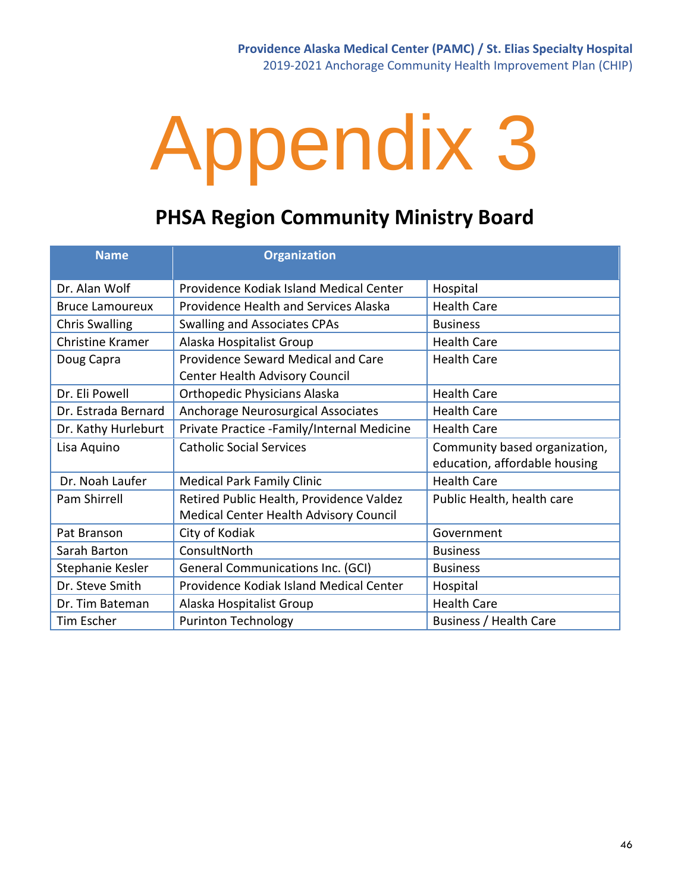# Appendix 3

## PHSA Region Community Ministry Board

| Name | Organization | |
|---|---|---|
| Dr. Alan Wolf | Providence Kodiak Island Medical Center | Hospital |
| Bruce Lamoureux | Providence Health and Services Alaska | Health Care |
| Chris Swalling | Swalling and Associates CPAs | Business |
| Christine Kramer | Alaska Hospitalist Group | Health Care |
| Doug Capra | Providence Seward Medical and Care Center Health Advisory Council | Health Care |
| Dr. Eli Powell | Orthopedic Physicians Alaska | Health Care |
| Dr. Estrada Bernard | Anchorage Neurosurgical Associates | Health Care |
| Dr. Kathy Hurleburt | Private Practice -Family/Internal Medicine | Health Care |
| Lisa Aquino | Catholic Social Services | Community based organization, education, affordable housing |
| Dr. Noah Laufer | Medical Park Family Clinic | Health Care |
| Pam Shirrell | Retired Public Health, Providence Valdez Medical Center Health Advisory Council | Public Health, health care |
| Pat Branson | City of Kodiak | Government |
| Sarah Barton | ConsultNorth | Business |
| Stephanie Kesler | General Communications Inc. (GCI) | Business |
| Dr. Steve Smith | Providence Kodiak Island Medical Center | Hospital |
| Dr. Tim Bateman | Alaska Hospitalist Group | Health Care |
| Tim Escher | Purinton Technology | Business / Health Care |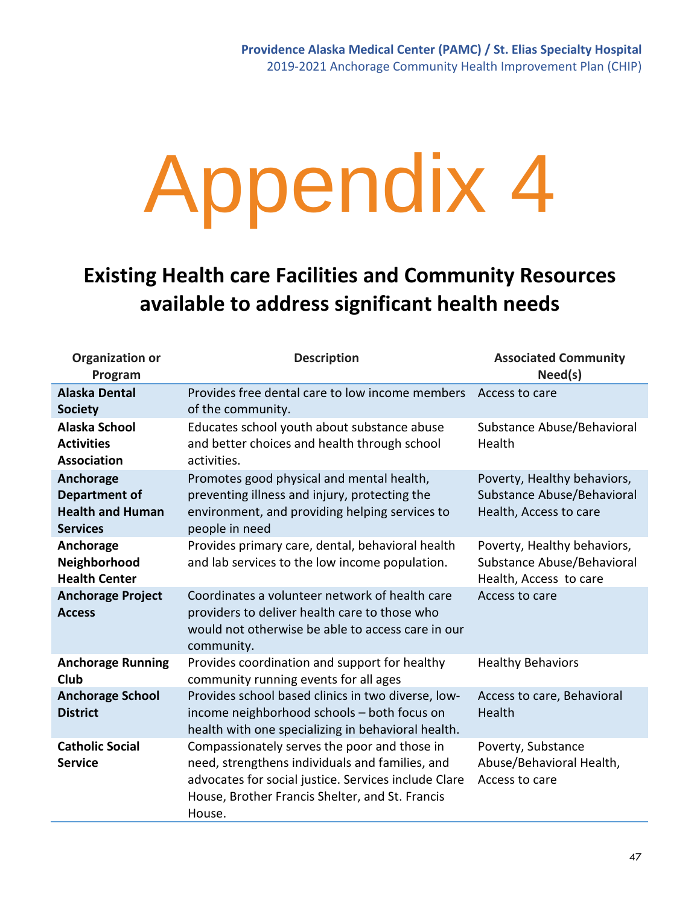# Appendix 4

## Existing Health care Facilities and Community Resources available to address significant health needs

| Organization or Program | Description | Associated Community Need(s) |
|---|---|---|
| **Alaska Dental Society** | Provides free dental care to low income members of the community. | Access to care |
| **Alaska School Activities Association** | Educates school youth about substance abuse and better choices and health through school activities. | Substance Abuse/Behavioral Health |
| **Anchorage Department of Health and Human Services** | Promotes good physical and mental health, preventing illness and injury, protecting the environment, and providing helping services to people in need | Poverty, Healthy behaviors, Substance Abuse/Behavioral Health, Access to care |
| **Anchorage Neighborhood Health Center** | Provides primary care, dental, behavioral health and lab services to the low income population. | Poverty, Healthy behaviors, Substance Abuse/Behavioral Health, Access to care |
| **Anchorage Project Access** | Coordinates a volunteer network of health care providers to deliver health care to those who would not otherwise be able to access care in our community. | Access to care |
| **Anchorage Running Club** | Provides coordination and support for healthy community running events for all ages | Healthy Behaviors |
| **Anchorage School District** | Provides school based clinics in two diverse, low-income neighborhood schools – both focus on health with one specializing in behavioral health. | Access to care, Behavioral Health |
| **Catholic Social Service** | Compassionately serves the poor and those in need, strengthens individuals and families, and advocates for social justice. Services include Clare House, Brother Francis Shelter, and St. Francis House. | Poverty, Substance Abuse/Behavioral Health, Access to care |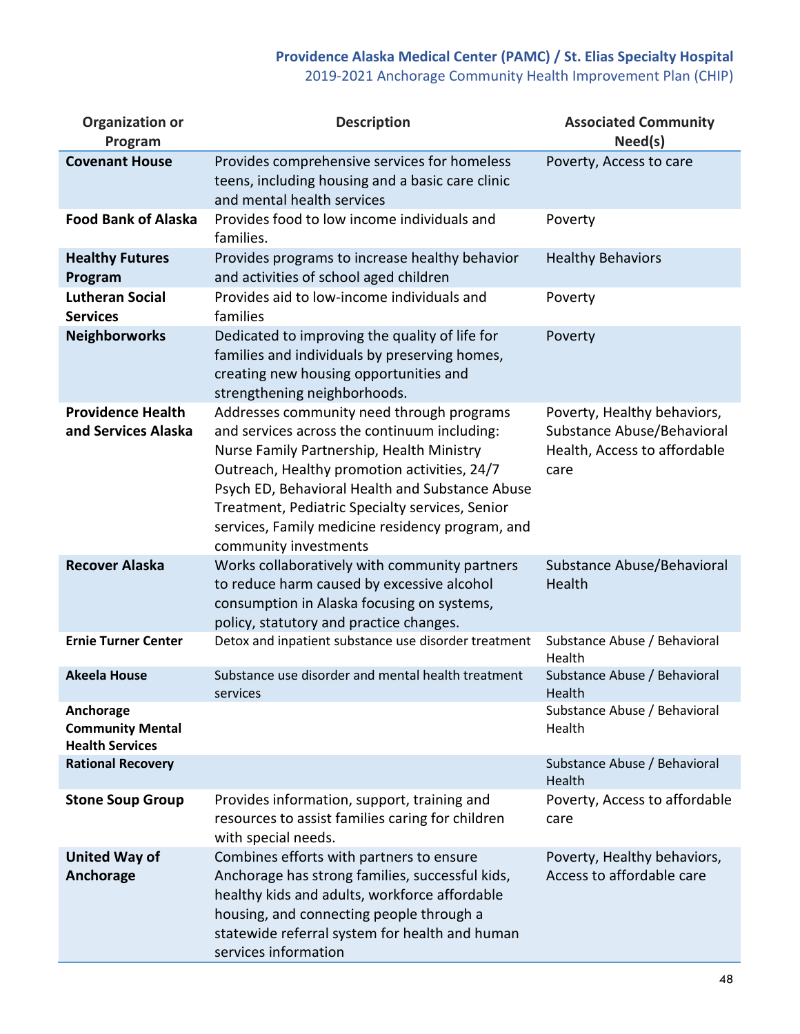| Organization or Program | Description | Associated Community Need(s) |
|---|---|---|
| **Covenant House** | Provides comprehensive services for homeless teens, including housing and a basic care clinic and mental health services | Poverty, Access to care |
| **Food Bank of Alaska** | Provides food to low income individuals and families. | Poverty |
| **Healthy Futures Program** | Provides programs to increase healthy behavior and activities of school aged children | Healthy Behaviors |
| **Lutheran Social Services** | Provides aid to low-income individuals and families | Poverty |
| **Neighborworks** | Dedicated to improving the quality of life for families and individuals by preserving homes, creating new housing opportunities and strengthening neighborhoods. | Poverty |
| **Providence Health and Services Alaska** | Addresses community need through programs and services across the continuum including: Nurse Family Partnership, Health Ministry Outreach, Healthy promotion activities, 24/7 Psych ED, Behavioral Health and Substance Abuse Treatment, Pediatric Specialty services, Senior services, Family medicine residency program, and community investments | Poverty, Healthy behaviors, Substance Abuse/Behavioral Health, Access to affordable care |
| **Recover Alaska** | Works collaboratively with community partners to reduce harm caused by excessive alcohol consumption in Alaska focusing on systems, policy, statutory and practice changes. | Substance Abuse/Behavioral Health |
| **Ernie Turner Center** | Detox and inpatient substance use disorder treatment | Substance Abuse / Behavioral Health |
| **Akeela House** | Substance use disorder and mental health treatment services | Substance Abuse / Behavioral Health |
| **Anchorage Community Mental Health Services** | | Substance Abuse / Behavioral Health |
| **Rational Recovery** | | Substance Abuse / Behavioral Health |
| **Stone Soup Group** | Provides information, support, training and resources to assist families caring for children with special needs. | Poverty, Access to affordable care |
| **United Way of Anchorage** | Combines efforts with partners to ensure Anchorage has strong families, successful kids, healthy kids and adults, workforce affordable housing, and connecting people through a statewide referral system for health and human services information | Poverty, Healthy behaviors, Access to affordable care |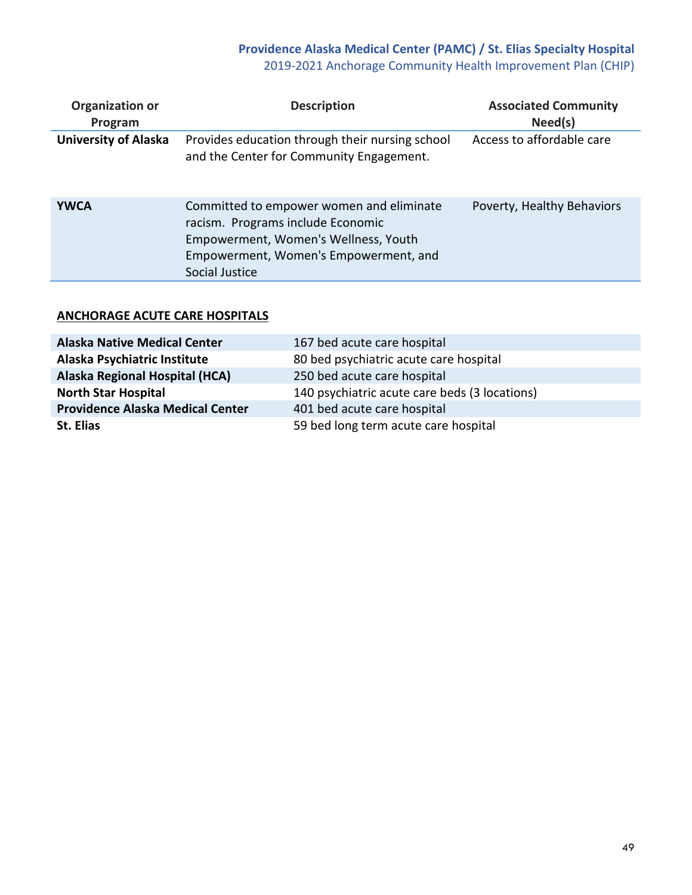| Organization or Program | Description | Associated Community Need(s) |
| --- | --- | --- |
| **University of Alaska** | Provides education through their nursing school and the Center for Community Engagement. | Access to affordable care |
| **YWCA** | Committed to empower women and eliminate racism. Programs include Economic Empowerment, Women's Wellness, Youth Empowerment, Women's Empowerment, and Social Justice | Poverty, Healthy Behaviors |

**ANCHORAGE ACUTE CARE HOSPITALS**

| | |
| --- | --- |
| **Alaska Native Medical Center** | 167 bed acute care hospital |
| **Alaska Psychiatric Institute** | 80 bed psychiatric acute care hospital |
| **Alaska Regional Hospital (HCA)** | 250 bed acute care hospital |
| **North Star Hospital** | 140 psychiatric acute care beds (3 locations) |
| **Providence Alaska Medical Center** | 401 bed acute care hospital |
| **St. Elias** | 59 bed long term acute care hospital |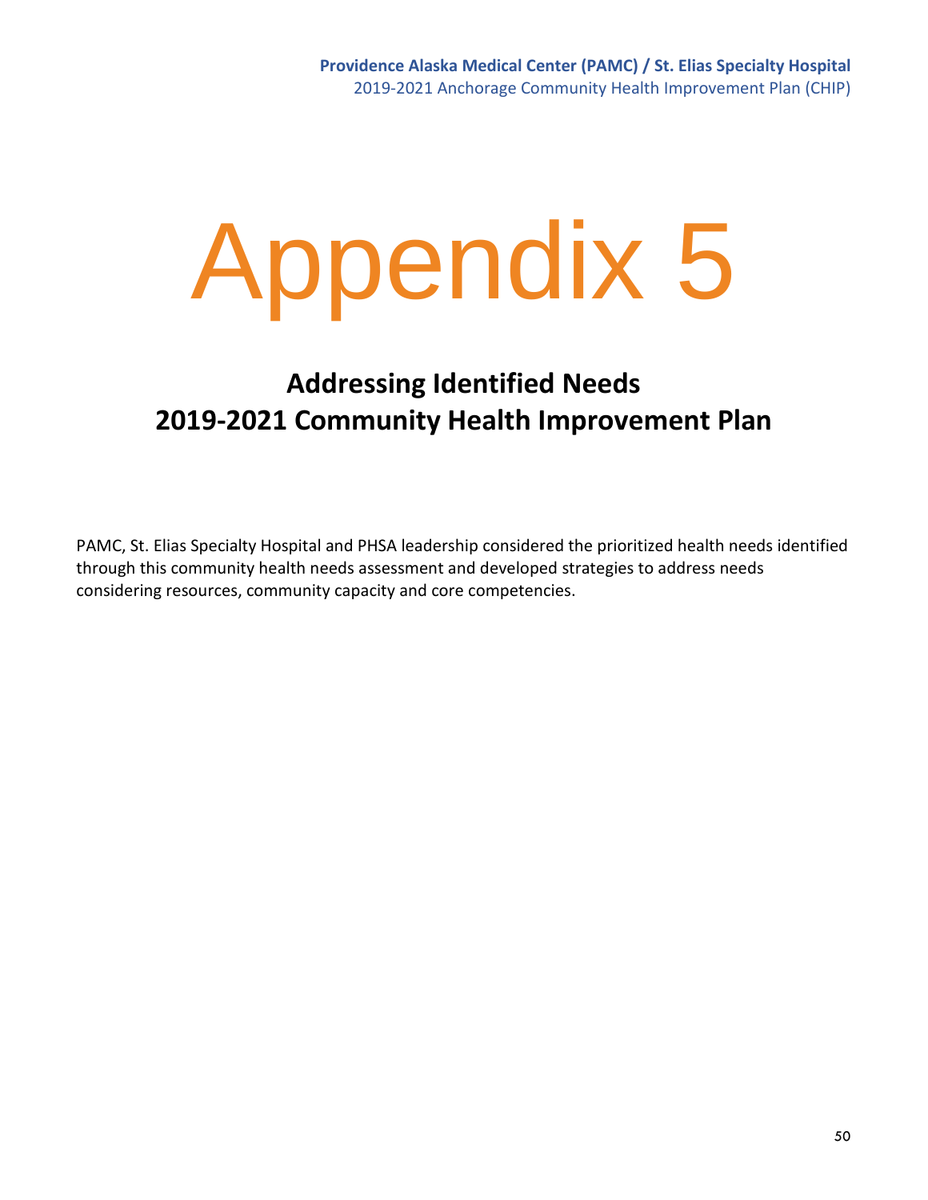# Appendix 5

## Addressing Identified Needs
## 2019-2021 Community Health Improvement Plan

PAMC, St. Elias Specialty Hospital and PHSA leadership considered the prioritized health needs identified through this community health needs assessment and developed strategies to address needs considering resources, community capacity and core competencies.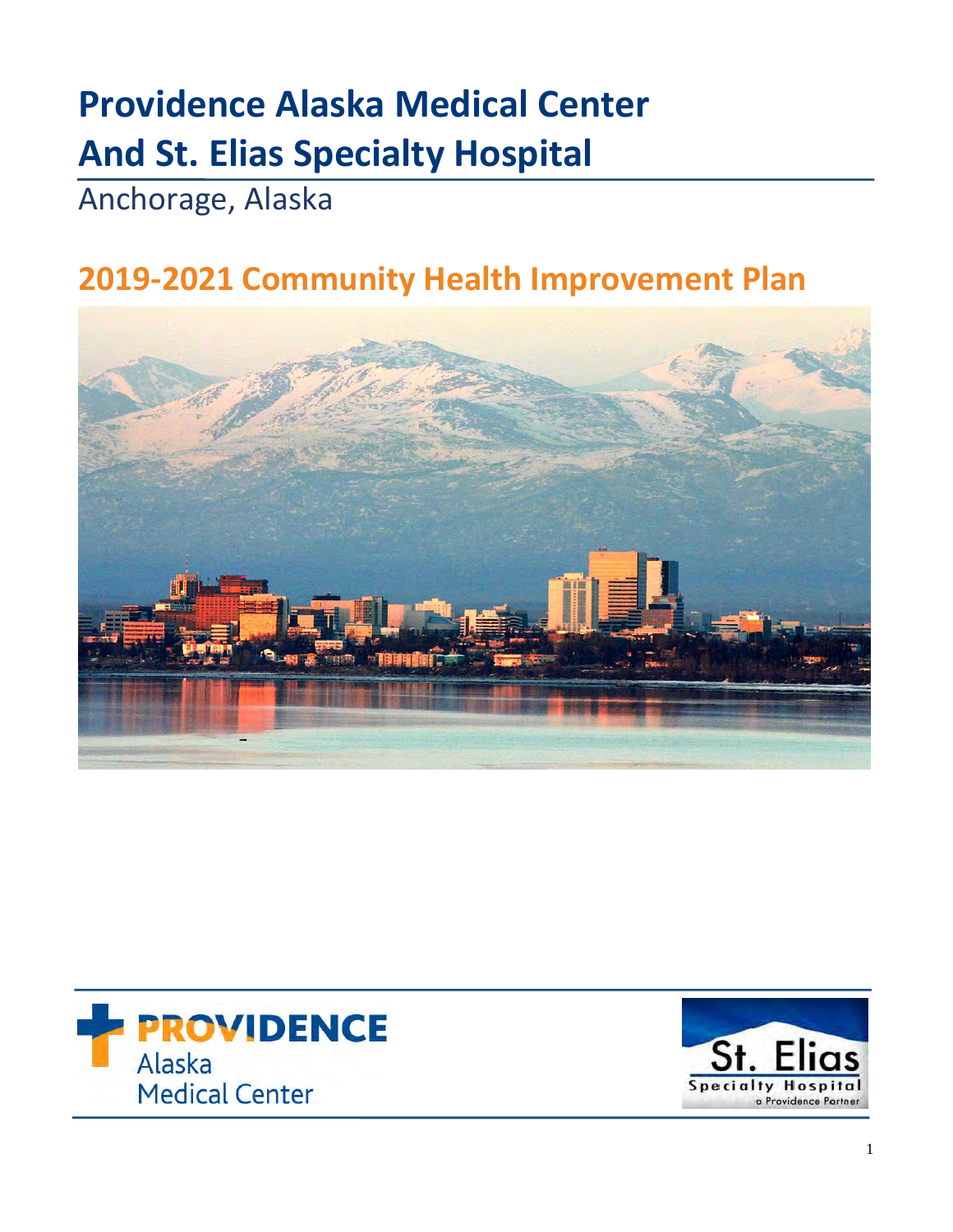# Providence Alaska Medical Center And St. Elias Specialty Hospital

Anchorage, Alaska

## 2019-2021 Community Health Improvement Plan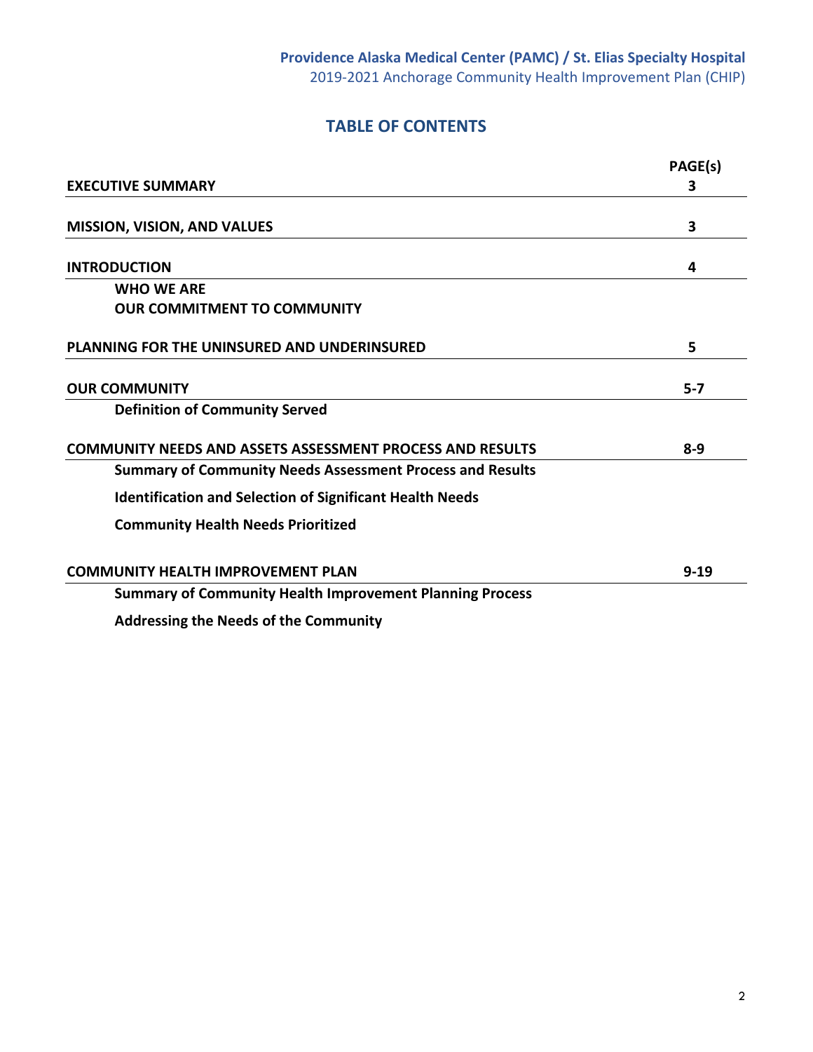## TABLE OF CONTENTS

| | PAGE(s) |
|---|---|
| **EXECUTIVE SUMMARY** | **3** |
| **MISSION, VISION, AND VALUES** | **3** |
| **INTRODUCTION** | **4** |
| **WHO WE ARE** | |
| **OUR COMMITMENT TO COMMUNITY** | |
| **PLANNING FOR THE UNINSURED AND UNDERINSURED** | **5** |
| **OUR COMMUNITY** | **5-7** |
| **Definition of Community Served** | |
| **COMMUNITY NEEDS AND ASSETS ASSESSMENT PROCESS AND RESULTS** | **8-9** |
| **Summary of Community Needs Assessment Process and Results** | |
| **Identification and Selection of Significant Health Needs** | |
| **Community Health Needs Prioritized** | |
| **COMMUNITY HEALTH IMPROVEMENT PLAN** | **9-19** |
| **Summary of Community Health Improvement Planning Process** | |
| **Addressing the Needs of the Community** | |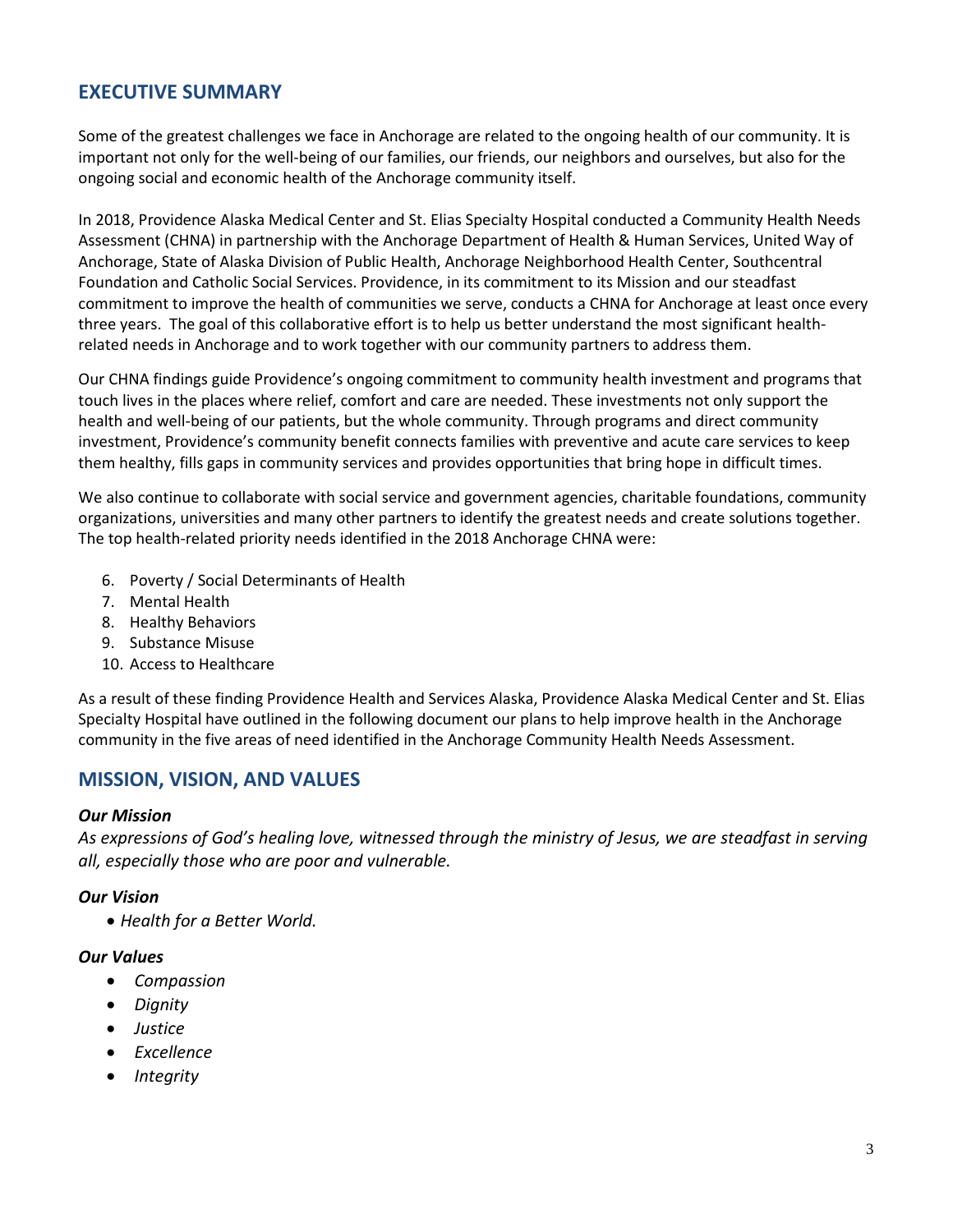## EXECUTIVE SUMMARY

Some of the greatest challenges we face in Anchorage are related to the ongoing health of our community. It is important not only for the well-being of our families, our friends, our neighbors and ourselves, but also for the ongoing social and economic health of the Anchorage community itself.

In 2018, Providence Alaska Medical Center and St. Elias Specialty Hospital conducted a Community Health Needs Assessment (CHNA) in partnership with the Anchorage Department of Health & Human Services, United Way of Anchorage, State of Alaska Division of Public Health, Anchorage Neighborhood Health Center, Southcentral Foundation and Catholic Social Services. Providence, in its commitment to its Mission and our steadfast commitment to improve the health of communities we serve, conducts a CHNA for Anchorage at least once every three years. The goal of this collaborative effort is to help us better understand the most significant health-related needs in Anchorage and to work together with our community partners to address them.

Our CHNA findings guide Providence's ongoing commitment to community health investment and programs that touch lives in the places where relief, comfort and care are needed. These investments not only support the health and well-being of our patients, but the whole community. Through programs and direct community investment, Providence's community benefit connects families with preventive and acute care services to keep them healthy, fills gaps in community services and provides opportunities that bring hope in difficult times.

We also continue to collaborate with social service and government agencies, charitable foundations, community organizations, universities and many other partners to identify the greatest needs and create solutions together. The top health-related priority needs identified in the 2018 Anchorage CHNA were:

6. Poverty / Social Determinants of Health
7. Mental Health
8. Healthy Behaviors
9. Substance Misuse
10. Access to Healthcare

As a result of these finding Providence Health and Services Alaska, Providence Alaska Medical Center and St. Elias Specialty Hospital have outlined in the following document our plans to help improve health in the Anchorage community in the five areas of need identified in the Anchorage Community Health Needs Assessment.

## MISSION, VISION, AND VALUES

### *Our Mission*

*As expressions of God's healing love, witnessed through the ministry of Jesus, we are steadfast in serving all, especially those who are poor and vulnerable.*

### *Our Vision*

- *Health for a Better World.*

### *Our Values*

- *Compassion*
- *Dignity*
- *Justice*
- *Excellence*
- *Integrity*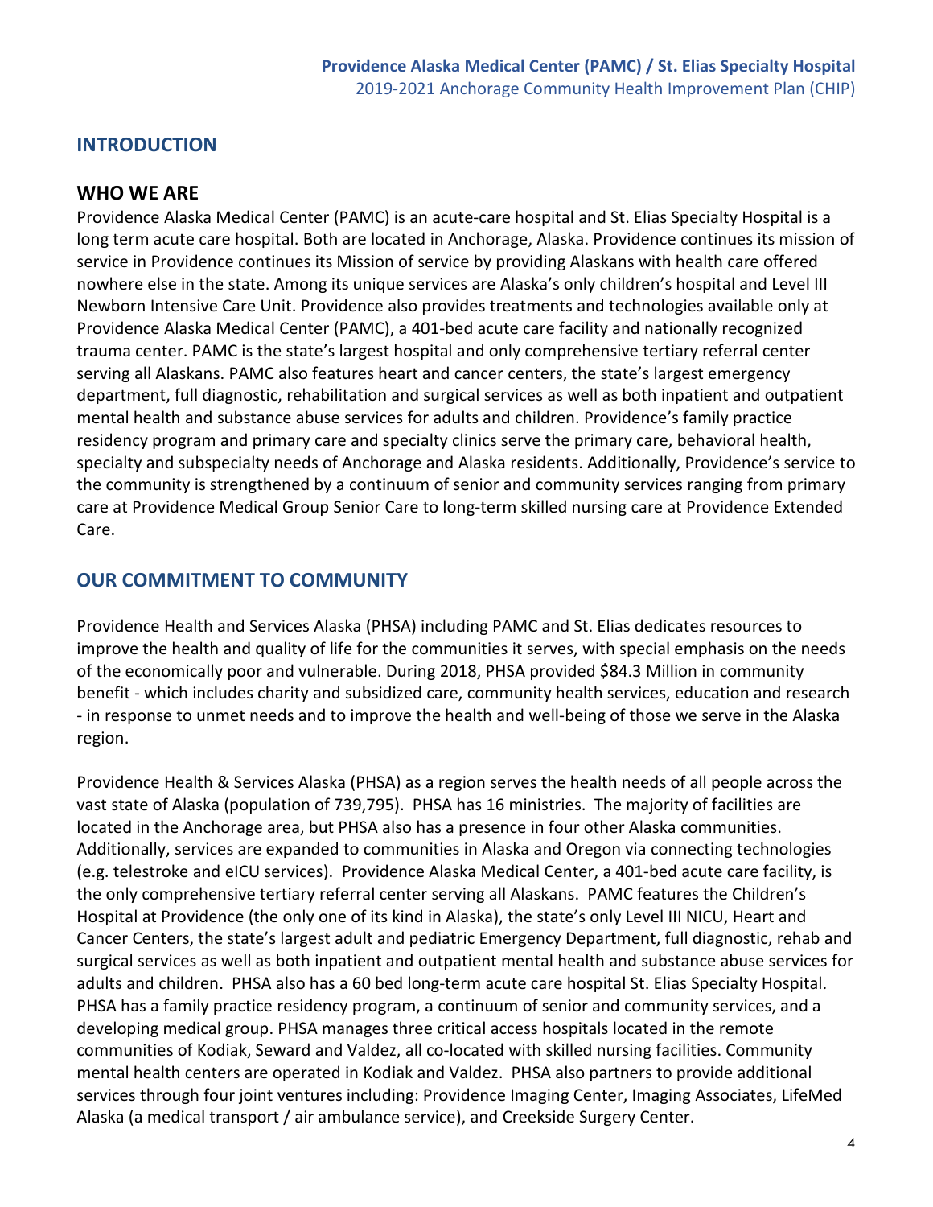## INTRODUCTION

## WHO WE ARE

Providence Alaska Medical Center (PAMC) is an acute-care hospital and St. Elias Specialty Hospital is a long term acute care hospital. Both are located in Anchorage, Alaska. Providence continues its mission of service in Providence continues its Mission of service by providing Alaskans with health care offered nowhere else in the state. Among its unique services are Alaska's only children's hospital and Level III Newborn Intensive Care Unit. Providence also provides treatments and technologies available only at Providence Alaska Medical Center (PAMC), a 401-bed acute care facility and nationally recognized trauma center. PAMC is the state's largest hospital and only comprehensive tertiary referral center serving all Alaskans. PAMC also features heart and cancer centers, the state's largest emergency department, full diagnostic, rehabilitation and surgical services as well as both inpatient and outpatient mental health and substance abuse services for adults and children. Providence's family practice residency program and primary care and specialty clinics serve the primary care, behavioral health, specialty and subspecialty needs of Anchorage and Alaska residents. Additionally, Providence's service to the community is strengthened by a continuum of senior and community services ranging from primary care at Providence Medical Group Senior Care to long-term skilled nursing care at Providence Extended Care.

## OUR COMMITMENT TO COMMUNITY

Providence Health and Services Alaska (PHSA) including PAMC and St. Elias dedicates resources to improve the health and quality of life for the communities it serves, with special emphasis on the needs of the economically poor and vulnerable. During 2018, PHSA provided $84.3 Million in community benefit - which includes charity and subsidized care, community health services, education and research - in response to unmet needs and to improve the health and well-being of those we serve in the Alaska region.

Providence Health & Services Alaska (PHSA) as a region serves the health needs of all people across the vast state of Alaska (population of 739,795). PHSA has 16 ministries. The majority of facilities are located in the Anchorage area, but PHSA also has a presence in four other Alaska communities. Additionally, services are expanded to communities in Alaska and Oregon via connecting technologies (e.g. telestroke and eICU services). Providence Alaska Medical Center, a 401-bed acute care facility, is the only comprehensive tertiary referral center serving all Alaskans. PAMC features the Children's Hospital at Providence (the only one of its kind in Alaska), the state's only Level III NICU, Heart and Cancer Centers, the state's largest adult and pediatric Emergency Department, full diagnostic, rehab and surgical services as well as both inpatient and outpatient mental health and substance abuse services for adults and children. PHSA also has a 60 bed long-term acute care hospital St. Elias Specialty Hospital. PHSA has a family practice residency program, a continuum of senior and community services, and a developing medical group. PHSA manages three critical access hospitals located in the remote communities of Kodiak, Seward and Valdez, all co-located with skilled nursing facilities. Community mental health centers are operated in Kodiak and Valdez. PHSA also partners to provide additional services through four joint ventures including: Providence Imaging Center, Imaging Associates, LifeMed Alaska (a medical transport / air ambulance service), and Creekside Surgery Center.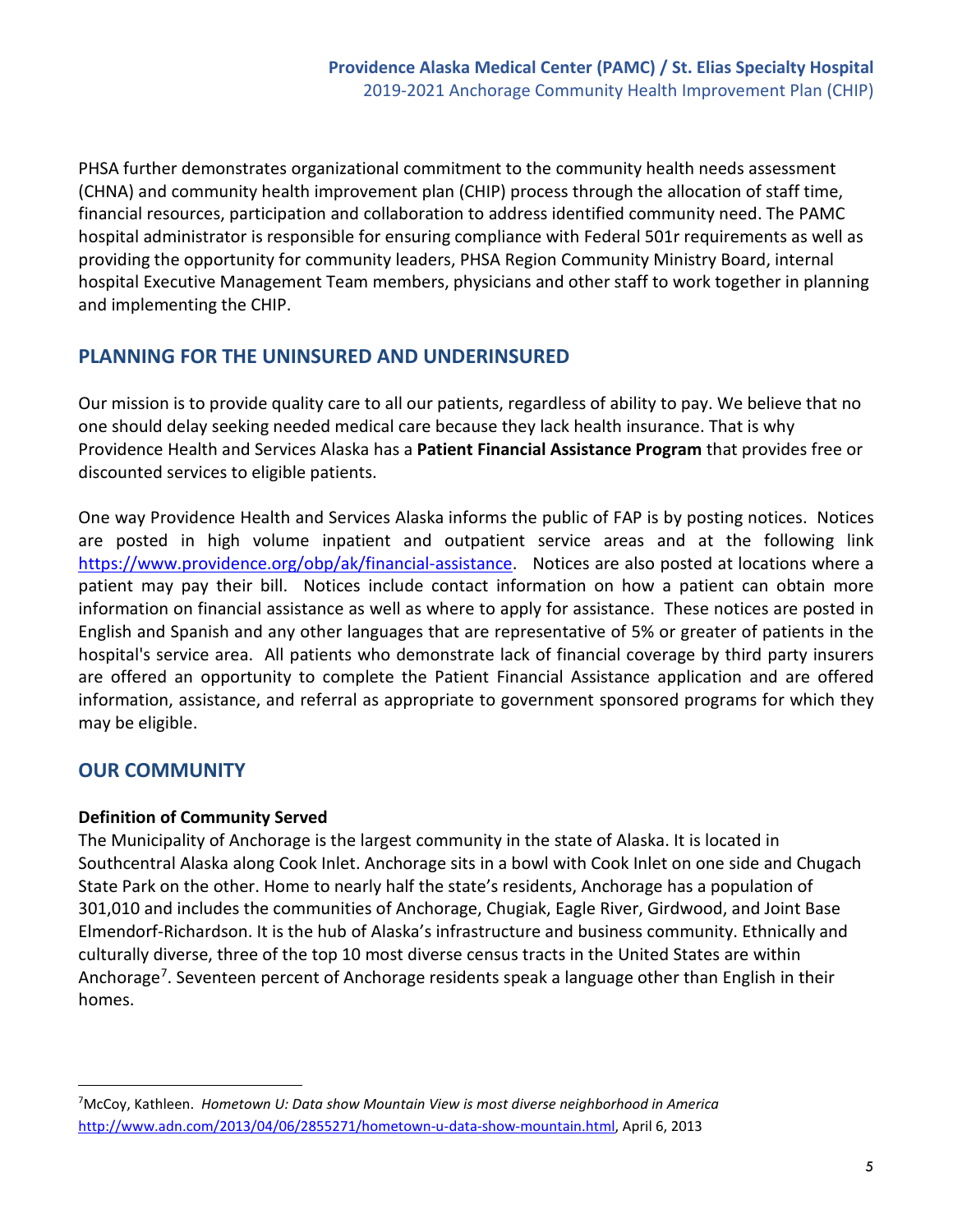PHSA further demonstrates organizational commitment to the community health needs assessment (CHNA) and community health improvement plan (CHIP) process through the allocation of staff time, financial resources, participation and collaboration to address identified community need. The PAMC hospital administrator is responsible for ensuring compliance with Federal 501r requirements as well as providing the opportunity for community leaders, PHSA Region Community Ministry Board, internal hospital Executive Management Team members, physicians and other staff to work together in planning and implementing the CHIP.

## PLANNING FOR THE UNINSURED AND UNDERINSURED

Our mission is to provide quality care to all our patients, regardless of ability to pay. We believe that no one should delay seeking needed medical care because they lack health insurance. That is why Providence Health and Services Alaska has a **Patient Financial Assistance Program** that provides free or discounted services to eligible patients.

One way Providence Health and Services Alaska informs the public of FAP is by posting notices. Notices are posted in high volume inpatient and outpatient service areas and at the following link https://www.providence.org/obp/ak/financial-assistance. Notices are also posted at locations where a patient may pay their bill. Notices include contact information on how a patient can obtain more information on financial assistance as well as where to apply for assistance. These notices are posted in English and Spanish and any other languages that are representative of 5% or greater of patients in the hospital's service area. All patients who demonstrate lack of financial coverage by third party insurers are offered an opportunity to complete the Patient Financial Assistance application and are offered information, assistance, and referral as appropriate to government sponsored programs for which they may be eligible.

## OUR COMMUNITY

### Definition of Community Served

The Municipality of Anchorage is the largest community in the state of Alaska. It is located in Southcentral Alaska along Cook Inlet. Anchorage sits in a bowl with Cook Inlet on one side and Chugach State Park on the other. Home to nearly half the state's residents, Anchorage has a population of 301,010 and includes the communities of Anchorage, Chugiak, Eagle River, Girdwood, and Joint Base Elmendorf-Richardson. It is the hub of Alaska's infrastructure and business community. Ethnically and culturally diverse, three of the top 10 most diverse census tracts in the United States are within Anchorage[7]. Seventeen percent of Anchorage residents speak a language other than English in their homes.

---

[7]McCoy, Kathleen. *Hometown U: Data show Mountain View is most diverse neighborhood in America* http://www.adn.com/2013/04/06/2855271/hometown-u-data-show-mountain.html, April 6, 2013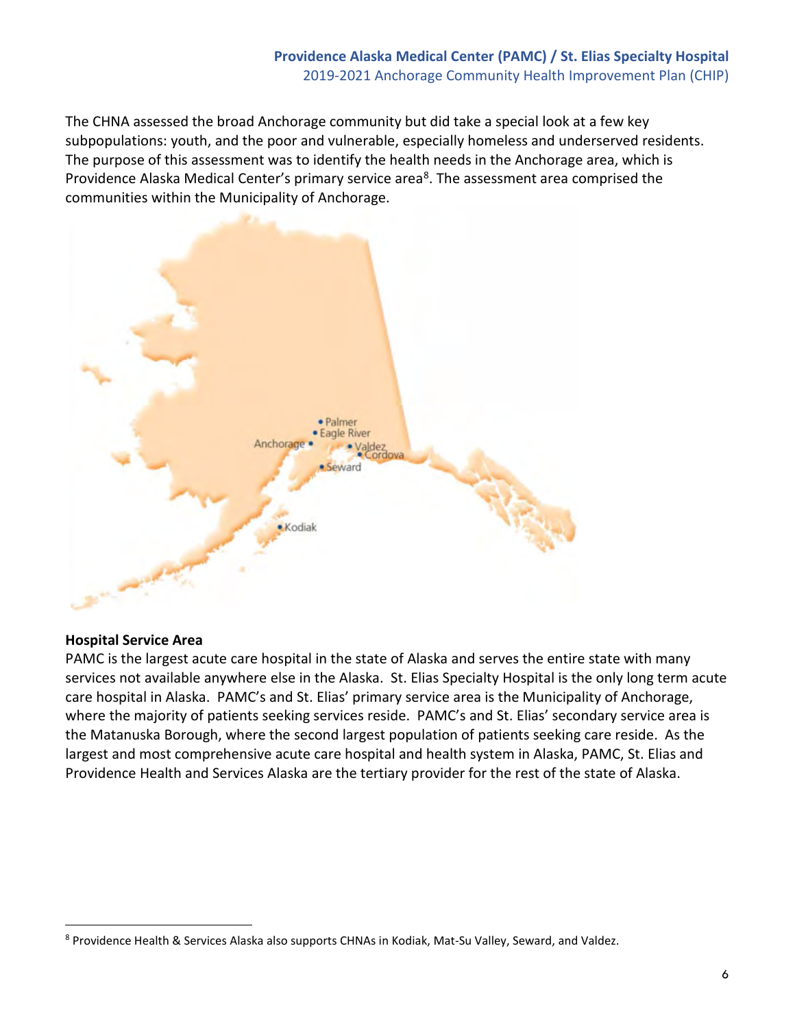The CHNA assessed the broad Anchorage community but did take a special look at a few key subpopulations: youth, and the poor and vulnerable, especially homeless and underserved residents. The purpose of this assessment was to identify the health needs in the Anchorage area, which is Providence Alaska Medical Center's primary service area[8]. The assessment area comprised the communities within the Municipality of Anchorage.

**Hospital Service Area**

PAMC is the largest acute care hospital in the state of Alaska and serves the entire state with many services not available anywhere else in the Alaska. St. Elias Specialty Hospital is the only long term acute care hospital in Alaska. PAMC's and St. Elias' primary service area is the Municipality of Anchorage, where the majority of patients seeking services reside. PAMC's and St. Elias' secondary service area is the Matanuska Borough, where the second largest population of patients seeking care reside. As the largest and most comprehensive acute care hospital and health system in Alaska, PAMC, St. Elias and Providence Health and Services Alaska are the tertiary provider for the rest of the state of Alaska.

[8] Providence Health & Services Alaska also supports CHNAs in Kodiak, Mat-Su Valley, Seward, and Valdez.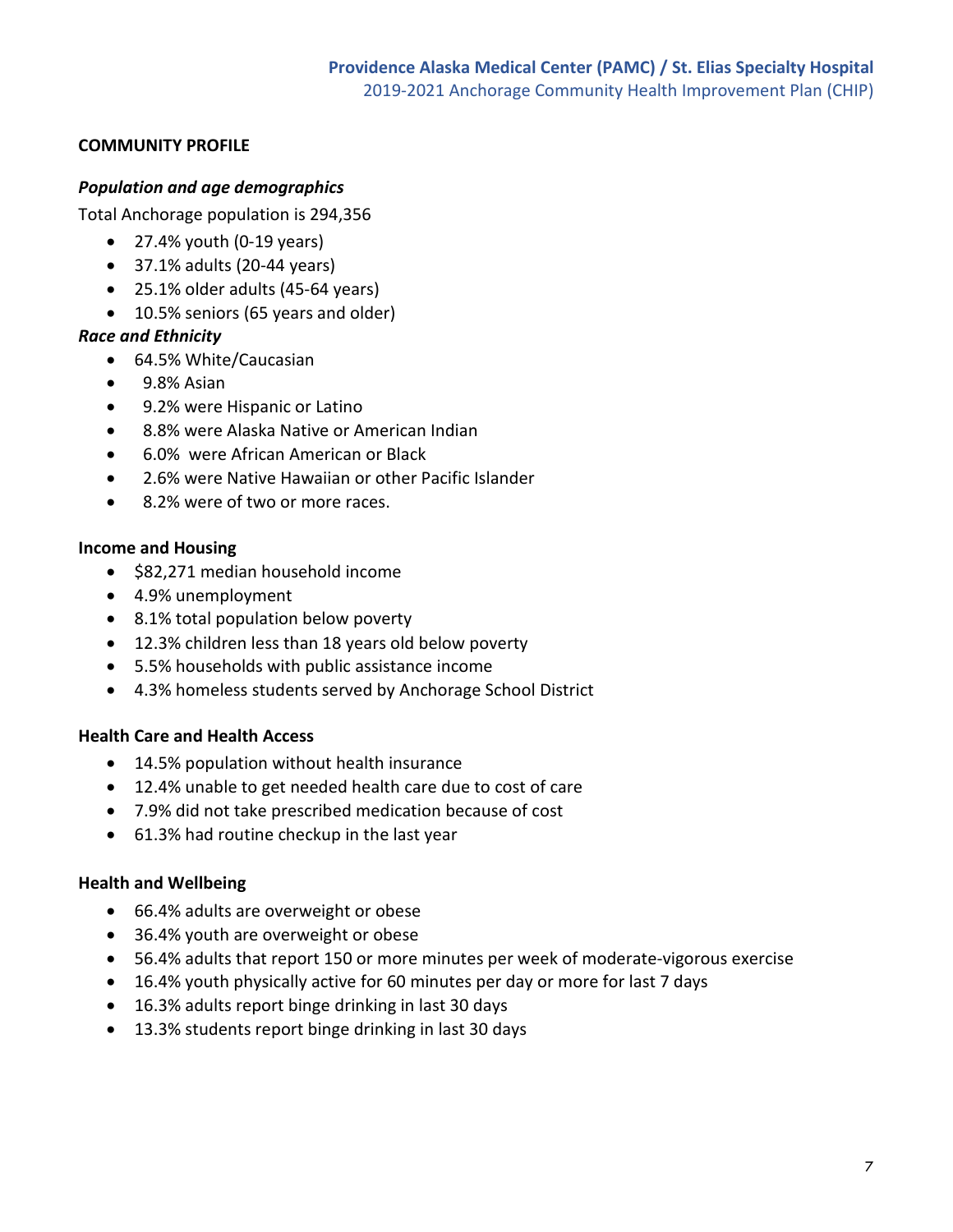## COMMUNITY PROFILE

### *Population and age demographics*

Total Anchorage population is 294,356

- 27.4% youth (0-19 years)
- 37.1% adults (20-44 years)
- 25.1% older adults (45-64 years)
- 10.5% seniors (65 years and older)

### *Race and Ethnicity*

- 64.5% White/Caucasian
- 9.8% Asian
- 9.2% were Hispanic or Latino
- 8.8% were Alaska Native or American Indian
- 6.0% were African American or Black
- 2.6% were Native Hawaiian or other Pacific Islander
- 8.2% were of two or more races.

### Income and Housing

- $82,271 median household income
- 4.9% unemployment
- 8.1% total population below poverty
- 12.3% children less than 18 years old below poverty
- 5.5% households with public assistance income
- 4.3% homeless students served by Anchorage School District

### Health Care and Health Access

- 14.5% population without health insurance
- 12.4% unable to get needed health care due to cost of care
- 7.9% did not take prescribed medication because of cost
- 61.3% had routine checkup in the last year

### Health and Wellbeing

- 66.4% adults are overweight or obese
- 36.4% youth are overweight or obese
- 56.4% adults that report 150 or more minutes per week of moderate-vigorous exercise
- 16.4% youth physically active for 60 minutes per day or more for last 7 days
- 16.3% adults report binge drinking in last 30 days
- 13.3% students report binge drinking in last 30 days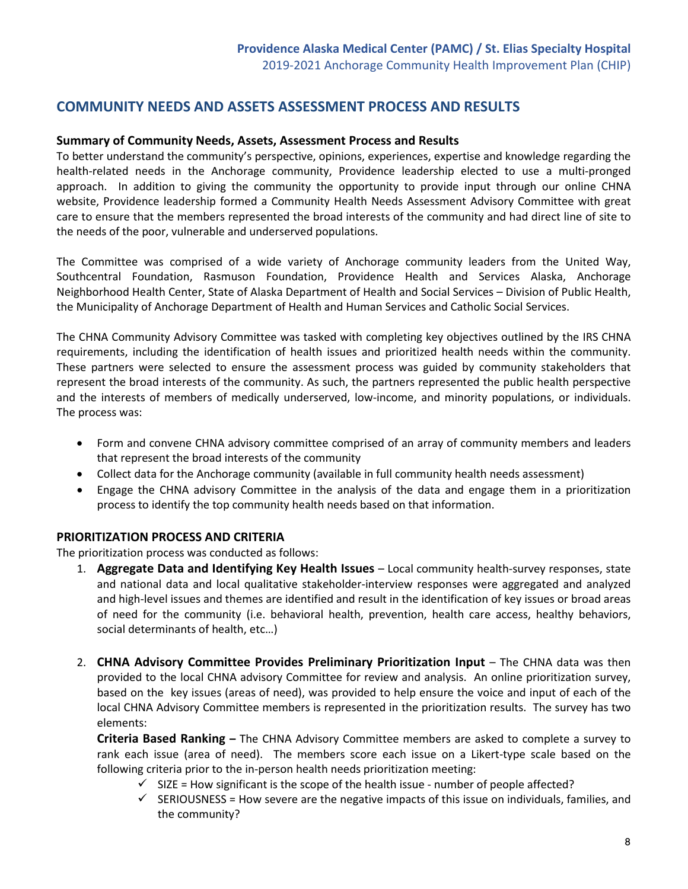## COMMUNITY NEEDS AND ASSETS ASSESSMENT PROCESS AND RESULTS

### Summary of Community Needs, Assets, Assessment Process and Results

To better understand the community's perspective, opinions, experiences, expertise and knowledge regarding the health-related needs in the Anchorage community, Providence leadership elected to use a multi-pronged approach. In addition to giving the community the opportunity to provide input through our online CHNA website, Providence leadership formed a Community Health Needs Assessment Advisory Committee with great care to ensure that the members represented the broad interests of the community and had direct line of site to the needs of the poor, vulnerable and underserved populations.

The Committee was comprised of a wide variety of Anchorage community leaders from the United Way, Southcentral Foundation, Rasmuson Foundation, Providence Health and Services Alaska, Anchorage Neighborhood Health Center, State of Alaska Department of Health and Social Services – Division of Public Health, the Municipality of Anchorage Department of Health and Human Services and Catholic Social Services.

The CHNA Community Advisory Committee was tasked with completing key objectives outlined by the IRS CHNA requirements, including the identification of health issues and prioritized health needs within the community. These partners were selected to ensure the assessment process was guided by community stakeholders that represent the broad interests of the community. As such, the partners represented the public health perspective and the interests of members of medically underserved, low-income, and minority populations, or individuals. The process was:

- Form and convene CHNA advisory committee comprised of an array of community members and leaders that represent the broad interests of the community
- Collect data for the Anchorage community (available in full community health needs assessment)
- Engage the CHNA advisory Committee in the analysis of the data and engage them in a prioritization process to identify the top community health needs based on that information.

### PRIORITIZATION PROCESS AND CRITERIA

The prioritization process was conducted as follows:

1. **Aggregate Data and Identifying Key Health Issues** – Local community health-survey responses, state and national data and local qualitative stakeholder-interview responses were aggregated and analyzed and high-level issues and themes are identified and result in the identification of key issues or broad areas of need for the community (i.e. behavioral health, prevention, health care access, healthy behaviors, social determinants of health, etc…)

2. **CHNA Advisory Committee Provides Preliminary Prioritization Input** – The CHNA data was then provided to the local CHNA advisory Committee for review and analysis. An online prioritization survey, based on the key issues (areas of need), was provided to help ensure the voice and input of each of the local CHNA Advisory Committee members is represented in the prioritization results. The survey has two elements:

   **Criteria Based Ranking –** The CHNA Advisory Committee members are asked to complete a survey to rank each issue (area of need). The members score each issue on a Likert-type scale based on the following criteria prior to the in-person health needs prioritization meeting:

   - ✓ SIZE = How significant is the scope of the health issue - number of people affected?
   - ✓ SERIOUSNESS = How severe are the negative impacts of this issue on individuals, families, and the community?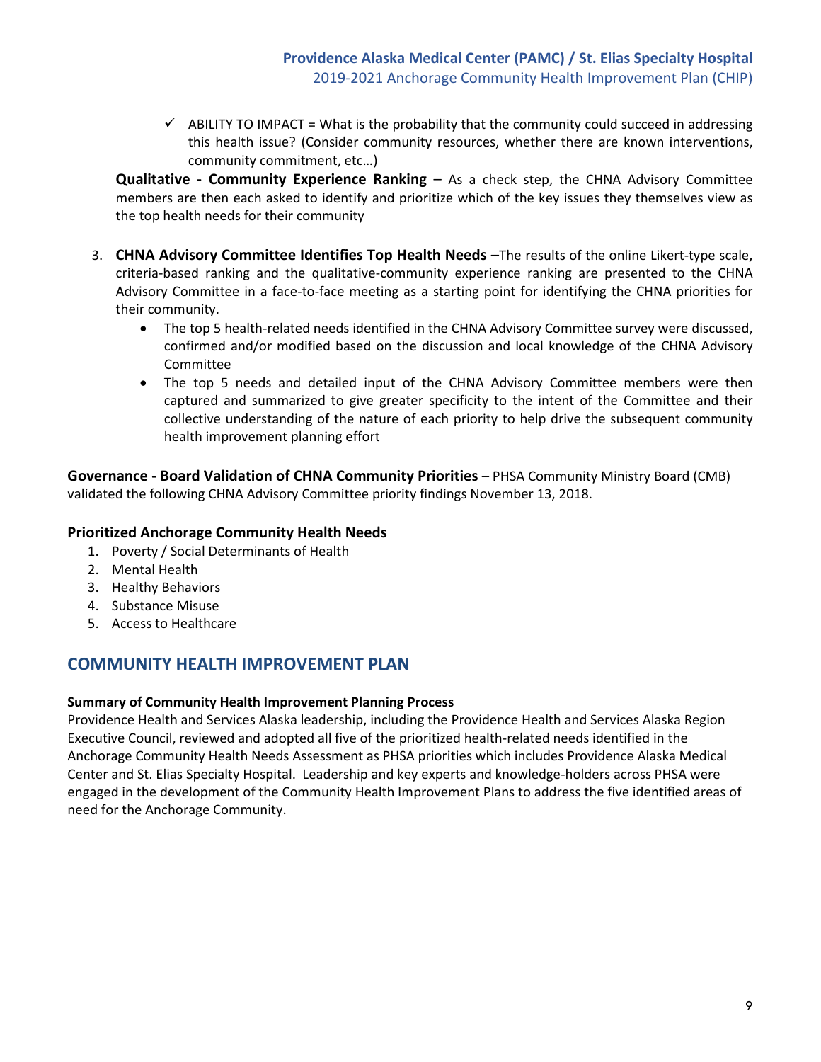- ✓ ABILITY TO IMPACT = What is the probability that the community could succeed in addressing this health issue? (Consider community resources, whether there are known interventions, community commitment, etc…)

**Qualitative - Community Experience Ranking** – As a check step, the CHNA Advisory Committee members are then each asked to identify and prioritize which of the key issues they themselves view as the top health needs for their community

3. **CHNA Advisory Committee Identifies Top Health Needs** –The results of the online Likert-type scale, criteria-based ranking and the qualitative-community experience ranking are presented to the CHNA Advisory Committee in a face-to-face meeting as a starting point for identifying the CHNA priorities for their community.
   - The top 5 health-related needs identified in the CHNA Advisory Committee survey were discussed, confirmed and/or modified based on the discussion and local knowledge of the CHNA Advisory Committee
   - The top 5 needs and detailed input of the CHNA Advisory Committee members were then captured and summarized to give greater specificity to the intent of the Committee and their collective understanding of the nature of each priority to help drive the subsequent community health improvement planning effort

**Governance - Board Validation of CHNA Community Priorities** – PHSA Community Ministry Board (CMB) validated the following CHNA Advisory Committee priority findings November 13, 2018.

### Prioritized Anchorage Community Health Needs

1. Poverty / Social Determinants of Health
2. Mental Health
3. Healthy Behaviors
4. Substance Misuse
5. Access to Healthcare

## COMMUNITY HEALTH IMPROVEMENT PLAN

**Summary of Community Health Improvement Planning Process**

Providence Health and Services Alaska leadership, including the Providence Health and Services Alaska Region Executive Council, reviewed and adopted all five of the prioritized health-related needs identified in the Anchorage Community Health Needs Assessment as PHSA priorities which includes Providence Alaska Medical Center and St. Elias Specialty Hospital. Leadership and key experts and knowledge-holders across PHSA were engaged in the development of the Community Health Improvement Plans to address the five identified areas of need for the Anchorage Community.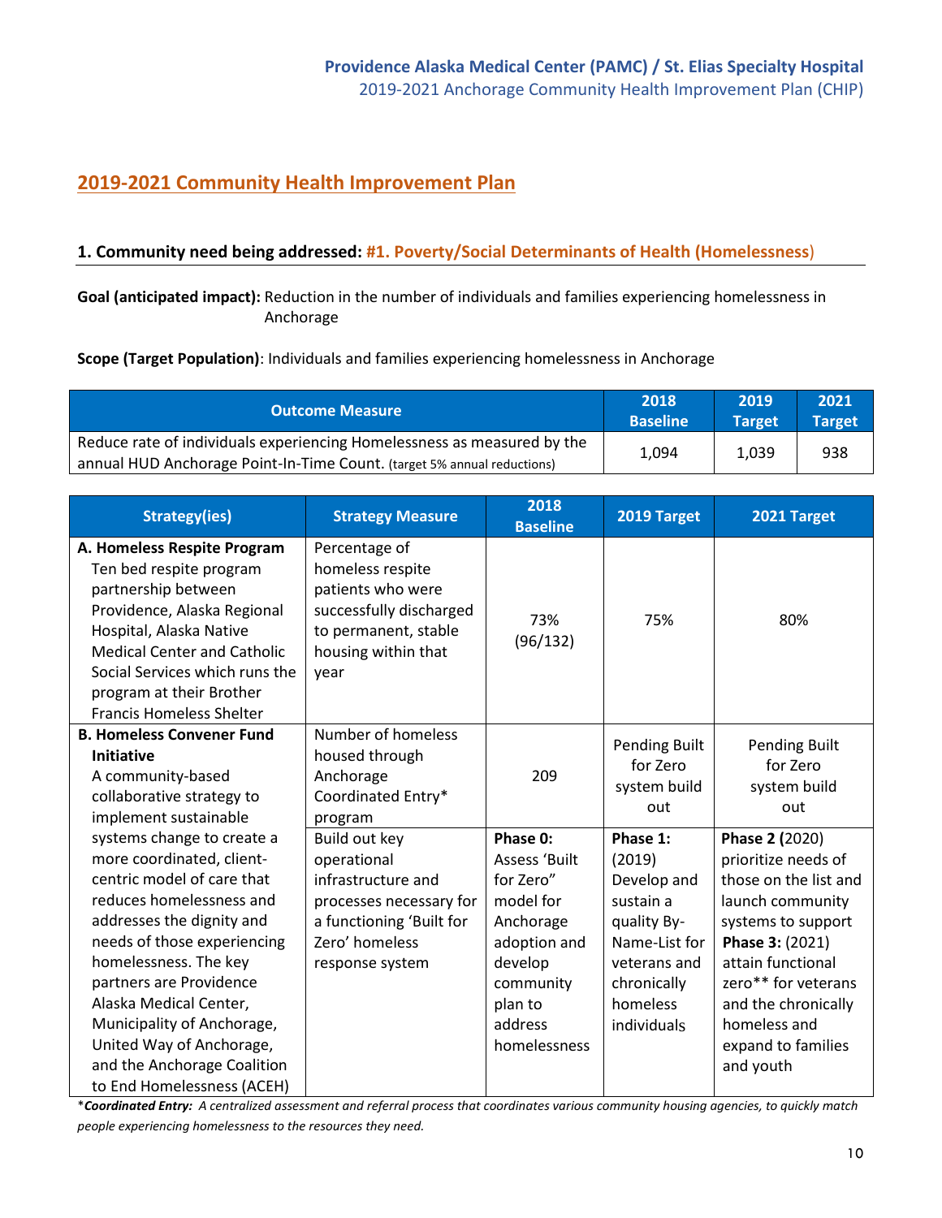## 2019-2021 Community Health Improvement Plan

### 1. Community need being addressed: #1. Poverty/Social Determinants of Health (Homelessness)

**Goal (anticipated impact):** Reduction in the number of individuals and families experiencing homelessness in Anchorage

**Scope (Target Population)**: Individuals and families experiencing homelessness in Anchorage

| Outcome Measure | 2018 Baseline | 2019 Target | 2021 Target |
|---|---|---|---|
| Reduce rate of individuals experiencing Homelessness as measured by the annual HUD Anchorage Point-In-Time Count. (target 5% annual reductions) | 1,094 | 1,039 | 938 |

| Strategy(ies) | Strategy Measure | 2018 Baseline | 2019 Target | 2021 Target |
|---|---|---|---|---|
| **A. Homeless Respite Program** Ten bed respite program partnership between Providence, Alaska Regional Hospital, Alaska Native Medical Center and Catholic Social Services which runs the program at their Brother Francis Homeless Shelter | Percentage of homeless respite patients who were successfully discharged to permanent, stable housing within that year | 73% (96/132) | 75% | 80% |
| **B. Homeless Convener Fund Initiative** A community-based collaborative strategy to implement sustainable systems change to create a more coordinated, client-centric model of care that reduces homelessness and addresses the dignity and needs of those experiencing homelessness. The key partners are Providence Alaska Medical Center, Municipality of Anchorage, United Way of Anchorage, and the Anchorage Coalition to End Homelessness (ACEH) | Number of homeless housed through Anchorage Coordinated Entry* program | 209 | Pending Built for Zero system build out | Pending Built for Zero system build out |
| | Build out key operational infrastructure and processes necessary for a functioning 'Built for Zero' homeless response system | **Phase 0:** Assess 'Built for Zero" model for Anchorage adoption and develop community plan to address homelessness | **Phase 1:** (2019) Develop and sustain a quality By-Name-List for veterans and chronically homeless individuals | **Phase 2** (2020) prioritize needs of those on the list and launch community systems to support **Phase 3:** (2021) attain functional zero** for veterans and the chronically homeless and expand to families and youth |

**Coordinated Entry:* *A centralized assessment and referral process that coordinates various community housing agencies, to quickly match people experiencing homelessness to the resources they need.*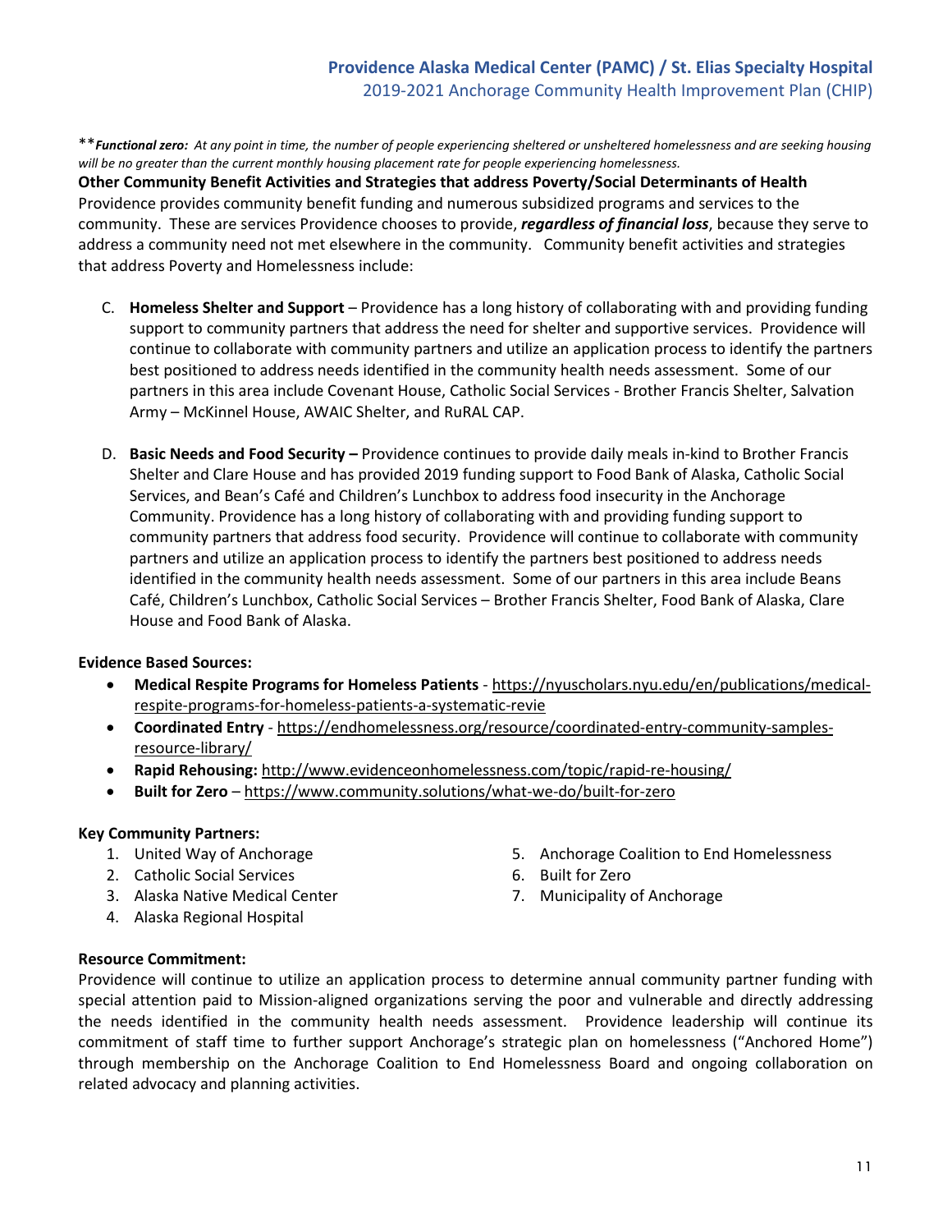\*\**Functional zero: At any point in time, the number of people experiencing sheltered or unsheltered homelessness and are seeking housing will be no greater than the current monthly housing placement rate for people experiencing homelessness.*

**Other Community Benefit Activities and Strategies that address Poverty/Social Determinants of Health**

Providence provides community benefit funding and numerous subsidized programs and services to the community. These are services Providence chooses to provide, ***regardless of financial loss***, because they serve to address a community need not met elsewhere in the community. Community benefit activities and strategies that address Poverty and Homelessness include:

C. **Homeless Shelter and Support** – Providence has a long history of collaborating with and providing funding support to community partners that address the need for shelter and supportive services. Providence will continue to collaborate with community partners and utilize an application process to identify the partners best positioned to address needs identified in the community health needs assessment. Some of our partners in this area include Covenant House, Catholic Social Services - Brother Francis Shelter, Salvation Army – McKinnel House, AWAIC Shelter, and RuRAL CAP.

D. **Basic Needs and Food Security –** Providence continues to provide daily meals in-kind to Brother Francis Shelter and Clare House and has provided 2019 funding support to Food Bank of Alaska, Catholic Social Services, and Bean's Café and Children's Lunchbox to address food insecurity in the Anchorage Community. Providence has a long history of collaborating with and providing funding support to community partners that address food security. Providence will continue to collaborate with community partners and utilize an application process to identify the partners best positioned to address needs identified in the community health needs assessment. Some of our partners in this area include Beans Café, Children's Lunchbox, Catholic Social Services – Brother Francis Shelter, Food Bank of Alaska, Clare House and Food Bank of Alaska.

**Evidence Based Sources:**

- **Medical Respite Programs for Homeless Patients** - https://nyuscholars.nyu.edu/en/publications/medical-respite-programs-for-homeless-patients-a-systematic-revie
- **Coordinated Entry** - https://endhomelessness.org/resource/coordinated-entry-community-samples-resource-library/
- **Rapid Rehousing:** http://www.evidenceonhomelessness.com/topic/rapid-re-housing/
- **Built for Zero** – https://www.community.solutions/what-we-do/built-for-zero

**Key Community Partners:**

1. United Way of Anchorage
2. Catholic Social Services
3. Alaska Native Medical Center
4. Alaska Regional Hospital
5. Anchorage Coalition to End Homelessness
6. Built for Zero
7. Municipality of Anchorage

**Resource Commitment:**

Providence will continue to utilize an application process to determine annual community partner funding with special attention paid to Mission-aligned organizations serving the poor and vulnerable and directly addressing the needs identified in the community health needs assessment. Providence leadership will continue its commitment of staff time to further support Anchorage's strategic plan on homelessness ("Anchored Home") through membership on the Anchorage Coalition to End Homelessness Board and ongoing collaboration on related advocacy and planning activities.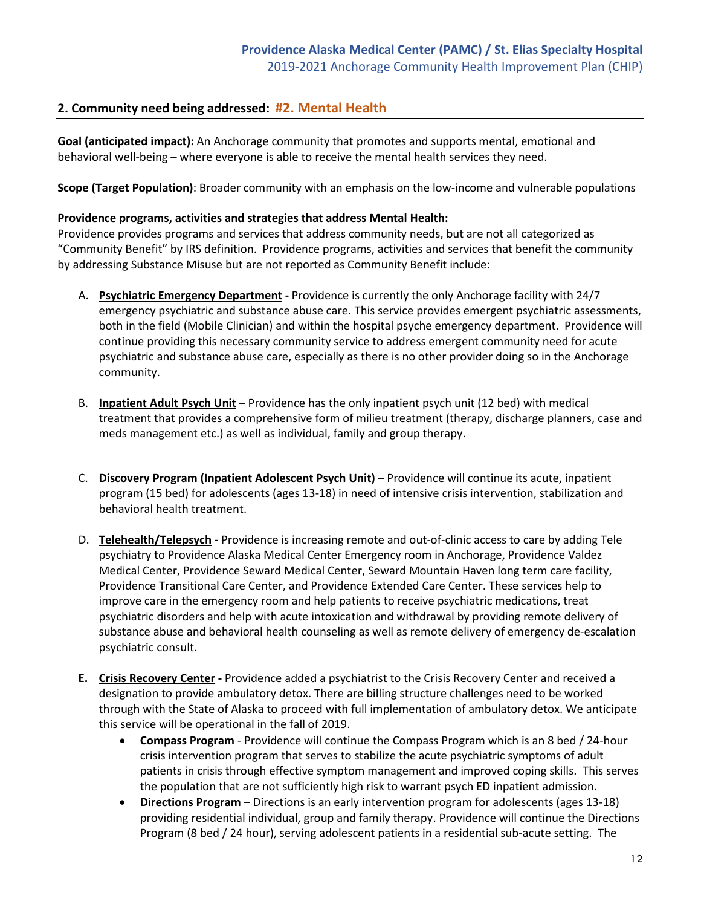## 2. Community need being addressed: #2. Mental Health

**Goal (anticipated impact):** An Anchorage community that promotes and supports mental, emotional and behavioral well-being – where everyone is able to receive the mental health services they need.

**Scope (Target Population)**: Broader community with an emphasis on the low-income and vulnerable populations

**Providence programs, activities and strategies that address Mental Health:**
Providence provides programs and services that address community needs, but are not all categorized as "Community Benefit" by IRS definition. Providence programs, activities and services that benefit the community by addressing Substance Misuse but are not reported as Community Benefit include:

A. **Psychiatric Emergency Department -** Providence is currently the only Anchorage facility with 24/7 emergency psychiatric and substance abuse care. This service provides emergent psychiatric assessments, both in the field (Mobile Clinician) and within the hospital psyche emergency department. Providence will continue providing this necessary community service to address emergent community need for acute psychiatric and substance abuse care, especially as there is no other provider doing so in the Anchorage community.

B. **Inpatient Adult Psych Unit** – Providence has the only inpatient psych unit (12 bed) with medical treatment that provides a comprehensive form of milieu treatment (therapy, discharge planners, case and meds management etc.) as well as individual, family and group therapy.

C. **Discovery Program (Inpatient Adolescent Psych Unit)** – Providence will continue its acute, inpatient program (15 bed) for adolescents (ages 13-18) in need of intensive crisis intervention, stabilization and behavioral health treatment.

D. **Telehealth/Telepsych -** Providence is increasing remote and out-of-clinic access to care by adding Tele psychiatry to Providence Alaska Medical Center Emergency room in Anchorage, Providence Valdez Medical Center, Providence Seward Medical Center, Seward Mountain Haven long term care facility, Providence Transitional Care Center, and Providence Extended Care Center. These services help to improve care in the emergency room and help patients to receive psychiatric medications, treat psychiatric disorders and help with acute intoxication and withdrawal by providing remote delivery of substance abuse and behavioral health counseling as well as remote delivery of emergency de-escalation psychiatric consult.

**E. Crisis Recovery Center -** Providence added a psychiatrist to the Crisis Recovery Center and received a designation to provide ambulatory detox. There are billing structure challenges need to be worked through with the State of Alaska to proceed with full implementation of ambulatory detox. We anticipate this service will be operational in the fall of 2019.

- **Compass Program** - Providence will continue the Compass Program which is an 8 bed / 24-hour crisis intervention program that serves to stabilize the acute psychiatric symptoms of adult patients in crisis through effective symptom management and improved coping skills. This serves the population that are not sufficiently high risk to warrant psych ED inpatient admission.
- **Directions Program** – Directions is an early intervention program for adolescents (ages 13-18) providing residential individual, group and family therapy. Providence will continue the Directions Program (8 bed / 24 hour), serving adolescent patients in a residential sub-acute setting. The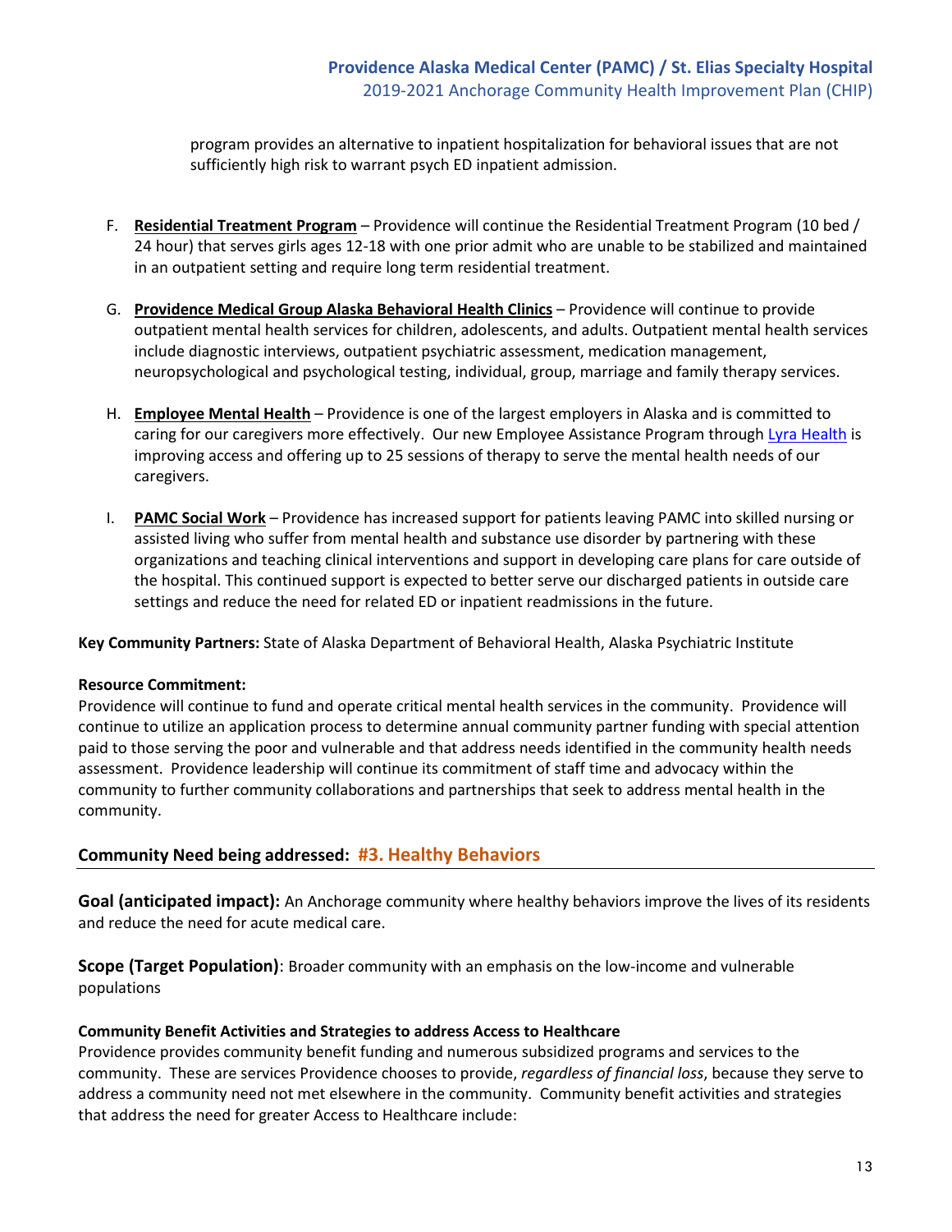program provides an alternative to inpatient hospitalization for behavioral issues that are not sufficiently high risk to warrant psych ED inpatient admission.

F. **Residential Treatment Program** – Providence will continue the Residential Treatment Program (10 bed / 24 hour) that serves girls ages 12-18 with one prior admit who are unable to be stabilized and maintained in an outpatient setting and require long term residential treatment.

G. **Providence Medical Group Alaska Behavioral Health Clinics** – Providence will continue to provide outpatient mental health services for children, adolescents, and adults. Outpatient mental health services include diagnostic interviews, outpatient psychiatric assessment, medication management, neuropsychological and psychological testing, individual, group, marriage and family therapy services.

H. **Employee Mental Health** – Providence is one of the largest employers in Alaska and is committed to caring for our caregivers more effectively. Our new Employee Assistance Program through Lyra Health is improving access and offering up to 25 sessions of therapy to serve the mental health needs of our caregivers.

I. **PAMC Social Work** – Providence has increased support for patients leaving PAMC into skilled nursing or assisted living who suffer from mental health and substance use disorder by partnering with these organizations and teaching clinical interventions and support in developing care plans for care outside of the hospital. This continued support is expected to better serve our discharged patients in outside care settings and reduce the need for related ED or inpatient readmissions in the future.

**Key Community Partners:** State of Alaska Department of Behavioral Health, Alaska Psychiatric Institute

**Resource Commitment:**
Providence will continue to fund and operate critical mental health services in the community. Providence will continue to utilize an application process to determine annual community partner funding with special attention paid to those serving the poor and vulnerable and that address needs identified in the community health needs assessment. Providence leadership will continue its commitment of staff time and advocacy within the community to further community collaborations and partnerships that seek to address mental health in the community.

## Community Need being addressed: #3. Healthy Behaviors

**Goal (anticipated impact):** An Anchorage community where healthy behaviors improve the lives of its residents and reduce the need for acute medical care.

**Scope (Target Population)**: Broader community with an emphasis on the low-income and vulnerable populations

**Community Benefit Activities and Strategies to address Access to Healthcare**
Providence provides community benefit funding and numerous subsidized programs and services to the community. These are services Providence chooses to provide, *regardless of financial loss*, because they serve to address a community need not met elsewhere in the community. Community benefit activities and strategies that address the need for greater Access to Healthcare include: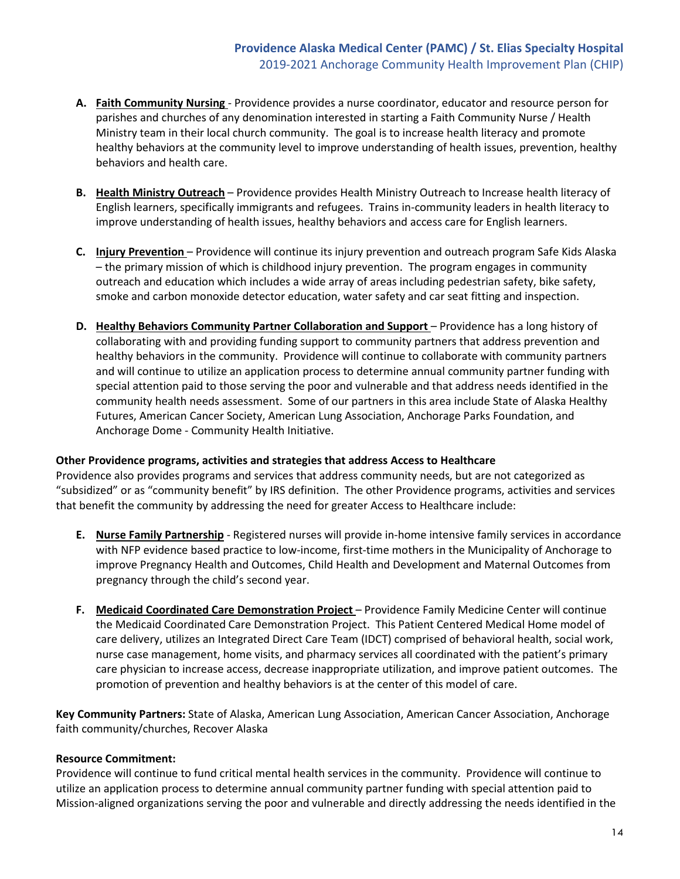- **A. Faith Community Nursing** - Providence provides a nurse coordinator, educator and resource person for parishes and churches of any denomination interested in starting a Faith Community Nurse / Health Ministry team in their local church community. The goal is to increase health literacy and promote healthy behaviors at the community level to improve understanding of health issues, prevention, healthy behaviors and health care.

- **B. Health Ministry Outreach** – Providence provides Health Ministry Outreach to Increase health literacy of English learners, specifically immigrants and refugees. Trains in-community leaders in health literacy to improve understanding of health issues, healthy behaviors and access care for English learners.

- **C. Injury Prevention** – Providence will continue its injury prevention and outreach program Safe Kids Alaska – the primary mission of which is childhood injury prevention. The program engages in community outreach and education which includes a wide array of areas including pedestrian safety, bike safety, smoke and carbon monoxide detector education, water safety and car seat fitting and inspection.

- **D. Healthy Behaviors Community Partner Collaboration and Support** – Providence has a long history of collaborating with and providing funding support to community partners that address prevention and healthy behaviors in the community. Providence will continue to collaborate with community partners and will continue to utilize an application process to determine annual community partner funding with special attention paid to those serving the poor and vulnerable and that address needs identified in the community health needs assessment. Some of our partners in this area include State of Alaska Healthy Futures, American Cancer Society, American Lung Association, Anchorage Parks Foundation, and Anchorage Dome - Community Health Initiative.

**Other Providence programs, activities and strategies that address Access to Healthcare**

Providence also provides programs and services that address community needs, but are not categorized as "subsidized" or as "community benefit" by IRS definition. The other Providence programs, activities and services that benefit the community by addressing the need for greater Access to Healthcare include:

- **E. Nurse Family Partnership** - Registered nurses will provide in-home intensive family services in accordance with NFP evidence based practice to low-income, first-time mothers in the Municipality of Anchorage to improve Pregnancy Health and Outcomes, Child Health and Development and Maternal Outcomes from pregnancy through the child's second year.

- **F. Medicaid Coordinated Care Demonstration Project** – Providence Family Medicine Center will continue the Medicaid Coordinated Care Demonstration Project. This Patient Centered Medical Home model of care delivery, utilizes an Integrated Direct Care Team (IDCT) comprised of behavioral health, social work, nurse case management, home visits, and pharmacy services all coordinated with the patient's primary care physician to increase access, decrease inappropriate utilization, and improve patient outcomes. The promotion of prevention and healthy behaviors is at the center of this model of care.

**Key Community Partners:** State of Alaska, American Lung Association, American Cancer Association, Anchorage faith community/churches, Recover Alaska

**Resource Commitment:**

Providence will continue to fund critical mental health services in the community. Providence will continue to utilize an application process to determine annual community partner funding with special attention paid to Mission-aligned organizations serving the poor and vulnerable and directly addressing the needs identified in the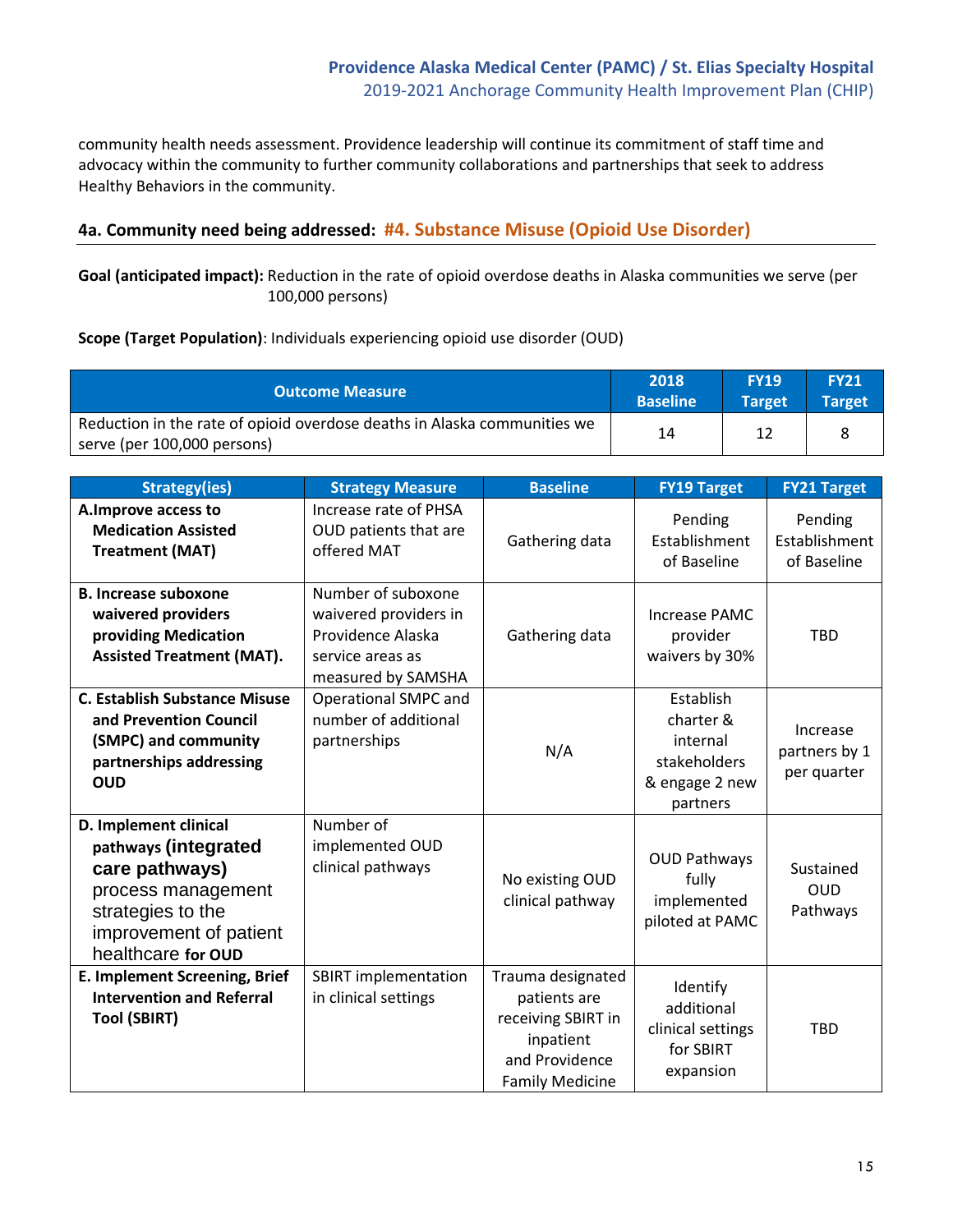community health needs assessment. Providence leadership will continue its commitment of staff time and advocacy within the community to further community collaborations and partnerships that seek to address Healthy Behaviors in the community.

### 4a. Community need being addressed: #4. Substance Misuse (Opioid Use Disorder)

**Goal (anticipated impact):** Reduction in the rate of opioid overdose deaths in Alaska communities we serve (per 100,000 persons)

**Scope (Target Population)**: Individuals experiencing opioid use disorder (OUD)

| Outcome Measure | 2018 Baseline | FY19 Target | FY21 Target |
|---|---|---|---|
| Reduction in the rate of opioid overdose deaths in Alaska communities we serve (per 100,000 persons) | 14 | 12 | 8 |

| Strategy(ies) | Strategy Measure | Baseline | FY19 Target | FY21 Target |
|---|---|---|---|---|
| **A. Improve access to Medication Assisted Treatment (MAT)** | Increase rate of PHSA OUD patients that are offered MAT | Gathering data | Pending Establishment of Baseline | Pending Establishment of Baseline |
| **B. Increase suboxone waivered providers providing Medication Assisted Treatment (MAT).** | Number of suboxone waivered providers in Providence Alaska service areas as measured by SAMSHA | Gathering data | Increase PAMC provider waivers by 30% | TBD |
| **C. Establish Substance Misuse and Prevention Council (SMPC) and community partnerships addressing OUD** | Operational SMPC and number of additional partnerships | N/A | Establish charter & internal stakeholders & engage 2 new partners | Increase partners by 1 per quarter |
| **D. Implement clinical pathways (integrated care pathways)** process management strategies to the improvement of patient healthcare **for OUD** | Number of implemented OUD clinical pathways | No existing OUD clinical pathway | OUD Pathways fully implemented piloted at PAMC | Sustained OUD Pathways |
| **E. Implement Screening, Brief Intervention and Referral Tool (SBIRT)** | SBIRT implementation in clinical settings | Trauma designated patients are receiving SBIRT in inpatient and Providence Family Medicine | Identify additional clinical settings for SBIRT expansion | TBD |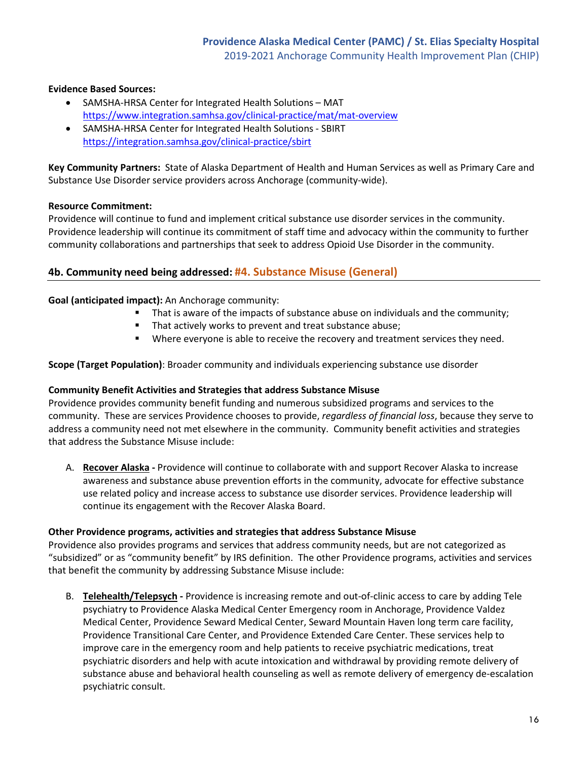**Evidence Based Sources:**

- SAMSHA-HRSA Center for Integrated Health Solutions – MAT https://www.integration.samhsa.gov/clinical-practice/mat/mat-overview
- SAMSHA-HRSA Center for Integrated Health Solutions - SBIRT https://integration.samhsa.gov/clinical-practice/sbirt

**Key Community Partners:** State of Alaska Department of Health and Human Services as well as Primary Care and Substance Use Disorder service providers across Anchorage (community-wide).

**Resource Commitment:**
Providence will continue to fund and implement critical substance use disorder services in the community. Providence leadership will continue its commitment of staff time and advocacy within the community to further community collaborations and partnerships that seek to address Opioid Use Disorder in the community.

### 4b. Community need being addressed: #4. Substance Misuse (General)

**Goal (anticipated impact):** An Anchorage community:

- That is aware of the impacts of substance abuse on individuals and the community;
- That actively works to prevent and treat substance abuse;
- Where everyone is able to receive the recovery and treatment services they need.

**Scope (Target Population)**: Broader community and individuals experiencing substance use disorder

**Community Benefit Activities and Strategies that address Substance Misuse**
Providence provides community benefit funding and numerous subsidized programs and services to the community. These are services Providence chooses to provide, *regardless of financial loss*, because they serve to address a community need not met elsewhere in the community. Community benefit activities and strategies that address the Substance Misuse include:

A. **Recover Alaska -** Providence will continue to collaborate with and support Recover Alaska to increase awareness and substance abuse prevention efforts in the community, advocate for effective substance use related policy and increase access to substance use disorder services. Providence leadership will continue its engagement with the Recover Alaska Board.

**Other Providence programs, activities and strategies that address Substance Misuse**
Providence also provides programs and services that address community needs, but are not categorized as "subsidized" or as "community benefit" by IRS definition. The other Providence programs, activities and services that benefit the community by addressing Substance Misuse include:

B. **Telehealth/Telepsych -** Providence is increasing remote and out-of-clinic access to care by adding Tele psychiatry to Providence Alaska Medical Center Emergency room in Anchorage, Providence Valdez Medical Center, Providence Seward Medical Center, Seward Mountain Haven long term care facility, Providence Transitional Care Center, and Providence Extended Care Center. These services help to improve care in the emergency room and help patients to receive psychiatric medications, treat psychiatric disorders and help with acute intoxication and withdrawal by providing remote delivery of substance abuse and behavioral health counseling as well as remote delivery of emergency de-escalation psychiatric consult.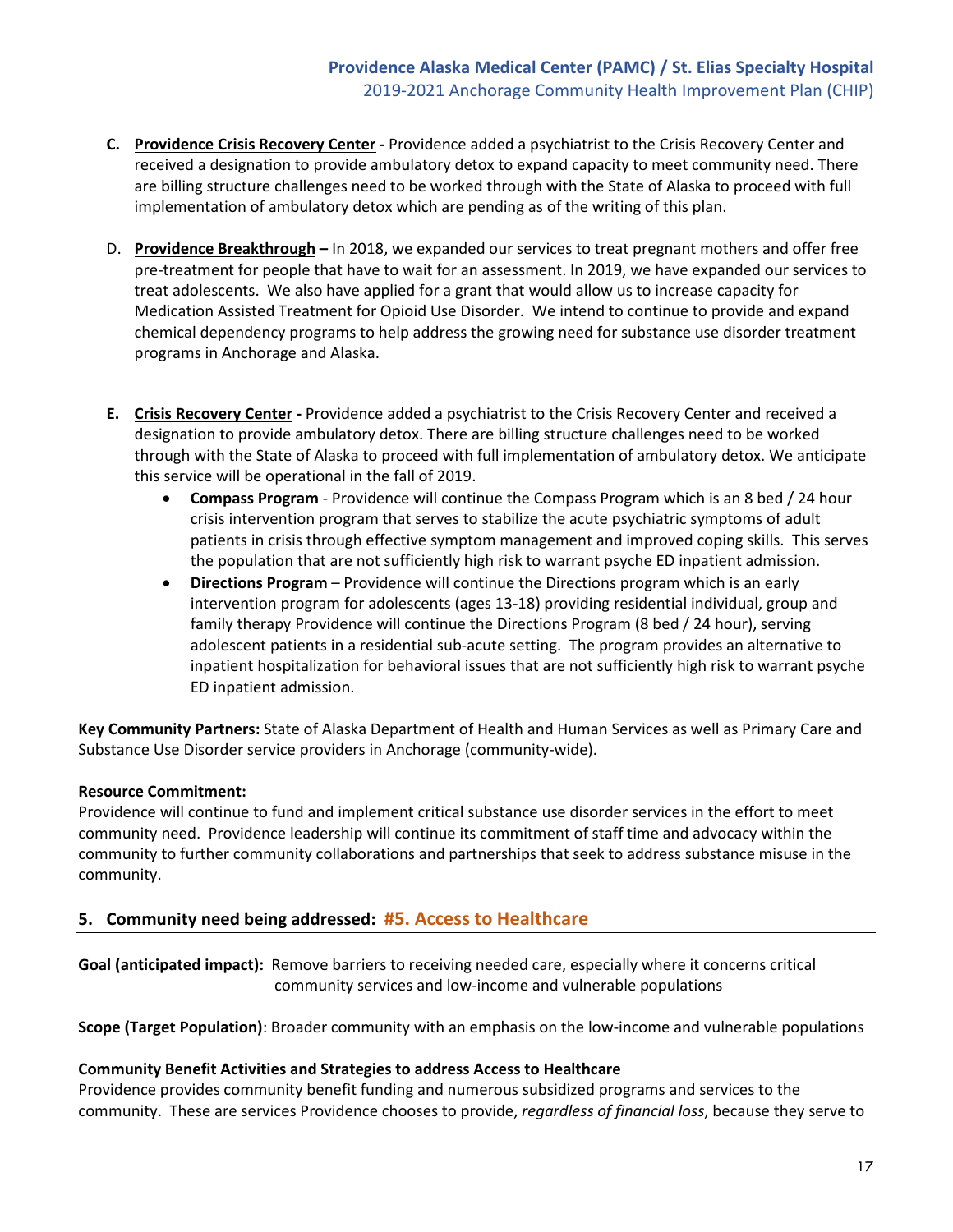C. **Providence Crisis Recovery Center -** Providence added a psychiatrist to the Crisis Recovery Center and received a designation to provide ambulatory detox to expand capacity to meet community need. There are billing structure challenges need to be worked through with the State of Alaska to proceed with full implementation of ambulatory detox which are pending as of the writing of this plan.

D. **Providence Breakthrough –** In 2018, we expanded our services to treat pregnant mothers and offer free pre-treatment for people that have to wait for an assessment. In 2019, we have expanded our services to treat adolescents. We also have applied for a grant that would allow us to increase capacity for Medication Assisted Treatment for Opioid Use Disorder. We intend to continue to provide and expand chemical dependency programs to help address the growing need for substance use disorder treatment programs in Anchorage and Alaska.

E. **Crisis Recovery Center -** Providence added a psychiatrist to the Crisis Recovery Center and received a designation to provide ambulatory detox. There are billing structure challenges need to be worked through with the State of Alaska to proceed with full implementation of ambulatory detox. We anticipate this service will be operational in the fall of 2019.
   - **Compass Program** - Providence will continue the Compass Program which is an 8 bed / 24 hour crisis intervention program that serves to stabilize the acute psychiatric symptoms of adult patients in crisis through effective symptom management and improved coping skills. This serves the population that are not sufficiently high risk to warrant psyche ED inpatient admission.
   - **Directions Program** – Providence will continue the Directions program which is an early intervention program for adolescents (ages 13-18) providing residential individual, group and family therapy Providence will continue the Directions Program (8 bed / 24 hour), serving adolescent patients in a residential sub-acute setting. The program provides an alternative to inpatient hospitalization for behavioral issues that are not sufficiently high risk to warrant psyche ED inpatient admission.

**Key Community Partners:** State of Alaska Department of Health and Human Services as well as Primary Care and Substance Use Disorder service providers in Anchorage (community-wide).

**Resource Commitment:**
Providence will continue to fund and implement critical substance use disorder services in the effort to meet community need. Providence leadership will continue its commitment of staff time and advocacy within the community to further community collaborations and partnerships that seek to address substance misuse in the community.

## 5. Community need being addressed: #5. Access to Healthcare

**Goal (anticipated impact):** Remove barriers to receiving needed care, especially where it concerns critical community services and low-income and vulnerable populations

**Scope (Target Population)**: Broader community with an emphasis on the low-income and vulnerable populations

**Community Benefit Activities and Strategies to address Access to Healthcare**
Providence provides community benefit funding and numerous subsidized programs and services to the community. These are services Providence chooses to provide, *regardless of financial loss*, because they serve to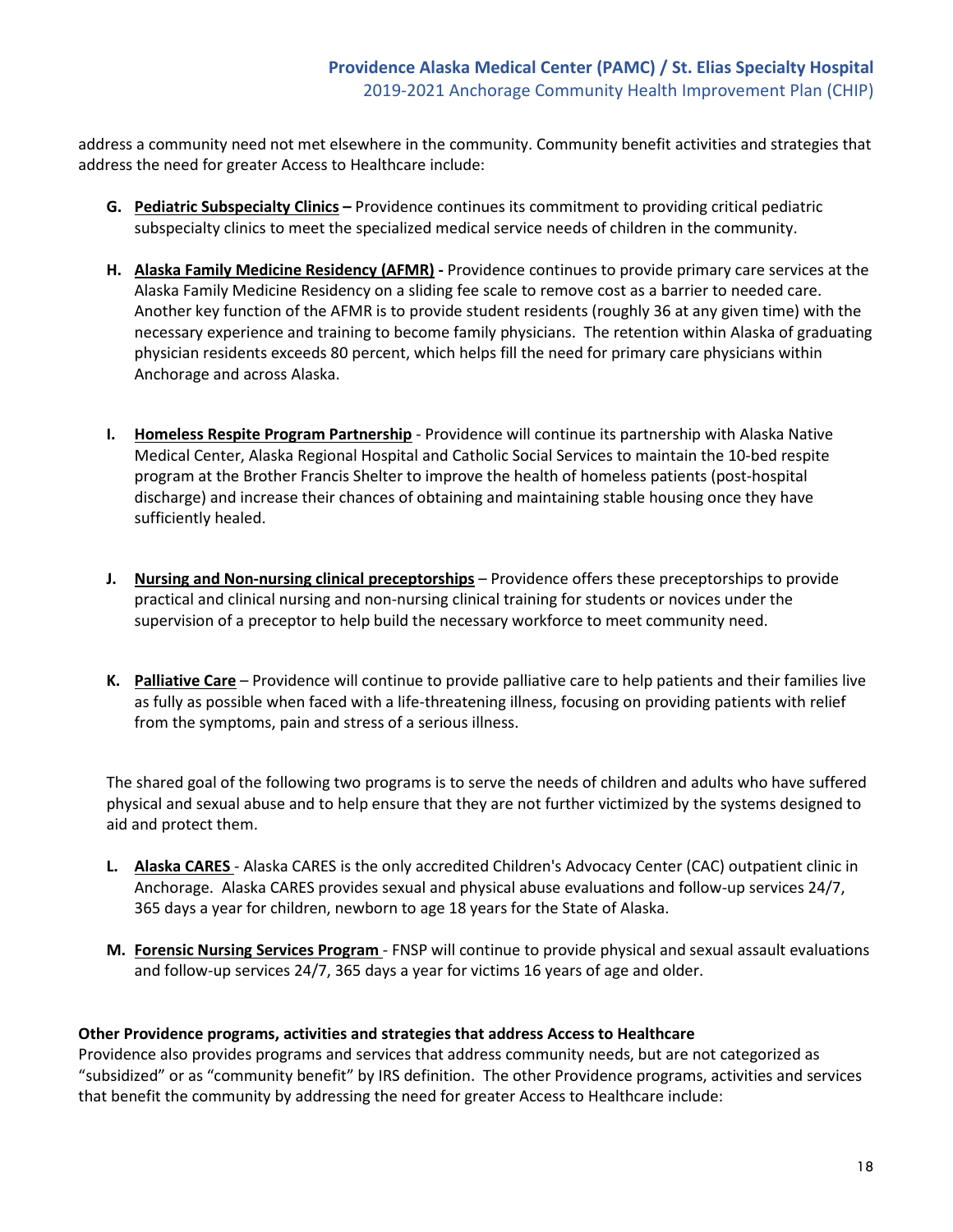address a community need not met elsewhere in the community. Community benefit activities and strategies that address the need for greater Access to Healthcare include:

G. **Pediatric Subspecialty Clinics –** Providence continues its commitment to providing critical pediatric subspecialty clinics to meet the specialized medical service needs of children in the community.

H. **Alaska Family Medicine Residency (AFMR) -** Providence continues to provide primary care services at the Alaska Family Medicine Residency on a sliding fee scale to remove cost as a barrier to needed care. Another key function of the AFMR is to provide student residents (roughly 36 at any given time) with the necessary experience and training to become family physicians. The retention within Alaska of graduating physician residents exceeds 80 percent, which helps fill the need for primary care physicians within Anchorage and across Alaska.

I. **Homeless Respite Program Partnership** - Providence will continue its partnership with Alaska Native Medical Center, Alaska Regional Hospital and Catholic Social Services to maintain the 10-bed respite program at the Brother Francis Shelter to improve the health of homeless patients (post-hospital discharge) and increase their chances of obtaining and maintaining stable housing once they have sufficiently healed.

J. **Nursing and Non-nursing clinical preceptorships** – Providence offers these preceptorships to provide practical and clinical nursing and non-nursing clinical training for students or novices under the supervision of a preceptor to help build the necessary workforce to meet community need.

K. **Palliative Care** – Providence will continue to provide palliative care to help patients and their families live as fully as possible when faced with a life-threatening illness, focusing on providing patients with relief from the symptoms, pain and stress of a serious illness.

The shared goal of the following two programs is to serve the needs of children and adults who have suffered physical and sexual abuse and to help ensure that they are not further victimized by the systems designed to aid and protect them.

L. **Alaska CARES** - Alaska CARES is the only accredited Children's Advocacy Center (CAC) outpatient clinic in Anchorage. Alaska CARES provides sexual and physical abuse evaluations and follow-up services 24/7, 365 days a year for children, newborn to age 18 years for the State of Alaska.

M. **Forensic Nursing Services Program** - FNSP will continue to provide physical and sexual assault evaluations and follow-up services 24/7, 365 days a year for victims 16 years of age and older.

**Other Providence programs, activities and strategies that address Access to Healthcare**

Providence also provides programs and services that address community needs, but are not categorized as "subsidized" or as "community benefit" by IRS definition. The other Providence programs, activities and services that benefit the community by addressing the need for greater Access to Healthcare include: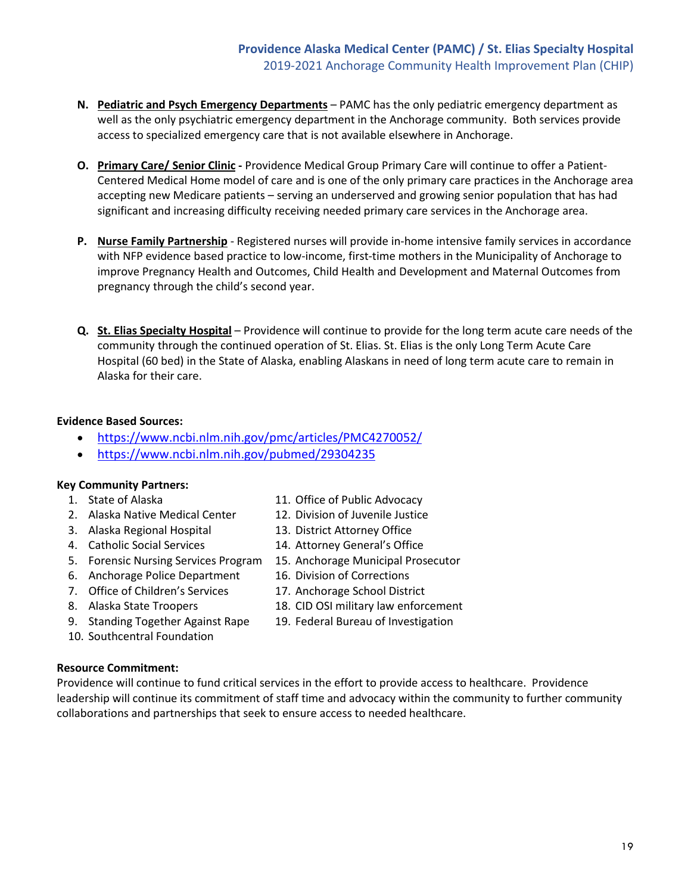N. **Pediatric and Psych Emergency Departments** – PAMC has the only pediatric emergency department as well as the only psychiatric emergency department in the Anchorage community. Both services provide access to specialized emergency care that is not available elsewhere in Anchorage.

O. **Primary Care/ Senior Clinic -** Providence Medical Group Primary Care will continue to offer a Patient-Centered Medical Home model of care and is one of the only primary care practices in the Anchorage area accepting new Medicare patients – serving an underserved and growing senior population that has had significant and increasing difficulty receiving needed primary care services in the Anchorage area.

P. **Nurse Family Partnership** - Registered nurses will provide in-home intensive family services in accordance with NFP evidence based practice to low-income, first-time mothers in the Municipality of Anchorage to improve Pregnancy Health and Outcomes, Child Health and Development and Maternal Outcomes from pregnancy through the child's second year.

Q. **St. Elias Specialty Hospital** – Providence will continue to provide for the long term acute care needs of the community through the continued operation of St. Elias. St. Elias is the only Long Term Acute Care Hospital (60 bed) in the State of Alaska, enabling Alaskans in need of long term acute care to remain in Alaska for their care.

**Evidence Based Sources:**

- https://www.ncbi.nlm.nih.gov/pmc/articles/PMC4270052/
- https://www.ncbi.nlm.nih.gov/pubmed/29304235

**Key Community Partners:**

1. State of Alaska
2. Alaska Native Medical Center
3. Alaska Regional Hospital
4. Catholic Social Services
5. Forensic Nursing Services Program
6. Anchorage Police Department
7. Office of Children's Services
8. Alaska State Troopers
9. Standing Together Against Rape
10. Southcentral Foundation
11. Office of Public Advocacy
12. Division of Juvenile Justice
13. District Attorney Office
14. Attorney General's Office
15. Anchorage Municipal Prosecutor
16. Division of Corrections
17. Anchorage School District
18. CID OSI military law enforcement
19. Federal Bureau of Investigation

**Resource Commitment:**

Providence will continue to fund critical services in the effort to provide access to healthcare. Providence leadership will continue its commitment of staff time and advocacy within the community to further community collaborations and partnerships that seek to ensure access to needed healthcare.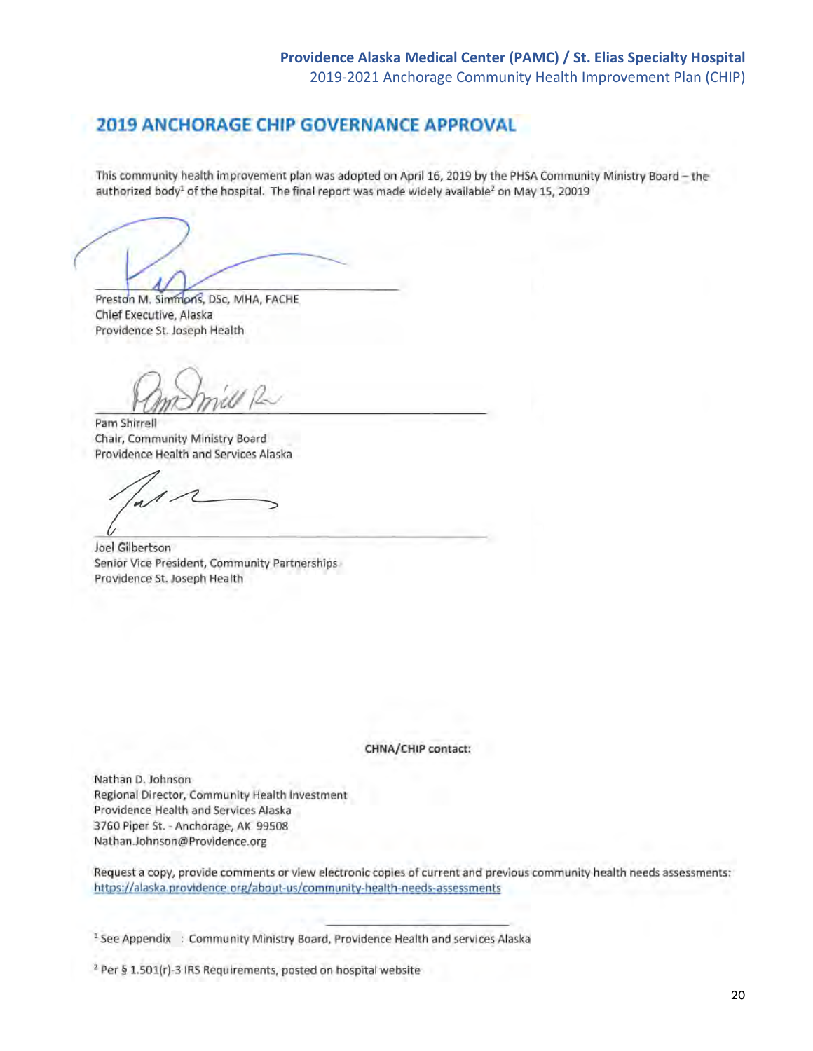## 2019 ANCHORAGE CHIP GOVERNANCE APPROVAL

This community health improvement plan was adopted on April 16, 2019 by the PHSA Community Ministry Board – the authorized body[1] of the hospital. The final report was made widely available[2] on May 15, 20019

Preston M. Simmons, DSc, MHA, FACHE
Chief Executive, Alaska
Providence St. Joseph Health

Pam Shirrell
Chair, Community Ministry Board
Providence Health and Services Alaska

Joel Gilbertson
Senior Vice President, Community Partnerships
Providence St. Joseph Health

**CHNA/CHIP contact:**

Nathan D. Johnson
Regional Director, Community Health Investment
Providence Health and Services Alaska
3760 Piper St. - Anchorage, AK 99508
Nathan.Johnson@Providence.org

Request a copy, provide comments or view electronic copies of current and previous community health needs assessments: https://alaska.providence.org/about-us/community-health-needs-assessments

[1] See Appendix : Community Ministry Board, Providence Health and services Alaska

[2] Per § 1.501(r)-3 IRS Requirements, posted on hospital website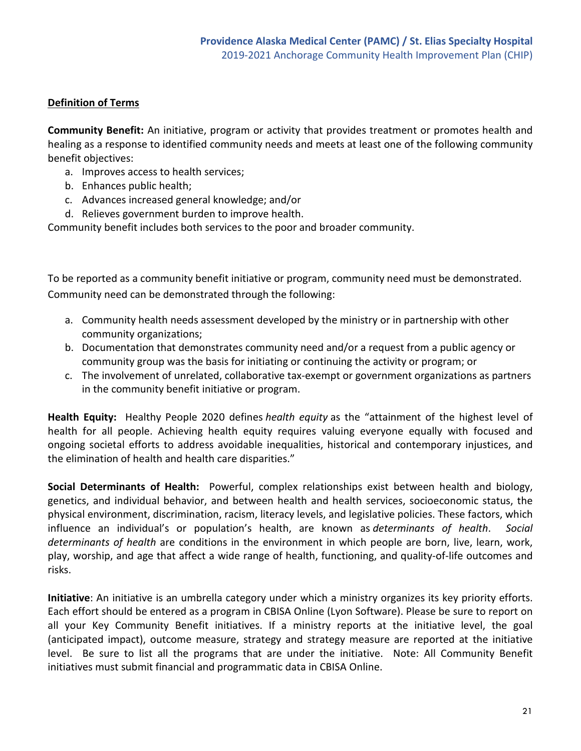**Definition of Terms**

**Community Benefit:** An initiative, program or activity that provides treatment or promotes health and healing as a response to identified community needs and meets at least one of the following community benefit objectives:

a. Improves access to health services;
b. Enhances public health;
c. Advances increased general knowledge; and/or
d. Relieves government burden to improve health.

Community benefit includes both services to the poor and broader community.

To be reported as a community benefit initiative or program, community need must be demonstrated. Community need can be demonstrated through the following:

a. Community health needs assessment developed by the ministry or in partnership with other community organizations;
b. Documentation that demonstrates community need and/or a request from a public agency or community group was the basis for initiating or continuing the activity or program; or
c. The involvement of unrelated, collaborative tax-exempt or government organizations as partners in the community benefit initiative or program.

**Health Equity:** Healthy People 2020 defines *health equity* as the "attainment of the highest level of health for all people. Achieving health equity requires valuing everyone equally with focused and ongoing societal efforts to address avoidable inequalities, historical and contemporary injustices, and the elimination of health and health care disparities."

**Social Determinants of Health:** Powerful, complex relationships exist between health and biology, genetics, and individual behavior, and between health and health services, socioeconomic status, the physical environment, discrimination, racism, literacy levels, and legislative policies. These factors, which influence an individual's or population's health, are known as *determinants of health*. *Social determinants of health* are conditions in the environment in which people are born, live, learn, work, play, worship, and age that affect a wide range of health, functioning, and quality-of-life outcomes and risks.

**Initiative**: An initiative is an umbrella category under which a ministry organizes its key priority efforts. Each effort should be entered as a program in CBISA Online (Lyon Software). Please be sure to report on all your Key Community Benefit initiatives. If a ministry reports at the initiative level, the goal (anticipated impact), outcome measure, strategy and strategy measure are reported at the initiative level. Be sure to list all the programs that are under the initiative. Note: All Community Benefit initiatives must submit financial and programmatic data in CBISA Online.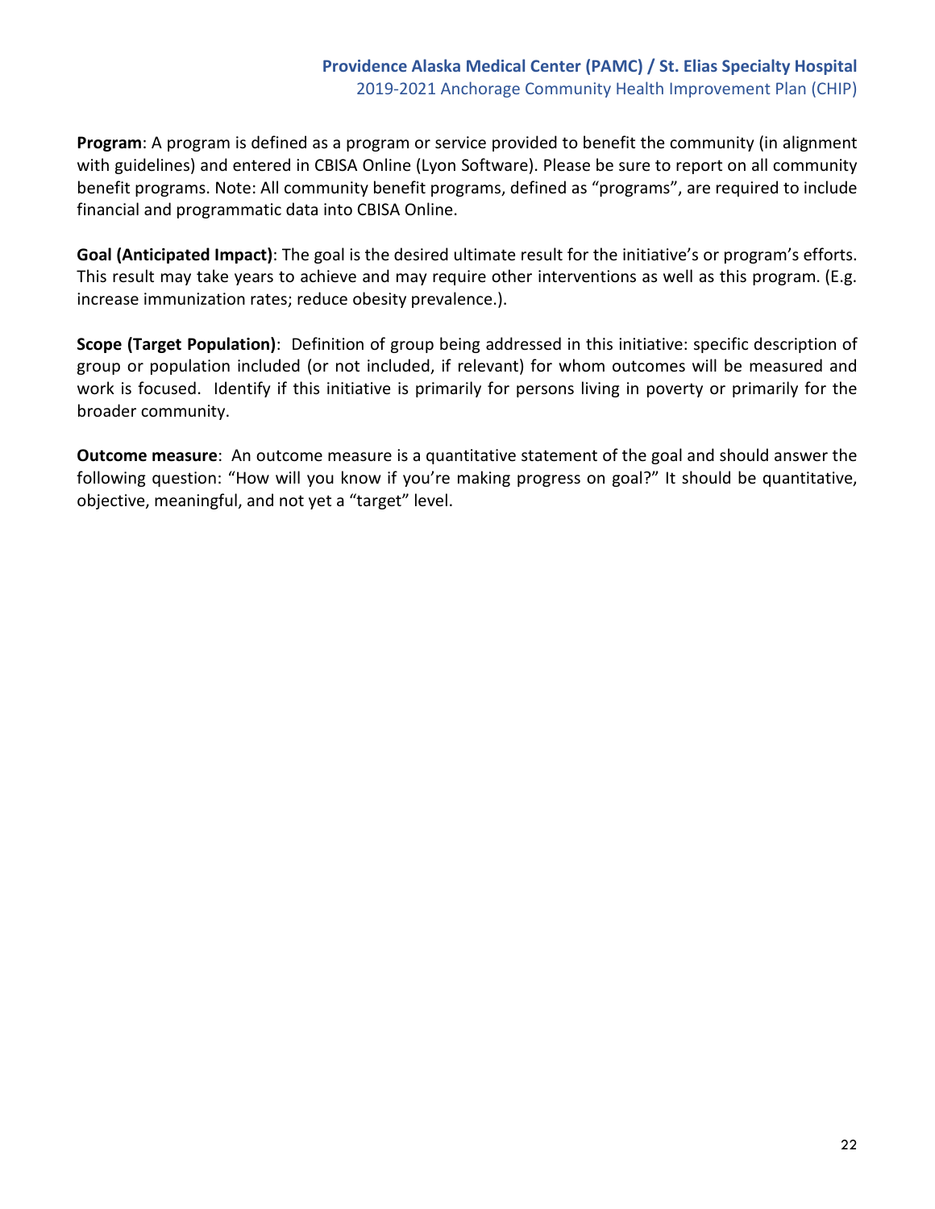**Program**: A program is defined as a program or service provided to benefit the community (in alignment with guidelines) and entered in CBISA Online (Lyon Software). Please be sure to report on all community benefit programs. Note: All community benefit programs, defined as "programs", are required to include financial and programmatic data into CBISA Online.

**Goal (Anticipated Impact)**: The goal is the desired ultimate result for the initiative's or program's efforts. This result may take years to achieve and may require other interventions as well as this program. (E.g. increase immunization rates; reduce obesity prevalence.).

**Scope (Target Population)**: Definition of group being addressed in this initiative: specific description of group or population included (or not included, if relevant) for whom outcomes will be measured and work is focused. Identify if this initiative is primarily for persons living in poverty or primarily for the broader community.

**Outcome measure**: An outcome measure is a quantitative statement of the goal and should answer the following question: "How will you know if you're making progress on goal?" It should be quantitative, objective, meaningful, and not yet a "target" level.